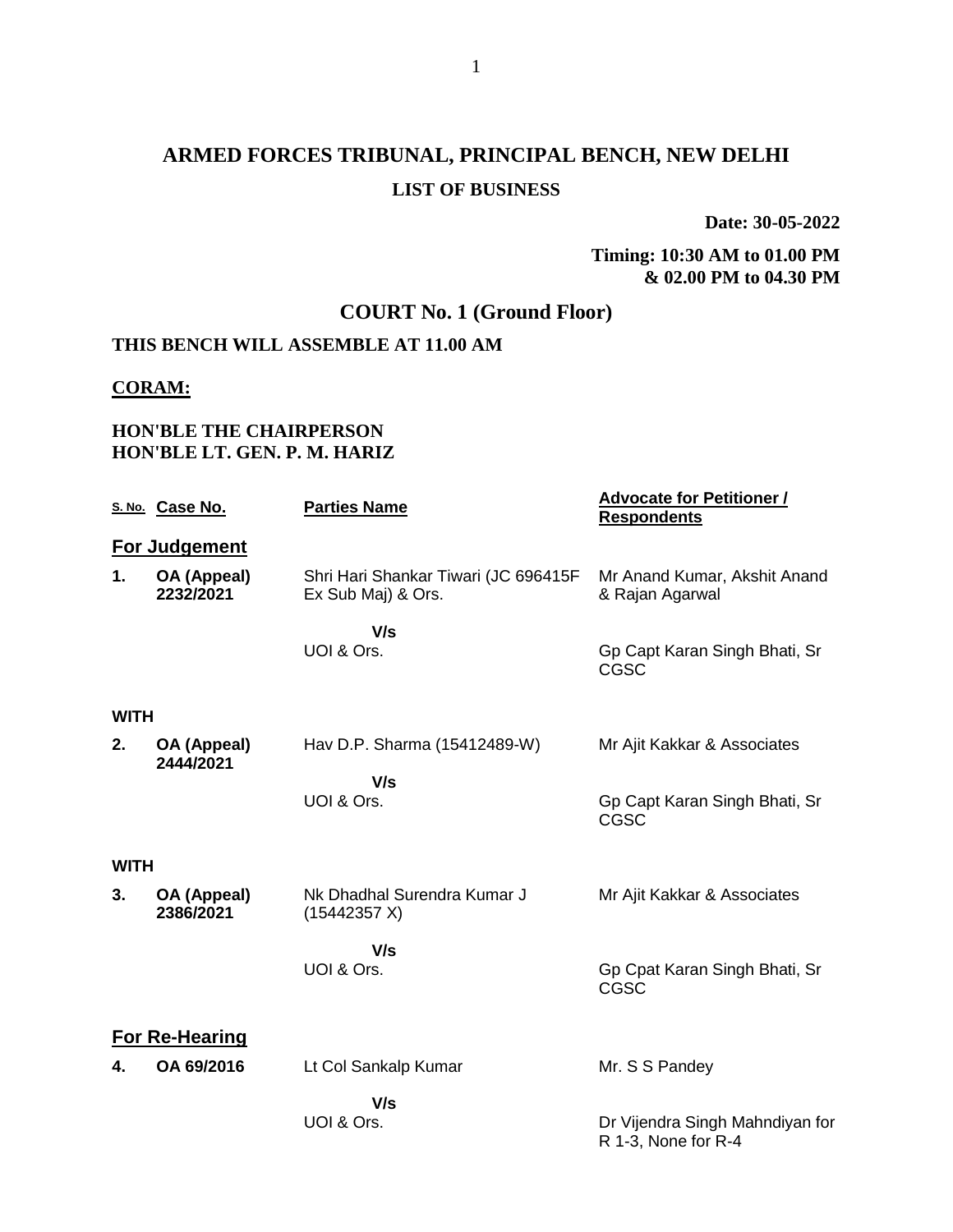# ARMED FORCES TRIBUNAL, PRINCIPAL BENCH, NEW DELHI

## LIST OF BUSINESS

**Date: 30-05-2022**

**Timing: 10:30 AM to 01.00 PM & 02.00 PM to 04.30 PM**

## COURT No. 1 (Ground Floor)

**THIS BENCH WILL ASSEMBLE AT 11.00 AM**

**CORAM:**

**HON'BLE THE CHAIRPERSON**
**HON'BLE LT. GEN. P. M. HARIZ**

| S. No. | Case No. | Parties Name | Advocate for Petitioner / Respondents |
|---|---|---|---|
| **For Judgement** | | | |
| **1.** | **OA (Appeal) 2232/2021** | Shri Hari Shankar Tiwari (JC 696415F Ex Sub Maj) & Ors. | Mr Anand Kumar, Akshit Anand & Rajan Agarwal |
| | | **V/s** | |
| | | UOI & Ors. | Gp Capt Karan Singh Bhati, Sr CGSC |
| **WITH** | | | |
| **2.** | **OA (Appeal) 2444/2021** | Hav D.P. Sharma (15412489-W) | Mr Ajit Kakkar & Associates |
| | | **V/s** | |
| | | UOI & Ors. | Gp Capt Karan Singh Bhati, Sr CGSC |
| **WITH** | | | |
| **3.** | **OA (Appeal) 2386/2021** | Nk Dhadhal Surendra Kumar J (15442357 X) | Mr Ajit Kakkar & Associates |
| | | **V/s** | |
| | | UOI & Ors. | Gp Cpat Karan Singh Bhati, Sr CGSC |
| **For Re-Hearing** | | | |
| **4.** | **OA 69/2016** | Lt Col Sankalp Kumar | Mr. S S Pandey |
| | | **V/s** | |
| | | UOI & Ors. | Dr Vijendra Singh Mahndiyan for R 1-3, None for R-4 |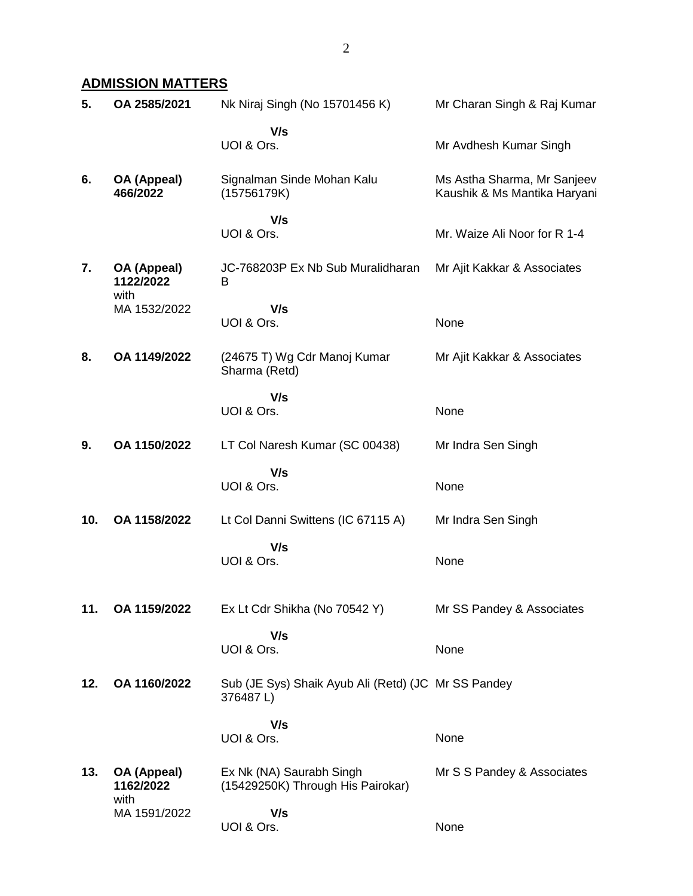## ADMISSION MATTERS

| | | | |
|---|---|---|---|
| **5.** | **OA 2585/2021** | Nk Niraj Singh (No 15701456 K)<br><br>**V/s**<br>UOI & Ors. | Mr Charan Singh & Raj Kumar<br><br><br>Mr Avdhesh Kumar Singh |
| **6.** | **OA (Appeal) 466/2022** | Signalman Sinde Mohan Kalu (15756179K)<br><br>**V/s**<br>UOI & Ors. | Ms Astha Sharma, Mr Sanjeev Kaushik & Ms Mantika Haryani<br><br>Mr. Waize Ali Noor for R 1-4 |
| **7.** | **OA (Appeal) 1122/2022** with MA 1532/2022 | JC-768203P Ex Nb Sub Muralidharan B<br><br>**V/s**<br>UOI & Ors. | Mr Ajit Kakkar & Associates<br><br><br>None |
| **8.** | **OA 1149/2022** | (24675 T) Wg Cdr Manoj Kumar Sharma (Retd)<br><br>**V/s**<br>UOI & Ors. | Mr Ajit Kakkar & Associates<br><br><br>None |
| **9.** | **OA 1150/2022** | LT Col Naresh Kumar (SC 00438)<br><br>**V/s**<br>UOI & Ors. | Mr Indra Sen Singh<br><br><br>None |
| **10.** | **OA 1158/2022** | Lt Col Danni Swittens (IC 67115 A)<br><br>**V/s**<br>UOI & Ors. | Mr Indra Sen Singh<br><br><br>None |
| **11.** | **OA 1159/2022** | Ex Lt Cdr Shikha (No 70542 Y)<br><br>**V/s**<br>UOI & Ors. | Mr SS Pandey & Associates<br><br><br>None |
| **12.** | **OA 1160/2022** | Sub (JE Sys) Shaik Ayub Ali (Retd) (JC 376487 L)<br><br>**V/s**<br>UOI & Ors. | Mr SS Pandey<br><br><br>None |
| **13.** | **OA (Appeal) 1162/2022** with MA 1591/2022 | Ex Nk (NA) Saurabh Singh (15429250K) Through His Pairokar)<br><br>**V/s**<br>UOI & Ors. | Mr S S Pandey & Associates<br><br><br>None |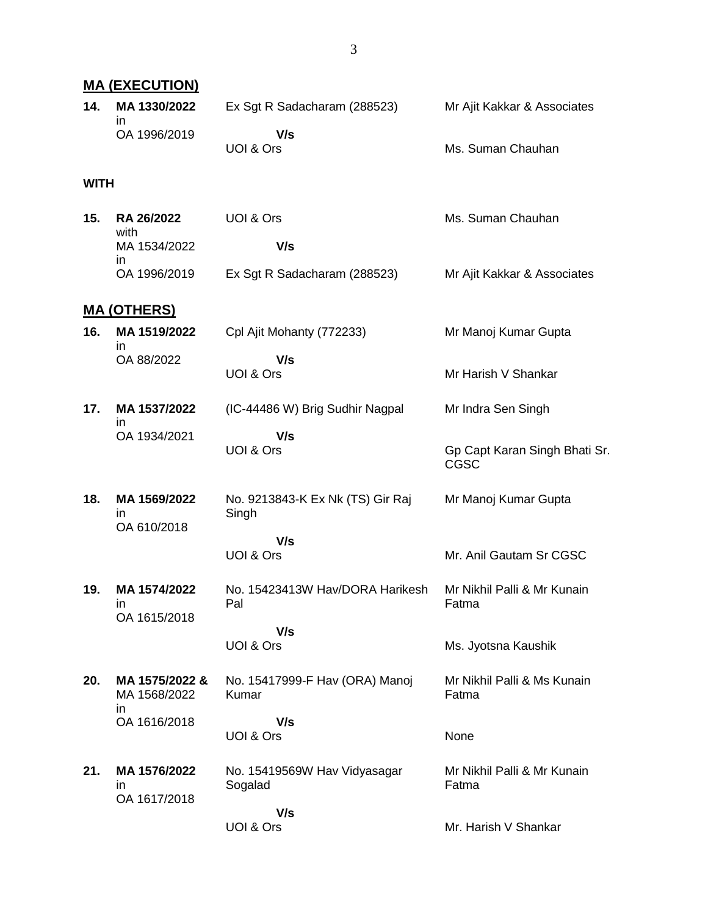## MA (EXECUTION)

| | | | |
|---|---|---|---|
| **14.** | **MA 1330/2022** in OA 1996/2019 | Ex Sgt R Sadacharam (288523) **V/s** UOI & Ors | Mr Ajit Kakkar & Associates<br>Ms. Suman Chauhan |

**WITH**

| | | | |
|---|---|---|---|
| **15.** | **RA 26/2022** with MA 1534/2022 in OA 1996/2019 | UOI & Ors **V/s** Ex Sgt R Sadacharam (288523) | Ms. Suman Chauhan<br>Mr Ajit Kakkar & Associates |

## MA (OTHERS)

| | | | |
|---|---|---|---|
| **16.** | **MA 1519/2022** in OA 88/2022 | Cpl Ajit Mohanty (772233) **V/s** UOI & Ors | Mr Manoj Kumar Gupta<br>Mr Harish V Shankar |
| **17.** | **MA 1537/2022** in OA 1934/2021 | (IC-44486 W) Brig Sudhir Nagpal **V/s** UOI & Ors | Mr Indra Sen Singh<br>Gp Capt Karan Singh Bhati Sr. CGSC |
| **18.** | **MA 1569/2022** in OA 610/2018 | No. 9213843-K Ex Nk (TS) Gir Raj Singh **V/s** UOI & Ors | Mr Manoj Kumar Gupta<br>Mr. Anil Gautam Sr CGSC |
| **19.** | **MA 1574/2022** in OA 1615/2018 | No. 15423413W Hav/DORA Harikesh Pal **V/s** UOI & Ors | Mr Nikhil Palli & Mr Kunain Fatma<br>Ms. Jyotsna Kaushik |
| **20.** | **MA 1575/2022 &** MA 1568/2022 in OA 1616/2018 | No. 15417999-F Hav (ORA) Manoj Kumar **V/s** UOI & Ors | Mr Nikhil Palli & Ms Kunain Fatma<br>None |
| **21.** | **MA 1576/2022** in OA 1617/2018 | No. 15419569W Hav Vidyasagar Sogalad **V/s** UOI & Ors | Mr Nikhil Palli & Mr Kunain Fatma<br>Mr. Harish V Shankar |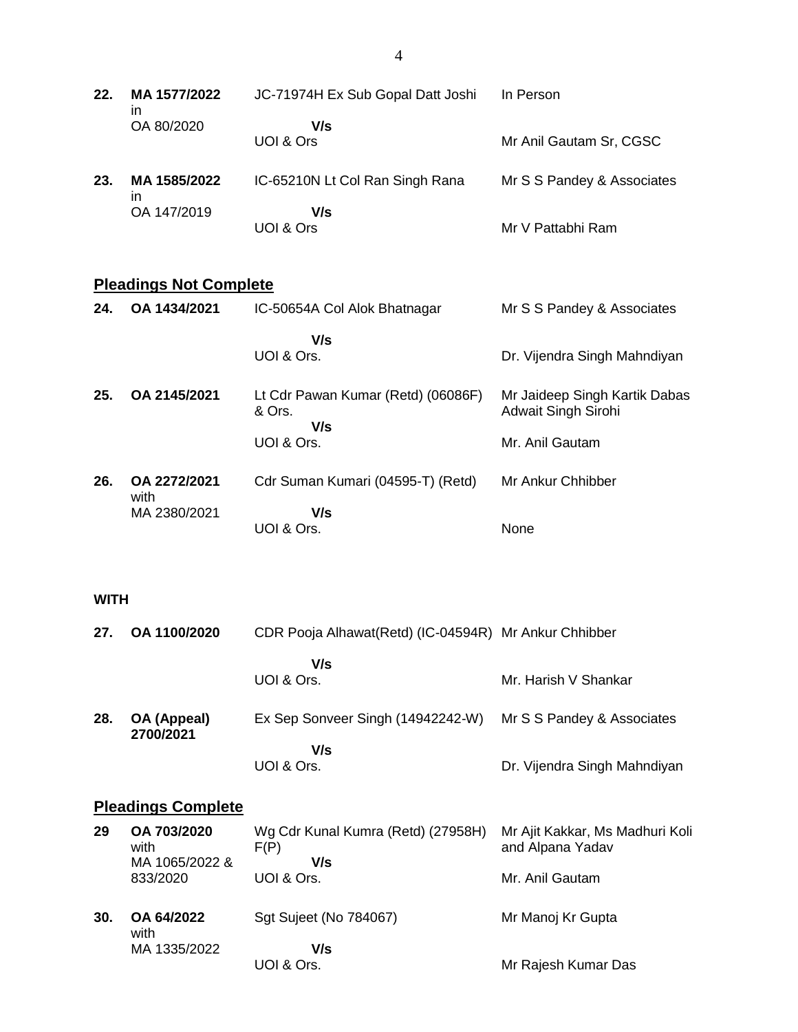| | | | |
|---|---|---|---|
| **22.** | **MA 1577/2022** in OA 80/2020 | JC-71974H Ex Sub Gopal Datt Joshi **V/s** UOI & Ors | In Person<br>Mr Anil Gautam Sr, CGSC |
| **23.** | **MA 1585/2022** in OA 147/2019 | IC-65210N Lt Col Ran Singh Rana **V/s** UOI & Ors | Mr S S Pandey & Associates<br>Mr V Pattabhi Ram |

## Pleadings Not Complete

| | | | |
|---|---|---|---|
| **24.** | **OA 1434/2021** | IC-50654A Col Alok Bhatnagar **V/s** UOI & Ors. | Mr S S Pandey & Associates<br>Dr. Vijendra Singh Mahndiyan |
| **25.** | **OA 2145/2021** | Lt Cdr Pawan Kumar (Retd) (06086F) & Ors. **V/s** UOI & Ors. | Mr Jaideep Singh Kartik Dabas Adwait Singh Sirohi<br>Mr. Anil Gautam |
| **26.** | **OA 2272/2021** with MA 2380/2021 | Cdr Suman Kumari (04595-T) (Retd) **V/s** UOI & Ors. | Mr Ankur Chhibber<br>None |

**WITH**

| | | | |
|---|---|---|---|
| **27.** | **OA 1100/2020** | CDR Pooja Alhawat(Retd) (IC-04594R) **V/s** UOI & Ors. | Mr Ankur Chhibber<br>Mr. Harish V Shankar |
| **28.** | **OA (Appeal) 2700/2021** | Ex Sep Sonveer Singh (14942242-W) **V/s** UOI & Ors. | Mr S S Pandey & Associates<br>Dr. Vijendra Singh Mahndiyan |

## Pleadings Complete

| | | | |
|---|---|---|---|
| **29** | **OA 703/2020** with MA 1065/2022 & 833/2020 | Wg Cdr Kunal Kumra (Retd) (27958H) F(P) **V/s** UOI & Ors. | Mr Ajit Kakkar, Ms Madhuri Koli and Alpana Yadav<br>Mr. Anil Gautam |
| **30.** | **OA 64/2022** with MA 1335/2022 | Sgt Sujeet (No 784067) **V/s** UOI & Ors. | Mr Manoj Kr Gupta<br>Mr Rajesh Kumar Das |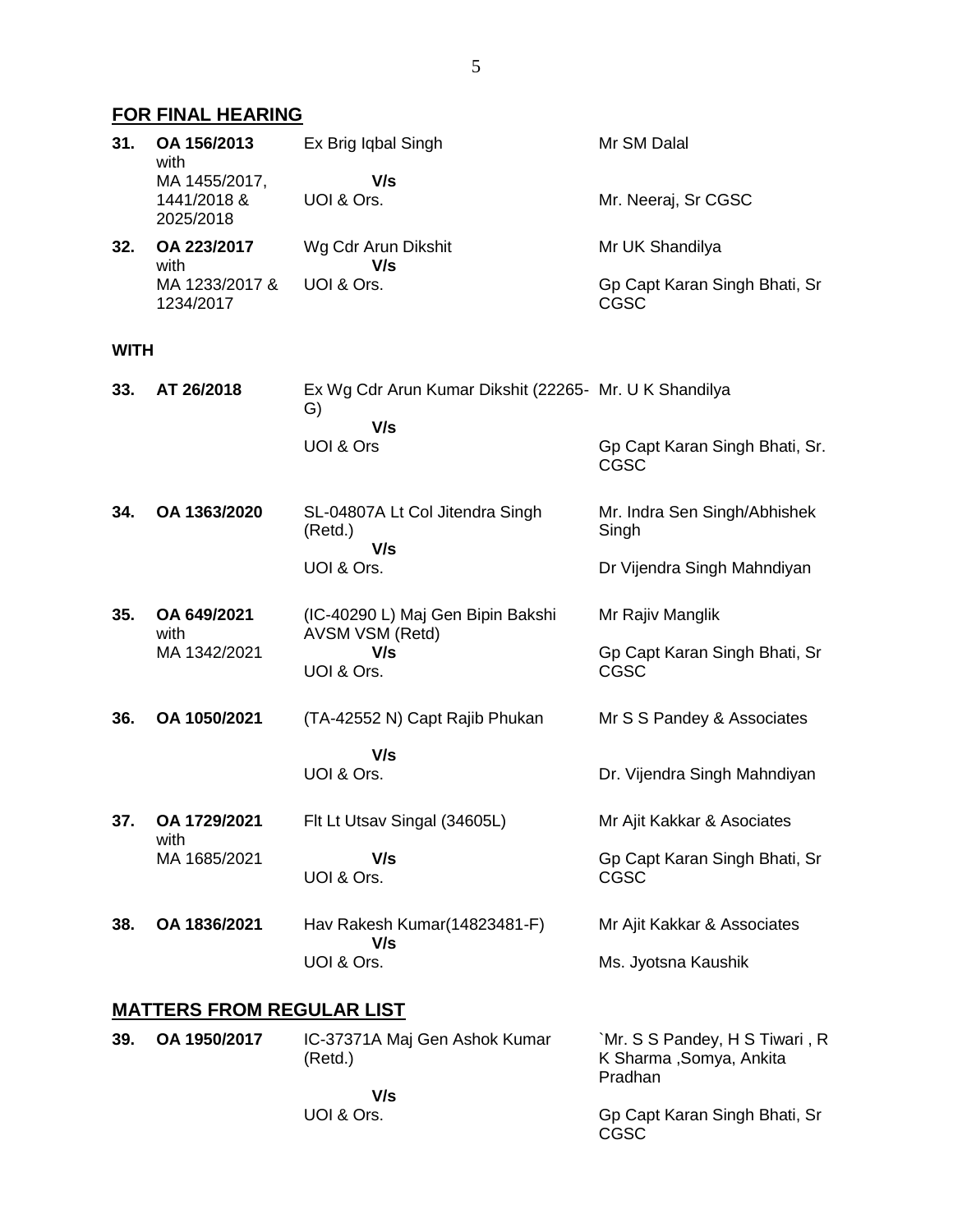## FOR FINAL HEARING

| | | | |
|---|---|---|---|
| **31.** | **OA 156/2013** with MA 1455/2017, 1441/2018 & 2025/2018 | Ex Brig Iqbal Singh **V/s** UOI & Ors. | Mr SM Dalal<br>Mr. Neeraj, Sr CGSC |
| **32.** | **OA 223/2017** with MA 1233/2017 & 1234/2017 | Wg Cdr Arun Dikshit **V/s** UOI & Ors. | Mr UK Shandilya<br>Gp Capt Karan Singh Bhati, Sr CGSC |

**WITH**

| | | | |
|---|---|---|---|
| **33.** | **AT 26/2018** | Ex Wg Cdr Arun Kumar Dikshit (22265-G) **V/s** UOI & Ors | Mr. U K Shandilya<br>Gp Capt Karan Singh Bhati, Sr. CGSC |
| **34.** | **OA 1363/2020** | SL-04807A Lt Col Jitendra Singh (Retd.) **V/s** UOI & Ors. | Mr. Indra Sen Singh/Abhishek Singh<br>Dr Vijendra Singh Mahndiyan |
| **35.** | **OA 649/2021** with MA 1342/2021 | (IC-40290 L) Maj Gen Bipin Bakshi AVSM VSM (Retd) **V/s** UOI & Ors. | Mr Rajiv Manglik<br>Gp Capt Karan Singh Bhati, Sr CGSC |
| **36.** | **OA 1050/2021** | (TA-42552 N) Capt Rajib Phukan **V/s** UOI & Ors. | Mr S S Pandey & Associates<br>Dr. Vijendra Singh Mahndiyan |
| **37.** | **OA 1729/2021** with MA 1685/2021 | Flt Lt Utsav Singal (34605L) **V/s** UOI & Ors. | Mr Ajit Kakkar & Asociates<br>Gp Capt Karan Singh Bhati, Sr CGSC |
| **38.** | **OA 1836/2021** | Hav Rakesh Kumar(14823481-F) **V/s** UOI & Ors. | Mr Ajit Kakkar & Associates<br>Ms. Jyotsna Kaushik |

## MATTERS FROM REGULAR LIST

| | | | |
|---|---|---|---|
| **39.** | **OA 1950/2017** | IC-37371A Maj Gen Ashok Kumar (Retd.) **V/s** UOI & Ors. | `Mr. S S Pandey, H S Tiwari , R K Sharma ,Somya, Ankita Pradhan<br>Gp Capt Karan Singh Bhati, Sr CGSC |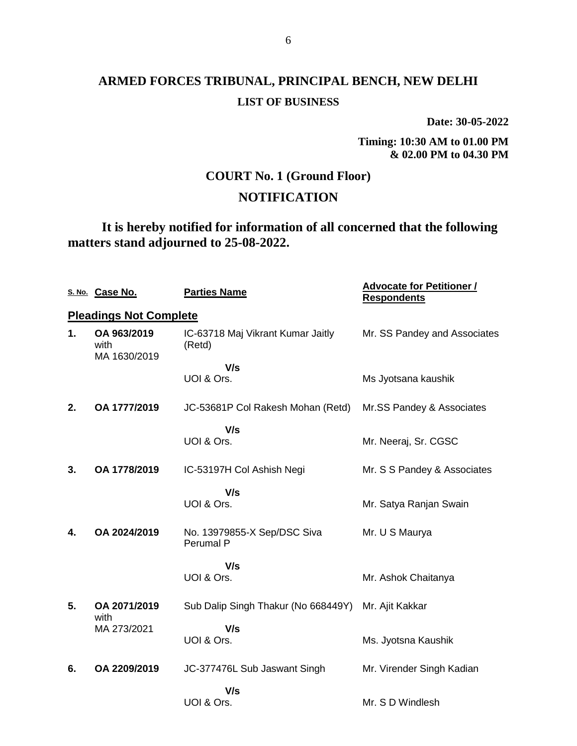# ARMED FORCES TRIBUNAL, PRINCIPAL BENCH, NEW DELHI

## LIST OF BUSINESS

**Date: 30-05-2022**

**Timing: 10:30 AM to 01.00 PM & 02.00 PM to 04.30 PM**

## COURT No. 1 (Ground Floor)

## NOTIFICATION

**It is hereby notified for information of all concerned that the following matters stand adjourned to 25-08-2022.**

| S. No. | Case No. | Parties Name | Advocate for Petitioner / Respondents |
|---|---|---|---|
| **Pleadings Not Complete** | | | |
| **1.** | **OA 963/2019** with MA 1630/2019 | IC-63718 Maj Vikrant Kumar Jaitly (Retd) | Mr. SS Pandey and Associates |
| | | **V/s** UOI & Ors. | Ms Jyotsana kaushik |
| **2.** | **OA 1777/2019** | JC-53681P Col Rakesh Mohan (Retd) | Mr.SS Pandey & Associates |
| | | **V/s** UOI & Ors. | Mr. Neeraj, Sr. CGSC |
| **3.** | **OA 1778/2019** | IC-53197H Col Ashish Negi | Mr. S S Pandey & Associates |
| | | **V/s** UOI & Ors. | Mr. Satya Ranjan Swain |
| **4.** | **OA 2024/2019** | No. 13979855-X Sep/DSC Siva Perumal P | Mr. U S Maurya |
| | | **V/s** UOI & Ors. | Mr. Ashok Chaitanya |
| **5.** | **OA 2071/2019** with MA 273/2021 | Sub Dalip Singh Thakur (No 668449Y) | Mr. Ajit Kakkar |
| | | **V/s** UOI & Ors. | Ms. Jyotsna Kaushik |
| **6.** | **OA 2209/2019** | JC-377476L Sub Jaswant Singh | Mr. Virender Singh Kadian |
| | | **V/s** UOI & Ors. | Mr. S D Windlesh |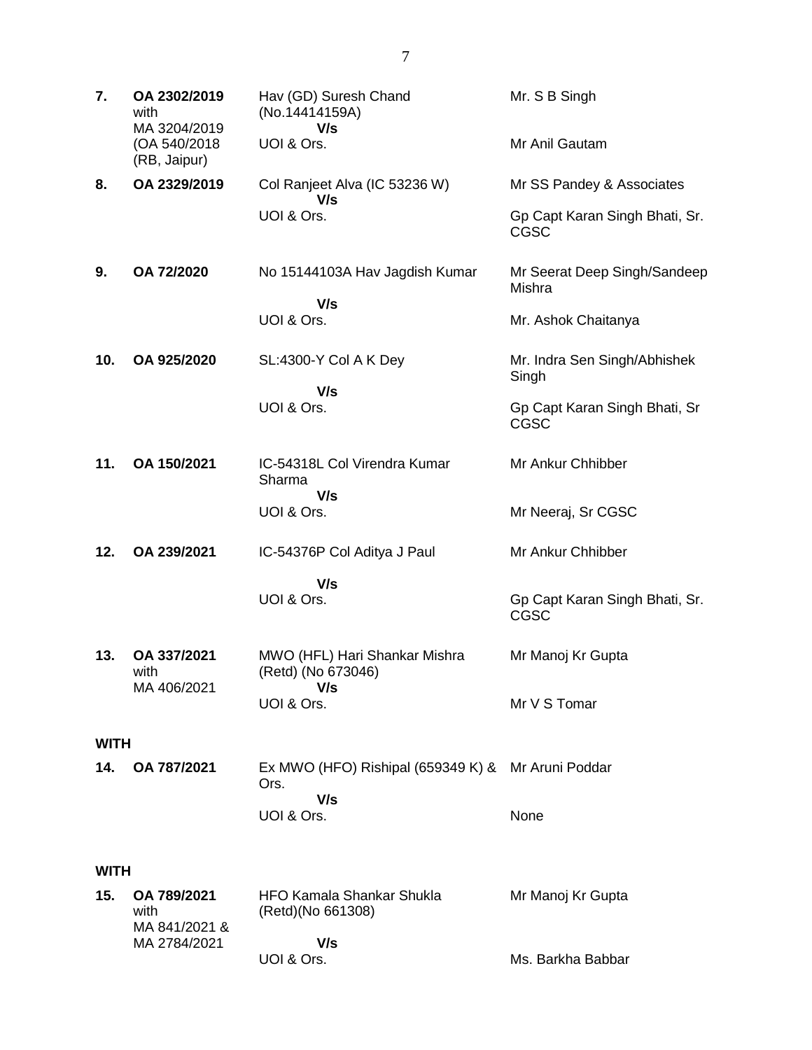| | | | |
|---|---|---|---|
| **7.** | **OA 2302/2019** with MA 3204/2019 (OA 540/2018 (RB, Jaipur) | Hav (GD) Suresh Chand (No.14414159A) **V/s** UOI & Ors. | Mr. S B Singh<br><br>Mr Anil Gautam |
| **8.** | **OA 2329/2019** | Col Ranjeet Alva (IC 53236 W) **V/s** UOI & Ors. | Mr SS Pandey & Associates<br><br>Gp Capt Karan Singh Bhati, Sr. CGSC |
| **9.** | **OA 72/2020** | No 15144103A Hav Jagdish Kumar **V/s** UOI & Ors. | Mr Seerat Deep Singh/Sandeep Mishra<br><br>Mr. Ashok Chaitanya |
| **10.** | **OA 925/2020** | SL:4300-Y Col A K Dey **V/s** UOI & Ors. | Mr. Indra Sen Singh/Abhishek Singh<br><br>Gp Capt Karan Singh Bhati, Sr CGSC |
| **11.** | **OA 150/2021** | IC-54318L Col Virendra Kumar Sharma **V/s** UOI & Ors. | Mr Ankur Chhibber<br><br>Mr Neeraj, Sr CGSC |
| **12.** | **OA 239/2021** | IC-54376P Col Aditya J Paul **V/s** UOI & Ors. | Mr Ankur Chhibber<br><br>Gp Capt Karan Singh Bhati, Sr. CGSC |
| **13.** | **OA 337/2021** with MA 406/2021 | MWO (HFL) Hari Shankar Mishra (Retd) (No 673046) **V/s** UOI & Ors. | Mr Manoj Kr Gupta<br><br>Mr V S Tomar |

**WITH**

| | | | |
|---|---|---|---|
| **14.** | **OA 787/2021** | Ex MWO (HFO) Rishipal (659349 K) & Ors. **V/s** UOI & Ors. | Mr Aruni Poddar<br><br>None |

**WITH**

| | | | |
|---|---|---|---|
| **15.** | **OA 789/2021** with MA 841/2021 & MA 2784/2021 | HFO Kamala Shankar Shukla (Retd)(No 661308) **V/s** UOI & Ors. | Mr Manoj Kr Gupta<br><br>Ms. Barkha Babbar |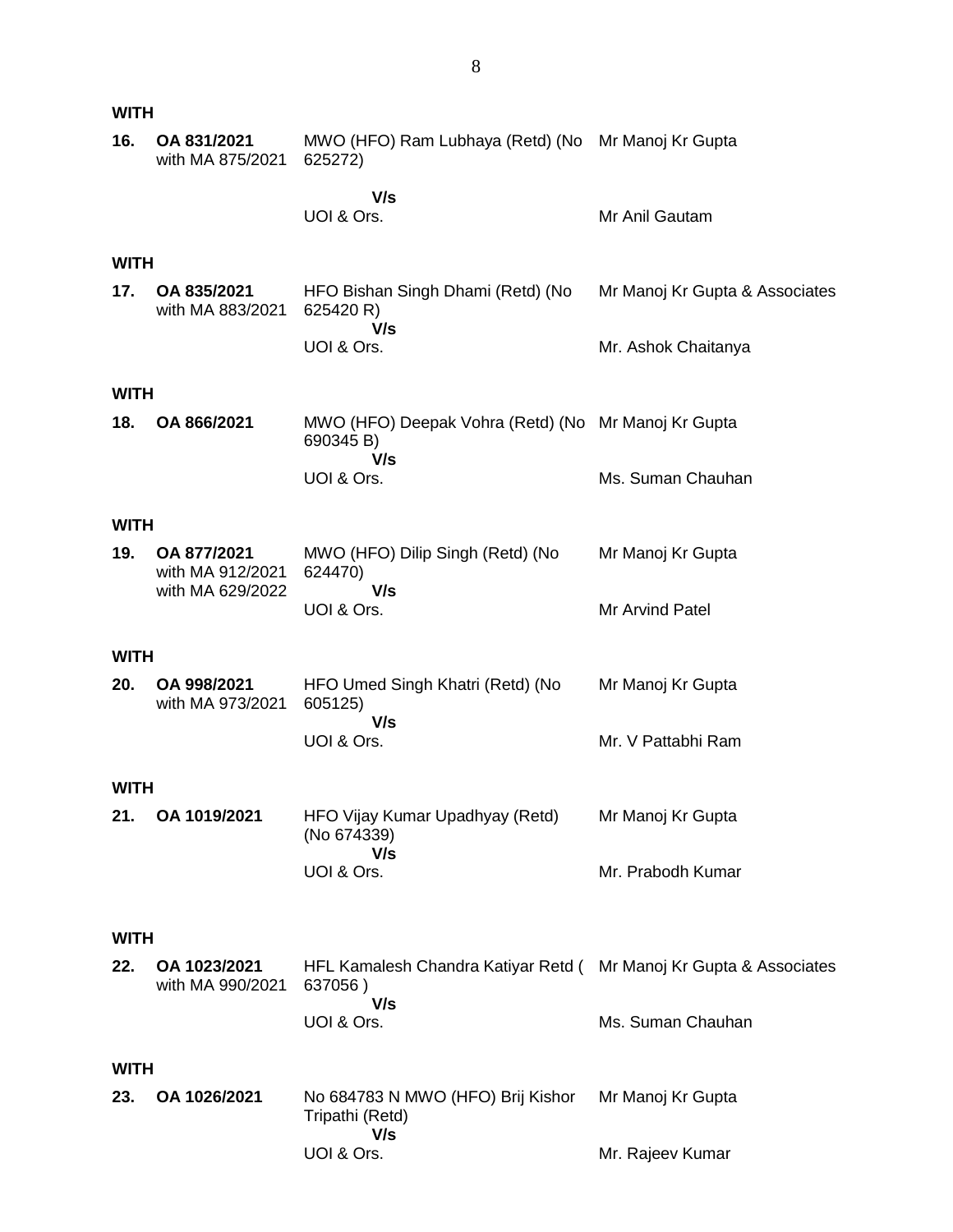**WITH**

| | | | |
|---|---|---|---|
| **16.** | **OA 831/2021** with MA 875/2021 | MWO (HFO) Ram Lubhaya (Retd) (No 625272) **V/s** UOI & Ors. | Mr Manoj Kr Gupta<br><br>Mr Anil Gautam |

**WITH**

| | | | |
|---|---|---|---|
| **17.** | **OA 835/2021** with MA 883/2021 | HFO Bishan Singh Dhami (Retd) (No 625420 R) **V/s** UOI & Ors. | Mr Manoj Kr Gupta & Associates<br><br>Mr. Ashok Chaitanya |

**WITH**

| | | | |
|---|---|---|---|
| **18.** | **OA 866/2021** | MWO (HFO) Deepak Vohra (Retd) (No 690345 B) **V/s** UOI & Ors. | Mr Manoj Kr Gupta<br><br>Ms. Suman Chauhan |

**WITH**

| | | | |
|---|---|---|---|
| **19.** | **OA 877/2021** with MA 912/2021 with MA 629/2022 | MWO (HFO) Dilip Singh (Retd) (No 624470) **V/s** UOI & Ors. | Mr Manoj Kr Gupta<br><br>Mr Arvind Patel |

**WITH**

| | | | |
|---|---|---|---|
| **20.** | **OA 998/2021** with MA 973/2021 | HFO Umed Singh Khatri (Retd) (No 605125) **V/s** UOI & Ors. | Mr Manoj Kr Gupta<br><br>Mr. V Pattabhi Ram |

**WITH**

| | | | |
|---|---|---|---|
| **21.** | **OA 1019/2021** | HFO Vijay Kumar Upadhyay (Retd) (No 674339) **V/s** UOI & Ors. | Mr Manoj Kr Gupta<br><br>Mr. Prabodh Kumar |

**WITH**

| | | | |
|---|---|---|---|
| **22.** | **OA 1023/2021** with MA 990/2021 | HFL Kamalesh Chandra Katiyar Retd ( 637056 ) **V/s** UOI & Ors. | Mr Manoj Kr Gupta & Associates<br><br>Ms. Suman Chauhan |

**WITH**

| | | | |
|---|---|---|---|
| **23.** | **OA 1026/2021** | No 684783 N MWO (HFO) Brij Kishor Tripathi (Retd) **V/s** UOI & Ors. | Mr Manoj Kr Gupta<br><br>Mr. Rajeev Kumar |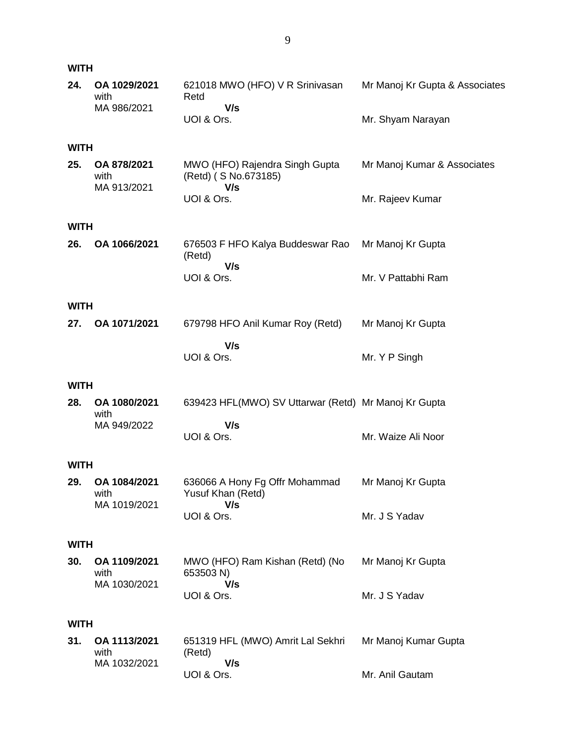**WITH**

| | | | |
|---|---|---|---|
| **24.** | **OA 1029/2021** with MA 986/2021 | 621018 MWO (HFO) V R Srinivasan Retd **V/s** UOI & Ors. | Mr Manoj Kr Gupta & Associates<br><br>Mr. Shyam Narayan |

**WITH**

| | | | |
|---|---|---|---|
| **25.** | **OA 878/2021** with MA 913/2021 | MWO (HFO) Rajendra Singh Gupta (Retd) ( S No.673185) **V/s** UOI & Ors. | Mr Manoj Kumar & Associates<br><br>Mr. Rajeev Kumar |

**WITH**

| | | | |
|---|---|---|---|
| **26.** | **OA 1066/2021** | 676503 F HFO Kalya Buddeswar Rao (Retd) **V/s** UOI & Ors. | Mr Manoj Kr Gupta<br><br>Mr. V Pattabhi Ram |

**WITH**

| | | | |
|---|---|---|---|
| **27.** | **OA 1071/2021** | 679798 HFO Anil Kumar Roy (Retd) **V/s** UOI & Ors. | Mr Manoj Kr Gupta<br><br>Mr. Y P Singh |

**WITH**

| | | | |
|---|---|---|---|
| **28.** | **OA 1080/2021** with MA 949/2022 | 639423 HFL(MWO) SV Uttarwar (Retd) **V/s** UOI & Ors. | Mr Manoj Kr Gupta<br><br>Mr. Waize Ali Noor |

**WITH**

| | | | |
|---|---|---|---|
| **29.** | **OA 1084/2021** with MA 1019/2021 | 636066 A Hony Fg Offr Mohammad Yusuf Khan (Retd) **V/s** UOI & Ors. | Mr Manoj Kr Gupta<br><br>Mr. J S Yadav |

**WITH**

| | | | |
|---|---|---|---|
| **30.** | **OA 1109/2021** with MA 1030/2021 | MWO (HFO) Ram Kishan (Retd) (No 653503 N) **V/s** UOI & Ors. | Mr Manoj Kr Gupta<br><br>Mr. J S Yadav |

**WITH**

| | | | |
|---|---|---|---|
| **31.** | **OA 1113/2021** with MA 1032/2021 | 651319 HFL (MWO) Amrit Lal Sekhri (Retd) **V/s** UOI & Ors. | Mr Manoj Kumar Gupta<br><br>Mr. Anil Gautam |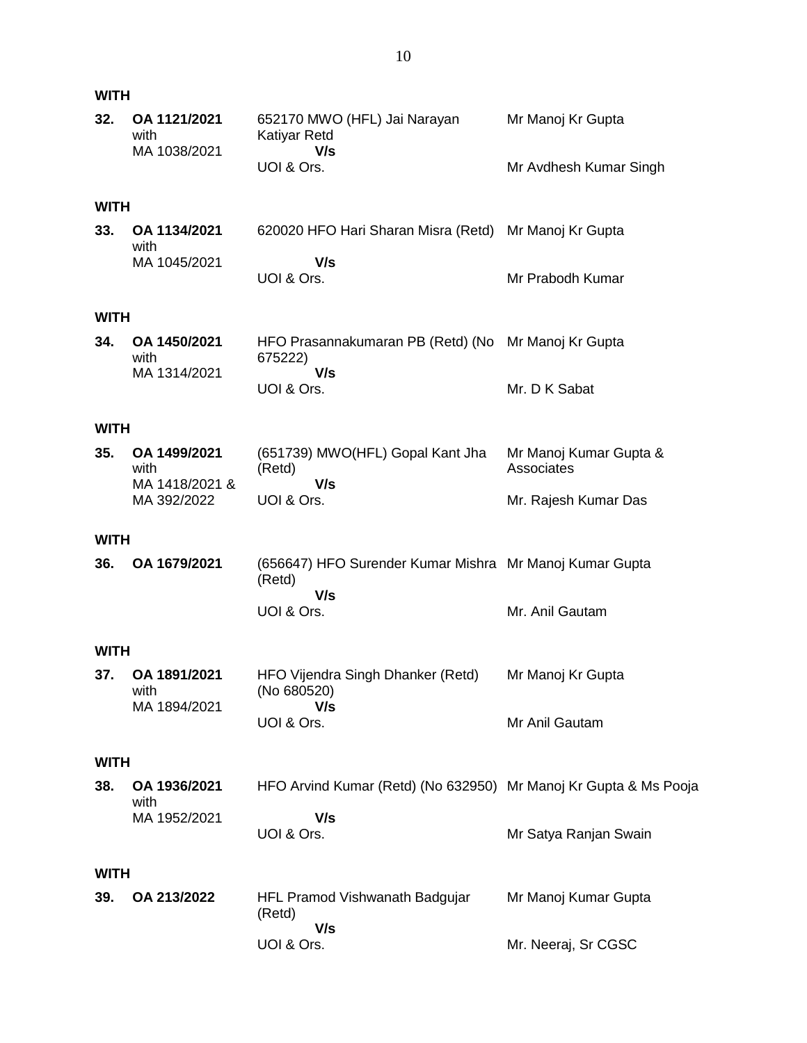**WITH**

| | | | |
|---|---|---|---|
| **32.** | **OA 1121/2021** with MA 1038/2021 | 652170 MWO (HFL) Jai Narayan Katiyar Retd **V/s** UOI & Ors. | Mr Manoj Kr Gupta<br>Mr Avdhesh Kumar Singh |

**WITH**

| | | | |
|---|---|---|---|
| **33.** | **OA 1134/2021** with MA 1045/2021 | 620020 HFO Hari Sharan Misra (Retd) **V/s** UOI & Ors. | Mr Manoj Kr Gupta<br>Mr Prabodh Kumar |

**WITH**

| | | | |
|---|---|---|---|
| **34.** | **OA 1450/2021** with MA 1314/2021 | HFO Prasannakumaran PB (Retd) (No 675222) **V/s** UOI & Ors. | Mr Manoj Kr Gupta<br>Mr. D K Sabat |

**WITH**

| | | | |
|---|---|---|---|
| **35.** | **OA 1499/2021** with MA 1418/2021 & MA 392/2022 | (651739) MWO(HFL) Gopal Kant Jha (Retd) **V/s** UOI & Ors. | Mr Manoj Kumar Gupta & Associates<br>Mr. Rajesh Kumar Das |

**WITH**

| | | | |
|---|---|---|---|
| **36.** | **OA 1679/2021** | (656647) HFO Surender Kumar Mishra (Retd) **V/s** UOI & Ors. | Mr Manoj Kumar Gupta<br>Mr. Anil Gautam |

**WITH**

| | | | |
|---|---|---|---|
| **37.** | **OA 1891/2021** with MA 1894/2021 | HFO Vijendra Singh Dhanker (Retd) (No 680520) **V/s** UOI & Ors. | Mr Manoj Kr Gupta<br>Mr Anil Gautam |

**WITH**

| | | | |
|---|---|---|---|
| **38.** | **OA 1936/2021** with MA 1952/2021 | HFO Arvind Kumar (Retd) (No 632950) **V/s** UOI & Ors. | Mr Manoj Kr Gupta & Ms Pooja<br>Mr Satya Ranjan Swain |

**WITH**

| | | | |
|---|---|---|---|
| **39.** | **OA 213/2022** | HFL Pramod Vishwanath Badgujar (Retd) **V/s** UOI & Ors. | Mr Manoj Kumar Gupta<br>Mr. Neeraj, Sr CGSC |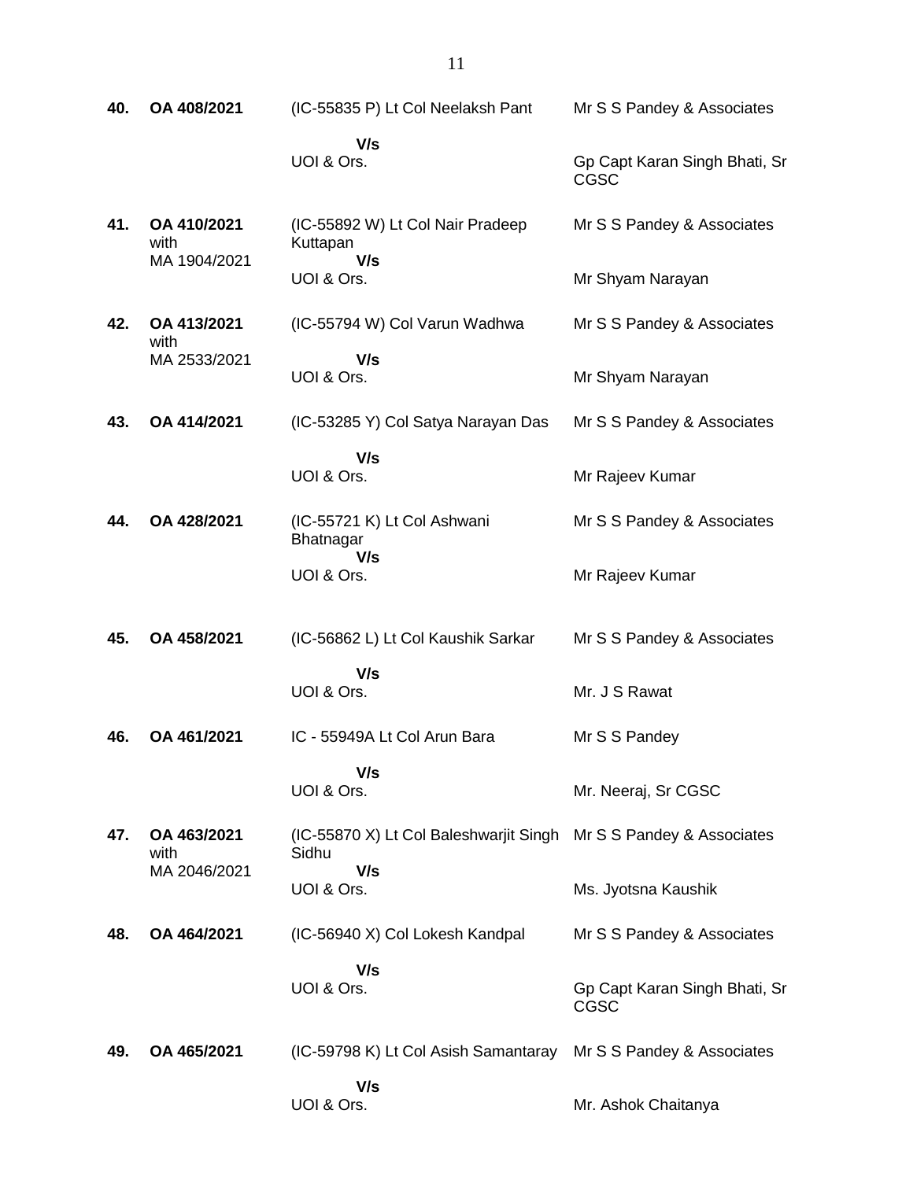| | | | |
|---|---|---|---|
| **40.** | **OA 408/2021** | (IC-55835 P) Lt Col Neelaksh Pant<br>**V/s**<br>UOI & Ors. | Mr S S Pandey & Associates<br><br>Gp Capt Karan Singh Bhati, Sr CGSC |
| **41.** | **OA 410/2021** with MA 1904/2021 | (IC-55892 W) Lt Col Nair Pradeep Kuttapan<br>**V/s**<br>UOI & Ors. | Mr S S Pandey & Associates<br><br>Mr Shyam Narayan |
| **42.** | **OA 413/2021** with MA 2533/2021 | (IC-55794 W) Col Varun Wadhwa<br>**V/s**<br>UOI & Ors. | Mr S S Pandey & Associates<br><br>Mr Shyam Narayan |
| **43.** | **OA 414/2021** | (IC-53285 Y) Col Satya Narayan Das<br>**V/s**<br>UOI & Ors. | Mr S S Pandey & Associates<br><br>Mr Rajeev Kumar |
| **44.** | **OA 428/2021** | (IC-55721 K) Lt Col Ashwani Bhatnagar<br>**V/s**<br>UOI & Ors. | Mr S S Pandey & Associates<br><br>Mr Rajeev Kumar |
| **45.** | **OA 458/2021** | (IC-56862 L) Lt Col Kaushik Sarkar<br>**V/s**<br>UOI & Ors. | Mr S S Pandey & Associates<br><br>Mr. J S Rawat |
| **46.** | **OA 461/2021** | IC - 55949A Lt Col Arun Bara<br>**V/s**<br>UOI & Ors. | Mr S S Pandey<br><br>Mr. Neeraj, Sr CGSC |
| **47.** | **OA 463/2021** with MA 2046/2021 | (IC-55870 X) Lt Col Baleshwarjit Singh Sidhu<br>**V/s**<br>UOI & Ors. | Mr S S Pandey & Associates<br><br>Ms. Jyotsna Kaushik |
| **48.** | **OA 464/2021** | (IC-56940 X) Col Lokesh Kandpal<br>**V/s**<br>UOI & Ors. | Mr S S Pandey & Associates<br><br>Gp Capt Karan Singh Bhati, Sr CGSC |
| **49.** | **OA 465/2021** | (IC-59798 K) Lt Col Asish Samantaray<br>**V/s**<br>UOI & Ors. | Mr S S Pandey & Associates<br><br>Mr. Ashok Chaitanya |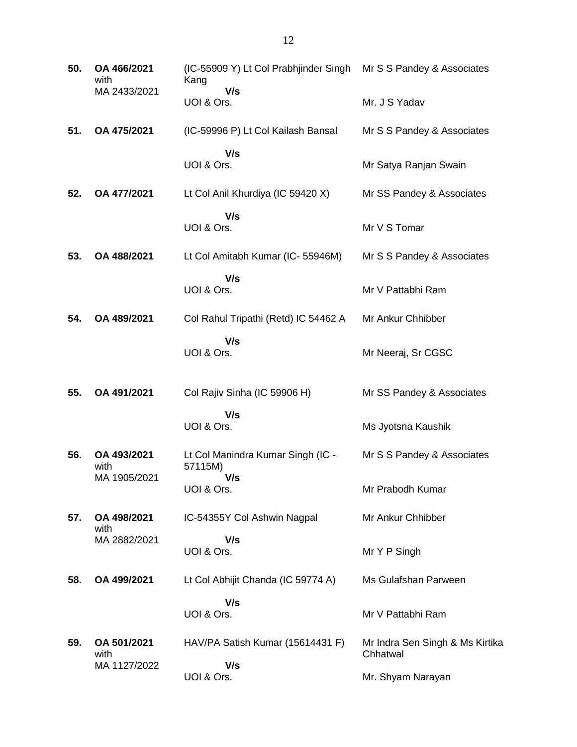| | | | |
|---|---|---|---|
| **50.** | **OA 466/2021** with MA 2433/2021 | (IC-55909 Y) Lt Col Prabhjinder Singh Kang **V/s** UOI & Ors. | Mr S S Pandey & Associates<br><br>Mr. J S Yadav |
| **51.** | **OA 475/2021** | (IC-59996 P) Lt Col Kailash Bansal **V/s** UOI & Ors. | Mr S S Pandey & Associates<br><br>Mr Satya Ranjan Swain |
| **52.** | **OA 477/2021** | Lt Col Anil Khurdiya (IC 59420 X) **V/s** UOI & Ors. | Mr SS Pandey & Associates<br><br>Mr V S Tomar |
| **53.** | **OA 488/2021** | Lt Col Amitabh Kumar (IC- 55946M) **V/s** UOI & Ors. | Mr S S Pandey & Associates<br><br>Mr V Pattabhi Ram |
| **54.** | **OA 489/2021** | Col Rahul Tripathi (Retd) IC 54462 A **V/s** UOI & Ors. | Mr Ankur Chhibber<br><br>Mr Neeraj, Sr CGSC |
| **55.** | **OA 491/2021** | Col Rajiv Sinha (IC 59906 H) **V/s** UOI & Ors. | Mr SS Pandey & Associates<br><br>Ms Jyotsna Kaushik |
| **56.** | **OA 493/2021** with MA 1905/2021 | Lt Col Manindra Kumar Singh (IC - 57115M) **V/s** UOI & Ors. | Mr S S Pandey & Associates<br><br>Mr Prabodh Kumar |
| **57.** | **OA 498/2021** with MA 2882/2021 | IC-54355Y Col Ashwin Nagpal **V/s** UOI & Ors. | Mr Ankur Chhibber<br><br>Mr Y P Singh |
| **58.** | **OA 499/2021** | Lt Col Abhijit Chanda (IC 59774 A) **V/s** UOI & Ors. | Ms Gulafshan Parween<br><br>Mr V Pattabhi Ram |
| **59.** | **OA 501/2021** with MA 1127/2022 | HAV/PA Satish Kumar (15614431 F) **V/s** UOI & Ors. | Mr Indra Sen Singh & Ms Kirtika Chhatwal<br><br>Mr. Shyam Narayan |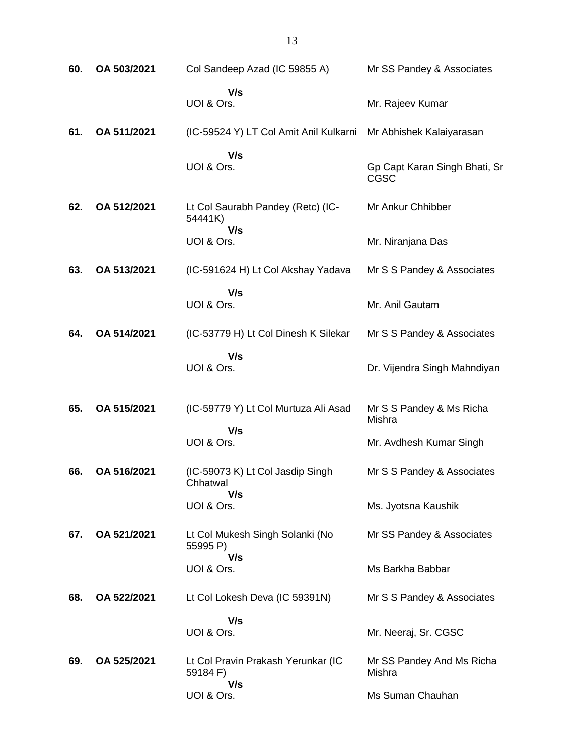| | | | |
|---|---|---|---|
| **60.** | **OA 503/2021** | Col Sandeep Azad (IC 59855 A)<br>**V/s**<br>UOI & Ors. | Mr SS Pandey & Associates<br><br>Mr. Rajeev Kumar |
| **61.** | **OA 511/2021** | (IC-59524 Y) LT Col Amit Anil Kulkarni<br>**V/s**<br>UOI & Ors. | Mr Abhishek Kalaiyarasan<br><br>Gp Capt Karan Singh Bhati, Sr CGSC |
| **62.** | **OA 512/2021** | Lt Col Saurabh Pandey (Retc) (IC-54441K)<br>**V/s**<br>UOI & Ors. | Mr Ankur Chhibber<br><br>Mr. Niranjana Das |
| **63.** | **OA 513/2021** | (IC-591624 H) Lt Col Akshay Yadava<br>**V/s**<br>UOI & Ors. | Mr S S Pandey & Associates<br><br>Mr. Anil Gautam |
| **64.** | **OA 514/2021** | (IC-53779 H) Lt Col Dinesh K Silekar<br>**V/s**<br>UOI & Ors. | Mr S S Pandey & Associates<br><br>Dr. Vijendra Singh Mahndiyan |
| **65.** | **OA 515/2021** | (IC-59779 Y) Lt Col Murtuza Ali Asad<br>**V/s**<br>UOI & Ors. | Mr S S Pandey & Ms Richa Mishra<br><br>Mr. Avdhesh Kumar Singh |
| **66.** | **OA 516/2021** | (IC-59073 K) Lt Col Jasdip Singh Chhatwal<br>**V/s**<br>UOI & Ors. | Mr S S Pandey & Associates<br><br>Ms. Jyotsna Kaushik |
| **67.** | **OA 521/2021** | Lt Col Mukesh Singh Solanki (No 55995 P)<br>**V/s**<br>UOI & Ors. | Mr SS Pandey & Associates<br><br>Ms Barkha Babbar |
| **68.** | **OA 522/2021** | Lt Col Lokesh Deva (IC 59391N)<br>**V/s**<br>UOI & Ors. | Mr S S Pandey & Associates<br><br>Mr. Neeraj, Sr. CGSC |
| **69.** | **OA 525/2021** | Lt Col Pravin Prakash Yerunkar (IC 59184 F)<br>**V/s**<br>UOI & Ors. | Mr SS Pandey And Ms Richa Mishra<br><br>Ms Suman Chauhan |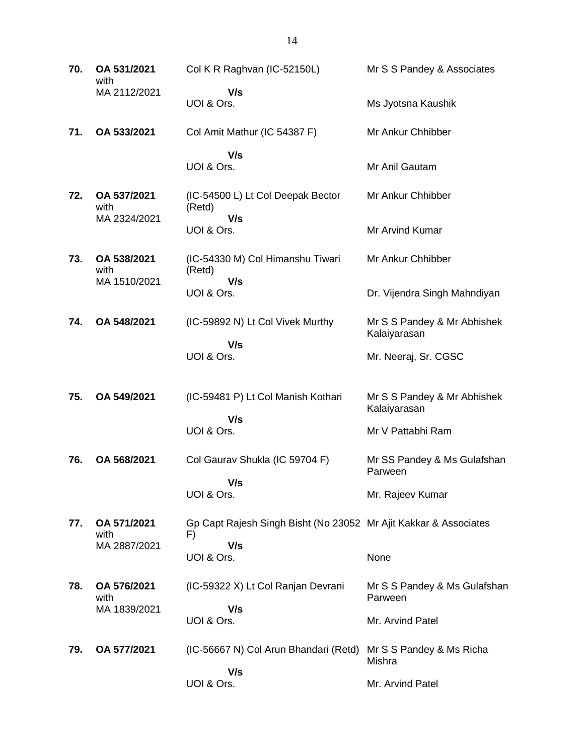| | | | |
|---|---|---|---|
| **70.** | **OA 531/2021** with MA 2112/2021 | Col K R Raghvan (IC-52150L) **V/s** UOI & Ors. | Mr S S Pandey & Associates<br><br>Ms Jyotsna Kaushik |
| **71.** | **OA 533/2021** | Col Amit Mathur (IC 54387 F) **V/s** UOI & Ors. | Mr Ankur Chhibber<br><br>Mr Anil Gautam |
| **72.** | **OA 537/2021** with MA 2324/2021 | (IC-54500 L) Lt Col Deepak Bector (Retd) **V/s** UOI & Ors. | Mr Ankur Chhibber<br><br>Mr Arvind Kumar |
| **73.** | **OA 538/2021** with MA 1510/2021 | (IC-54330 M) Col Himanshu Tiwari (Retd) **V/s** UOI & Ors. | Mr Ankur Chhibber<br><br>Dr. Vijendra Singh Mahndiyan |
| **74.** | **OA 548/2021** | (IC-59892 N) Lt Col Vivek Murthy **V/s** UOI & Ors. | Mr S S Pandey & Mr Abhishek Kalaiyarasan<br><br>Mr. Neeraj, Sr. CGSC |
| **75.** | **OA 549/2021** | (IC-59481 P) Lt Col Manish Kothari **V/s** UOI & Ors. | Mr S S Pandey & Mr Abhishek Kalaiyarasan<br><br>Mr V Pattabhi Ram |
| **76.** | **OA 568/2021** | Col Gaurav Shukla (IC 59704 F) **V/s** UOI & Ors. | Mr SS Pandey & Ms Gulafshan Parween<br><br>Mr. Rajeev Kumar |
| **77.** | **OA 571/2021** with MA 2887/2021 | Gp Capt Rajesh Singh Bisht (No 23052 F) **V/s** UOI & Ors. | Mr Ajit Kakkar & Associates<br><br>None |
| **78.** | **OA 576/2021** with MA 1839/2021 | (IC-59322 X) Lt Col Ranjan Devrani **V/s** UOI & Ors. | Mr S S Pandey & Ms Gulafshan Parween<br><br>Mr. Arvind Patel |
| **79.** | **OA 577/2021** | (IC-56667 N) Col Arun Bhandari (Retd) **V/s** UOI & Ors. | Mr S S Pandey & Ms Richa Mishra<br><br>Mr. Arvind Patel |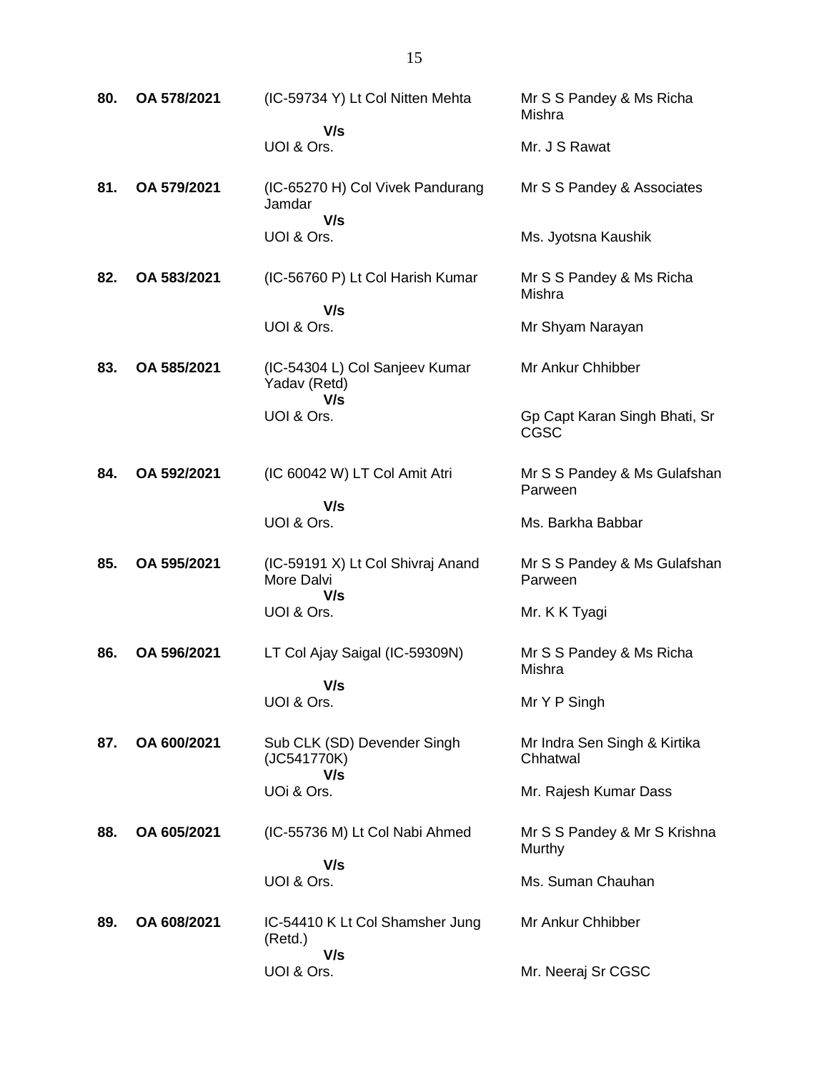| | | | |
|---|---|---|---|
| **80.** | **OA 578/2021** | (IC-59734 Y) Lt Col Nitten Mehta<br>**V/s**<br>UOI & Ors. | Mr S S Pandey & Ms Richa Mishra<br><br>Mr. J S Rawat |
| **81.** | **OA 579/2021** | (IC-65270 H) Col Vivek Pandurang Jamdar<br>**V/s**<br>UOI & Ors. | Mr S S Pandey & Associates<br><br>Ms. Jyotsna Kaushik |
| **82.** | **OA 583/2021** | (IC-56760 P) Lt Col Harish Kumar<br>**V/s**<br>UOI & Ors. | Mr S S Pandey & Ms Richa Mishra<br><br>Mr Shyam Narayan |
| **83.** | **OA 585/2021** | (IC-54304 L) Col Sanjeev Kumar Yadav (Retd)<br>**V/s**<br>UOI & Ors. | Mr Ankur Chhibber<br><br>Gp Capt Karan Singh Bhati, Sr CGSC |
| **84.** | **OA 592/2021** | (IC 60042 W) LT Col Amit Atri<br>**V/s**<br>UOI & Ors. | Mr S S Pandey & Ms Gulafshan Parween<br><br>Ms. Barkha Babbar |
| **85.** | **OA 595/2021** | (IC-59191 X) Lt Col Shivraj Anand More Dalvi<br>**V/s**<br>UOI & Ors. | Mr S S Pandey & Ms Gulafshan Parween<br><br>Mr. K K Tyagi |
| **86.** | **OA 596/2021** | LT Col Ajay Saigal (IC-59309N)<br>**V/s**<br>UOI & Ors. | Mr S S Pandey & Ms Richa Mishra<br><br>Mr Y P Singh |
| **87.** | **OA 600/2021** | Sub CLK (SD) Devender Singh (JC541770K)<br>**V/s**<br>UOi & Ors. | Mr Indra Sen Singh & Kirtika Chhatwal<br><br>Mr. Rajesh Kumar Dass |
| **88.** | **OA 605/2021** | (IC-55736 M) Lt Col Nabi Ahmed<br>**V/s**<br>UOI & Ors. | Mr S S Pandey & Mr S Krishna Murthy<br><br>Ms. Suman Chauhan |
| **89.** | **OA 608/2021** | IC-54410 K Lt Col Shamsher Jung (Retd.)<br>**V/s**<br>UOI & Ors. | Mr Ankur Chhibber<br><br>Mr. Neeraj Sr CGSC |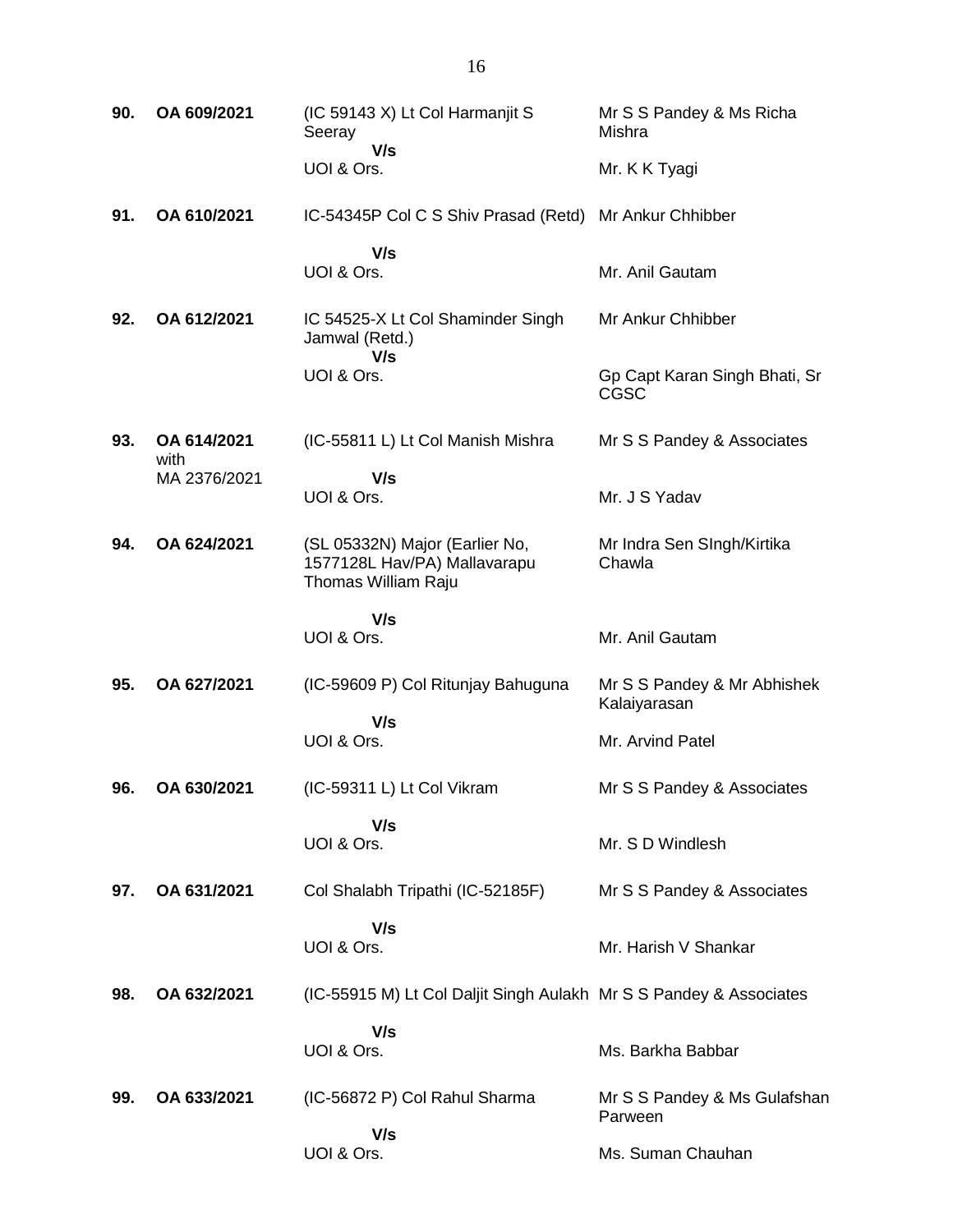| | | | |
|---|---|---|---|
| **90.** | **OA 609/2021** | (IC 59143 X) Lt Col Harmanjit S Seeray<br>**V/s**<br>UOI & Ors. | Mr S S Pandey & Ms Richa Mishra<br><br>Mr. K K Tyagi |
| **91.** | **OA 610/2021** | IC-54345P Col C S Shiv Prasad (Retd)<br>**V/s**<br>UOI & Ors. | Mr Ankur Chhibber<br><br>Mr. Anil Gautam |
| **92.** | **OA 612/2021** | IC 54525-X Lt Col Shaminder Singh Jamwal (Retd.)<br>**V/s**<br>UOI & Ors. | Mr Ankur Chhibber<br><br>Gp Capt Karan Singh Bhati, Sr CGSC |
| **93.** | **OA 614/2021** with MA 2376/2021 | (IC-55811 L) Lt Col Manish Mishra<br>**V/s**<br>UOI & Ors. | Mr S S Pandey & Associates<br><br>Mr. J S Yadav |
| **94.** | **OA 624/2021** | (SL 05332N) Major (Earlier No, 1577128L Hav/PA) Mallavarapu Thomas William Raju<br>**V/s**<br>UOI & Ors. | Mr Indra Sen SIngh/Kirtika Chawla<br><br>Mr. Anil Gautam |
| **95.** | **OA 627/2021** | (IC-59609 P) Col Ritunjay Bahuguna<br>**V/s**<br>UOI & Ors. | Mr S S Pandey & Mr Abhishek Kalaiyarasan<br><br>Mr. Arvind Patel |
| **96.** | **OA 630/2021** | (IC-59311 L) Lt Col Vikram<br>**V/s**<br>UOI & Ors. | Mr S S Pandey & Associates<br><br>Mr. S D Windlesh |
| **97.** | **OA 631/2021** | Col Shalabh Tripathi (IC-52185F)<br>**V/s**<br>UOI & Ors. | Mr S S Pandey & Associates<br><br>Mr. Harish V Shankar |
| **98.** | **OA 632/2021** | (IC-55915 M) Lt Col Daljit Singh Aulakh<br>**V/s**<br>UOI & Ors. | Mr S S Pandey & Associates<br><br>Ms. Barkha Babbar |
| **99.** | **OA 633/2021** | (IC-56872 P) Col Rahul Sharma<br>**V/s**<br>UOI & Ors. | Mr S S Pandey & Ms Gulafshan Parween<br><br>Ms. Suman Chauhan |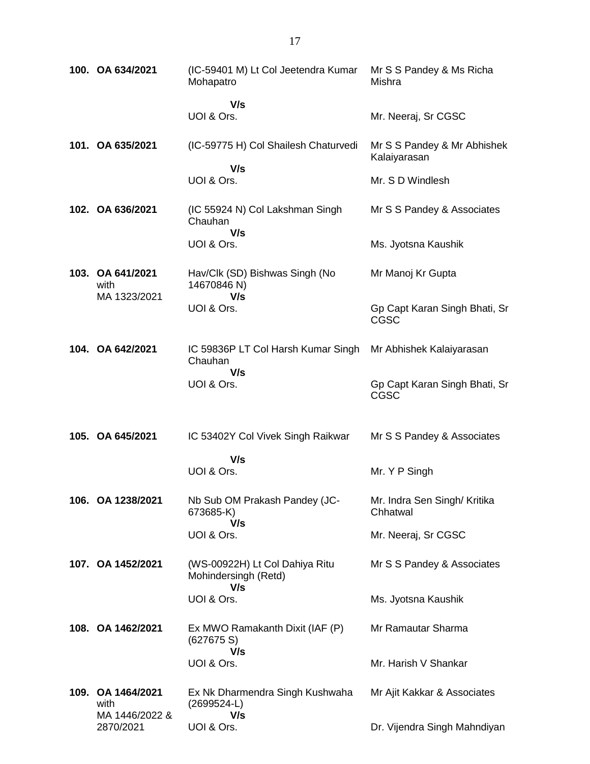| | | | |
|---|---|---|---|
| **100.** | **OA 634/2021** | (IC-59401 M) Lt Col Jeetendra Kumar Mohapatro<br><br>**V/s**<br>UOI & Ors. | Mr S S Pandey & Ms Richa Mishra<br><br>Mr. Neeraj, Sr CGSC |
| **101.** | **OA 635/2021** | (IC-59775 H) Col Shailesh Chaturvedi<br><br>**V/s**<br>UOI & Ors. | Mr S S Pandey & Mr Abhishek Kalaiyarasan<br><br>Mr. S D Windlesh |
| **102.** | **OA 636/2021** | (IC 55924 N) Col Lakshman Singh Chauhan<br>**V/s**<br>UOI & Ors. | Mr S S Pandey & Associates<br><br>Ms. Jyotsna Kaushik |
| **103.** | **OA 641/2021** with MA 1323/2021 | Hav/Clk (SD) Bishwas Singh (No 14670846 N)<br>**V/s**<br>UOI & Ors. | Mr Manoj Kr Gupta<br><br>Gp Capt Karan Singh Bhati, Sr CGSC |
| **104.** | **OA 642/2021** | IC 59836P LT Col Harsh Kumar Singh Chauhan<br>**V/s**<br>UOI & Ors. | Mr Abhishek Kalaiyarasan<br><br>Gp Capt Karan Singh Bhati, Sr CGSC |
| **105.** | **OA 645/2021** | IC 53402Y Col Vivek Singh Raikwar<br><br>**V/s**<br>UOI & Ors. | Mr S S Pandey & Associates<br><br>Mr. Y P Singh |
| **106.** | **OA 1238/2021** | Nb Sub OM Prakash Pandey (JC-673685-K)<br>**V/s**<br>UOI & Ors. | Mr. Indra Sen Singh/ Kritika Chhatwal<br><br>Mr. Neeraj, Sr CGSC |
| **107.** | **OA 1452/2021** | (WS-00922H) Lt Col Dahiya Ritu Mohindersingh (Retd)<br>**V/s**<br>UOI & Ors. | Mr S S Pandey & Associates<br><br>Ms. Jyotsna Kaushik |
| **108.** | **OA 1462/2021** | Ex MWO Ramakanth Dixit (IAF (P) (627675 S)<br>**V/s**<br>UOI & Ors. | Mr Ramautar Sharma<br><br>Mr. Harish V Shankar |
| **109.** | **OA 1464/2021** with MA 1446/2022 & 2870/2021 | Ex Nk Dharmendra Singh Kushwaha (2699524-L)<br>**V/s**<br>UOI & Ors. | Mr Ajit Kakkar & Associates<br><br>Dr. Vijendra Singh Mahndiyan |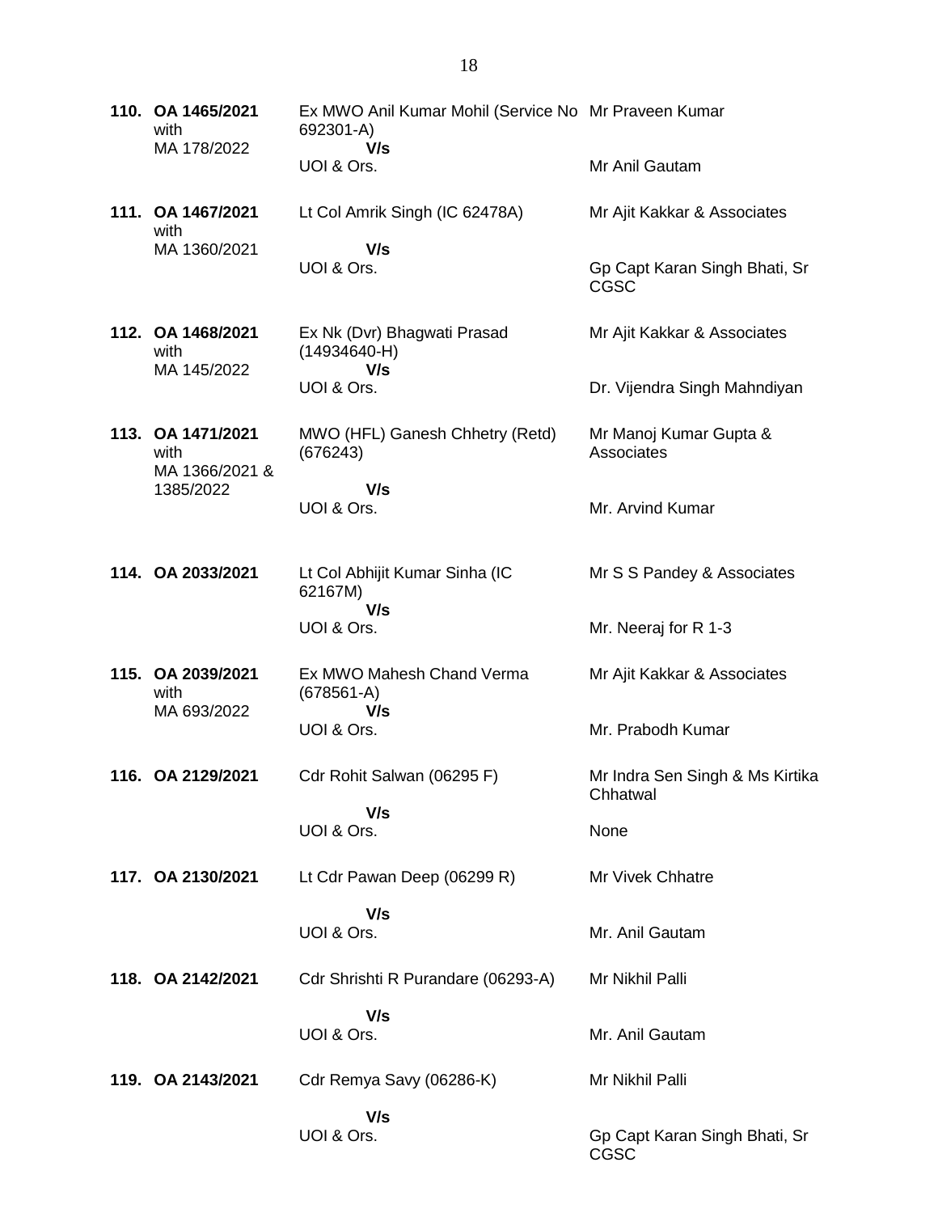| | | | |
|---|---|---|---|
| **110.** | **OA 1465/2021** with MA 178/2022 | Ex MWO Anil Kumar Mohil (Service No 692301-A) **V/s** UOI & Ors. | Mr Praveen Kumar<br><br>Mr Anil Gautam |
| **111.** | **OA 1467/2021** with MA 1360/2021 | Lt Col Amrik Singh (IC 62478A) **V/s** UOI & Ors. | Mr Ajit Kakkar & Associates<br><br>Gp Capt Karan Singh Bhati, Sr CGSC |
| **112.** | **OA 1468/2021** with MA 145/2022 | Ex Nk (Dvr) Bhagwati Prasad (14934640-H) **V/s** UOI & Ors. | Mr Ajit Kakkar & Associates<br><br>Dr. Vijendra Singh Mahndiyan |
| **113.** | **OA 1471/2021** with MA 1366/2021 & 1385/2022 | MWO (HFL) Ganesh Chhetry (Retd) (676243) **V/s** UOI & Ors. | Mr Manoj Kumar Gupta & Associates<br><br>Mr. Arvind Kumar |
| **114.** | **OA 2033/2021** | Lt Col Abhijit Kumar Sinha (IC 62167M) **V/s** UOI & Ors. | Mr S S Pandey & Associates<br><br>Mr. Neeraj for R 1-3 |
| **115.** | **OA 2039/2021** with MA 693/2022 | Ex MWO Mahesh Chand Verma (678561-A) **V/s** UOI & Ors. | Mr Ajit Kakkar & Associates<br><br>Mr. Prabodh Kumar |
| **116.** | **OA 2129/2021** | Cdr Rohit Salwan (06295 F) **V/s** UOI & Ors. | Mr Indra Sen Singh & Ms Kirtika Chhatwal<br><br>None |
| **117.** | **OA 2130/2021** | Lt Cdr Pawan Deep (06299 R) **V/s** UOI & Ors. | Mr Vivek Chhatre<br><br>Mr. Anil Gautam |
| **118.** | **OA 2142/2021** | Cdr Shrishti R Purandare (06293-A) **V/s** UOI & Ors. | Mr Nikhil Palli<br><br>Mr. Anil Gautam |
| **119.** | **OA 2143/2021** | Cdr Remya Savy (06286-K) **V/s** UOI & Ors. | Mr Nikhil Palli<br><br>Gp Capt Karan Singh Bhati, Sr CGSC |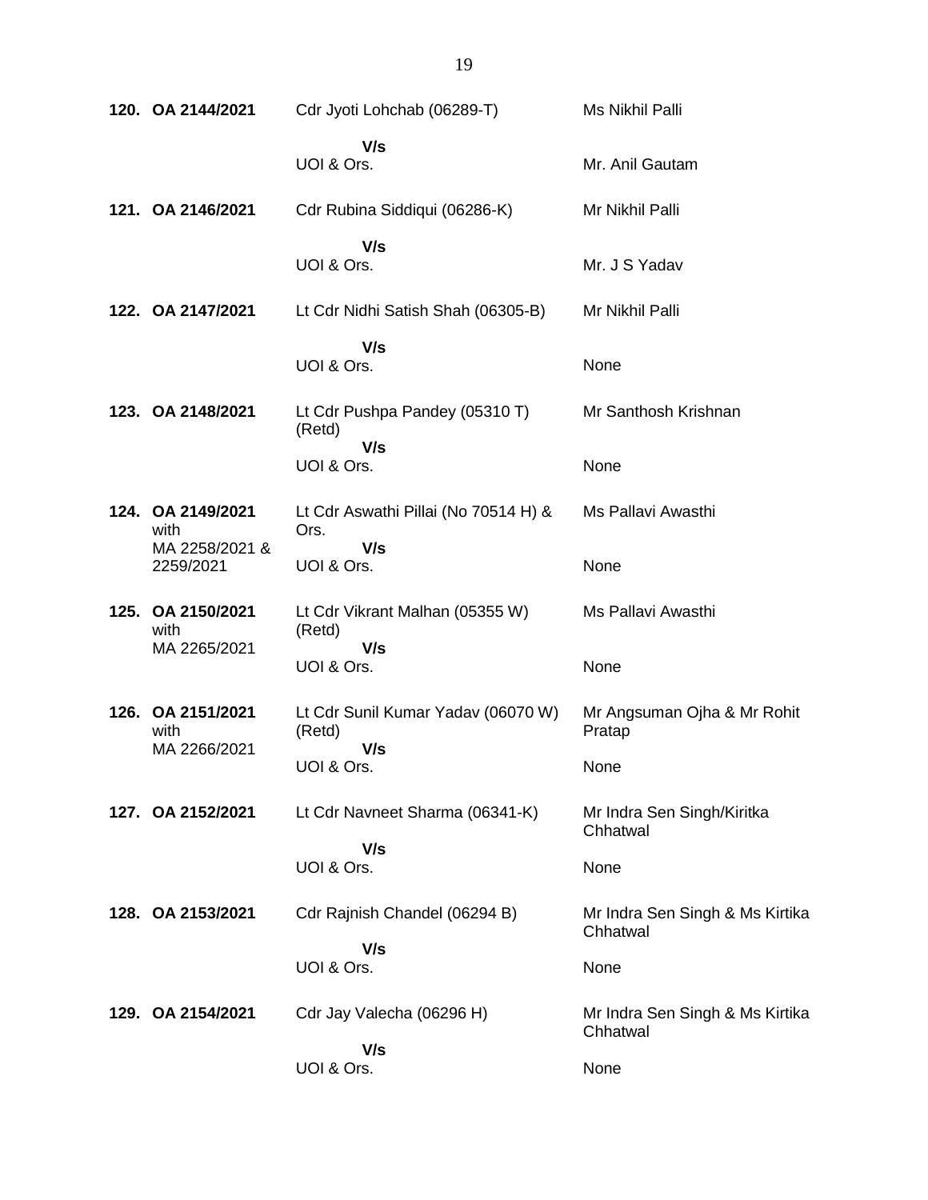| | | | |
|---|---|---|---|
| **120.** | **OA 2144/2021** | Cdr Jyoti Lohchab (06289-T)<br>**V/s**<br>UOI & Ors. | Ms Nikhil Palli<br><br>Mr. Anil Gautam |
| **121.** | **OA 2146/2021** | Cdr Rubina Siddiqui (06286-K)<br>**V/s**<br>UOI & Ors. | Mr Nikhil Palli<br><br>Mr. J S Yadav |
| **122.** | **OA 2147/2021** | Lt Cdr Nidhi Satish Shah (06305-B)<br>**V/s**<br>UOI & Ors. | Mr Nikhil Palli<br><br>None |
| **123.** | **OA 2148/2021** | Lt Cdr Pushpa Pandey (05310 T) (Retd)<br>**V/s**<br>UOI & Ors. | Mr Santhosh Krishnan<br><br>None |
| **124.** | **OA 2149/2021** with MA 2258/2021 & 2259/2021 | Lt Cdr Aswathi Pillai (No 70514 H) & Ors.<br>**V/s**<br>UOI & Ors. | Ms Pallavi Awasthi<br><br>None |
| **125.** | **OA 2150/2021** with MA 2265/2021 | Lt Cdr Vikrant Malhan (05355 W) (Retd)<br>**V/s**<br>UOI & Ors. | Ms Pallavi Awasthi<br><br>None |
| **126.** | **OA 2151/2021** with MA 2266/2021 | Lt Cdr Sunil Kumar Yadav (06070 W) (Retd)<br>**V/s**<br>UOI & Ors. | Mr Angsuman Ojha & Mr Rohit Pratap<br><br>None |
| **127.** | **OA 2152/2021** | Lt Cdr Navneet Sharma (06341-K)<br>**V/s**<br>UOI & Ors. | Mr Indra Sen Singh/Kiritka Chhatwal<br><br>None |
| **128.** | **OA 2153/2021** | Cdr Rajnish Chandel (06294 B)<br>**V/s**<br>UOI & Ors. | Mr Indra Sen Singh & Ms Kirtika Chhatwal<br><br>None |
| **129.** | **OA 2154/2021** | Cdr Jay Valecha (06296 H)<br>**V/s**<br>UOI & Ors. | Mr Indra Sen Singh & Ms Kirtika Chhatwal<br><br>None |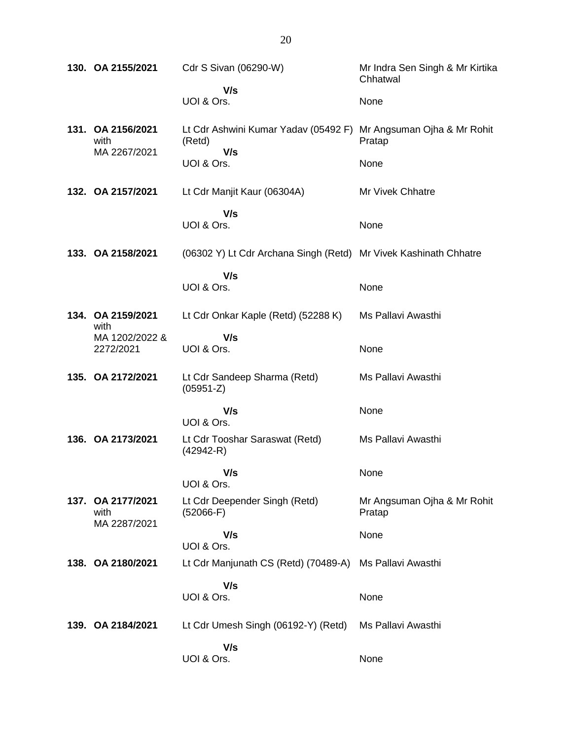| | | | |
|---|---|---|---|
| 130. | **OA 2155/2021** | Cdr S Sivan (06290-W)<br>**V/s**<br>UOI & Ors. | Mr Indra Sen Singh & Mr Kirtika Chhatwal<br><br>None |
| 131. | **OA 2156/2021** with MA 2267/2021 | Lt Cdr Ashwini Kumar Yadav (05492 F) (Retd)<br>**V/s**<br>UOI & Ors. | Mr Angsuman Ojha & Mr Rohit Pratap<br><br>None |
| 132. | **OA 2157/2021** | Lt Cdr Manjit Kaur (06304A)<br>**V/s**<br>UOI & Ors. | Mr Vivek Chhatre<br><br>None |
| 133. | **OA 2158/2021** | (06302 Y) Lt Cdr Archana Singh (Retd)<br>**V/s**<br>UOI & Ors. | Mr Vivek Kashinath Chhatre<br><br>None |
| 134. | **OA 2159/2021** with MA 1202/2022 & 2272/2021 | Lt Cdr Onkar Kaple (Retd) (52288 K)<br>**V/s**<br>UOI & Ors. | Ms Pallavi Awasthi<br><br>None |
| 135. | **OA 2172/2021** | Lt Cdr Sandeep Sharma (Retd) (05951-Z)<br>**V/s**<br>UOI & Ors. | Ms Pallavi Awasthi<br><br>None |
| 136. | **OA 2173/2021** | Lt Cdr Tooshar Saraswat (Retd) (42942-R)<br>**V/s**<br>UOI & Ors. | Ms Pallavi Awasthi<br><br>None |
| 137. | **OA 2177/2021** with MA 2287/2021 | Lt Cdr Deepender Singh (Retd) (52066-F)<br>**V/s**<br>UOI & Ors. | Mr Angsuman Ojha & Mr Rohit Pratap<br><br>None |
| 138. | **OA 2180/2021** | Lt Cdr Manjunath CS (Retd) (70489-A)<br>**V/s**<br>UOI & Ors. | Ms Pallavi Awasthi<br><br>None |
| 139. | **OA 2184/2021** | Lt Cdr Umesh Singh (06192-Y) (Retd)<br>**V/s**<br>UOI & Ors. | Ms Pallavi Awasthi<br><br>None |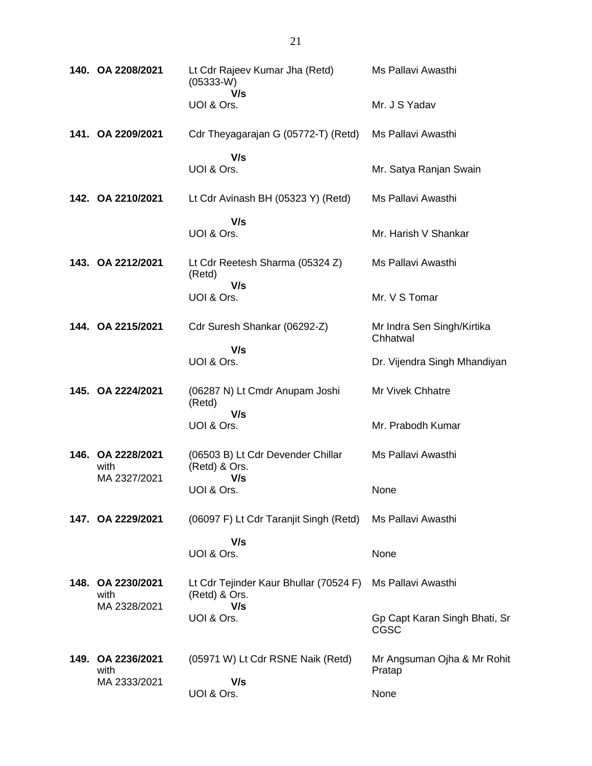| | | | |
|---|---|---|---|
| 140. | OA 2208/2021 | Lt Cdr Rajeev Kumar Jha (Retd) (05333-W)<br>**V/s**<br>UOI & Ors. | Ms Pallavi Awasthi<br><br>Mr. J S Yadav |
| 141. | OA 2209/2021 | Cdr Theyagarajan G (05772-T) (Retd)<br>**V/s**<br>UOI & Ors. | Ms Pallavi Awasthi<br><br>Mr. Satya Ranjan Swain |
| 142. | OA 2210/2021 | Lt Cdr Avinash BH (05323 Y) (Retd)<br>**V/s**<br>UOI & Ors. | Ms Pallavi Awasthi<br><br>Mr. Harish V Shankar |
| 143. | OA 2212/2021 | Lt Cdr Reetesh Sharma (05324 Z) (Retd)<br>**V/s**<br>UOI & Ors. | Ms Pallavi Awasthi<br><br>Mr. V S Tomar |
| 144. | OA 2215/2021 | Cdr Suresh Shankar (06292-Z)<br>**V/s**<br>UOI & Ors. | Mr Indra Sen Singh/Kirtika Chhatwal<br><br>Dr. Vijendra Singh Mhandiyan |
| 145. | OA 2224/2021 | (06287 N) Lt Cmdr Anupam Joshi (Retd)<br>**V/s**<br>UOI & Ors. | Mr Vivek Chhatre<br><br>Mr. Prabodh Kumar |
| 146. | OA 2228/2021 with MA 2327/2021 | (06503 B) Lt Cdr Devender Chillar (Retd) & Ors.<br>**V/s**<br>UOI & Ors. | Ms Pallavi Awasthi<br><br>None |
| 147. | OA 2229/2021 | (06097 F) Lt Cdr Taranjit Singh (Retd)<br>**V/s**<br>UOI & Ors. | Ms Pallavi Awasthi<br><br>None |
| 148. | OA 2230/2021 with MA 2328/2021 | Lt Cdr Tejinder Kaur Bhullar (70524 F) (Retd) & Ors.<br>**V/s**<br>UOI & Ors. | Ms Pallavi Awasthi<br><br>Gp Capt Karan Singh Bhati, Sr CGSC |
| 149. | OA 2236/2021 with MA 2333/2021 | (05971 W) Lt Cdr RSNE Naik (Retd)<br>**V/s**<br>UOI & Ors. | Mr Angsuman Ojha & Mr Rohit Pratap<br><br>None |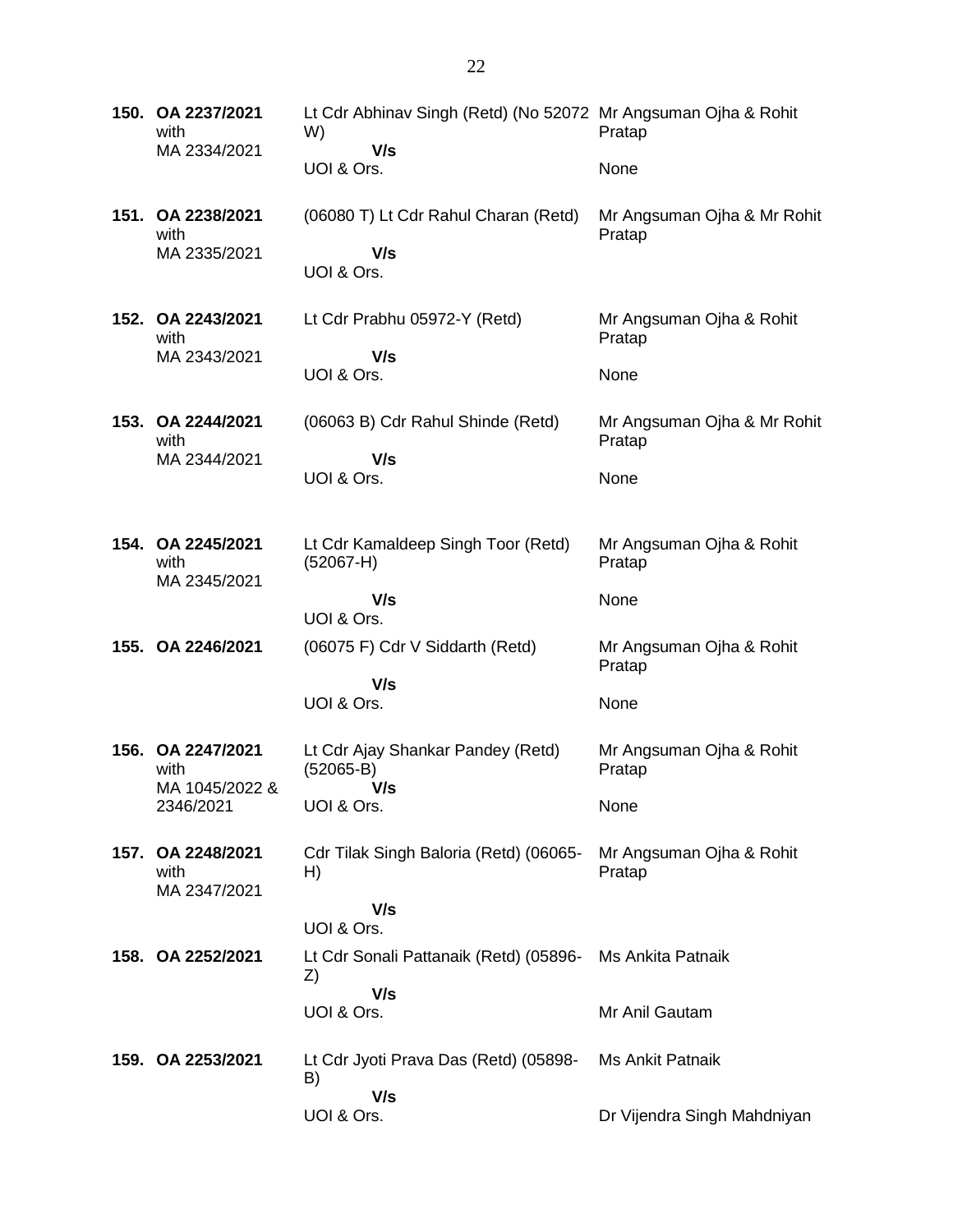| | | | |
|---|---|---|---|
| 150. | **OA 2237/2021** with MA 2334/2021 | Lt Cdr Abhinav Singh (Retd) (No 52072 W) **V/s** UOI & Ors. | Mr Angsuman Ojha & Rohit Pratap<br><br>None |
| 151. | **OA 2238/2021** with MA 2335/2021 | (06080 T) Lt Cdr Rahul Charan (Retd) **V/s** UOI & Ors. | Mr Angsuman Ojha & Mr Rohit Pratap |
| 152. | **OA 2243/2021** with MA 2343/2021 | Lt Cdr Prabhu 05972-Y (Retd) **V/s** UOI & Ors. | Mr Angsuman Ojha & Rohit Pratap<br><br>None |
| 153. | **OA 2244/2021** with MA 2344/2021 | (06063 B) Cdr Rahul Shinde (Retd) **V/s** UOI & Ors. | Mr Angsuman Ojha & Mr Rohit Pratap<br><br>None |
| 154. | **OA 2245/2021** with MA 2345/2021 | Lt Cdr Kamaldeep Singh Toor (Retd) (52067-H) **V/s** UOI & Ors. | Mr Angsuman Ojha & Rohit Pratap<br><br>None |
| 155. | **OA 2246/2021** | (06075 F) Cdr V Siddarth (Retd) **V/s** UOI & Ors. | Mr Angsuman Ojha & Rohit Pratap<br><br>None |
| 156. | **OA 2247/2021** with MA 1045/2022 & 2346/2021 | Lt Cdr Ajay Shankar Pandey (Retd) (52065-B) **V/s** UOI & Ors. | Mr Angsuman Ojha & Rohit Pratap<br><br>None |
| 157. | **OA 2248/2021** with MA 2347/2021 | Cdr Tilak Singh Baloria (Retd) (06065-H) **V/s** UOI & Ors. | Mr Angsuman Ojha & Rohit Pratap |
| 158. | **OA 2252/2021** | Lt Cdr Sonali Pattanaik (Retd) (05896-Z) **V/s** UOI & Ors. | Ms Ankita Patnaik<br><br>Mr Anil Gautam |
| 159. | **OA 2253/2021** | Lt Cdr Jyoti Prava Das (Retd) (05898-B) **V/s** UOI & Ors. | Ms Ankit Patnaik<br><br>Dr Vijendra Singh Mahdniyan |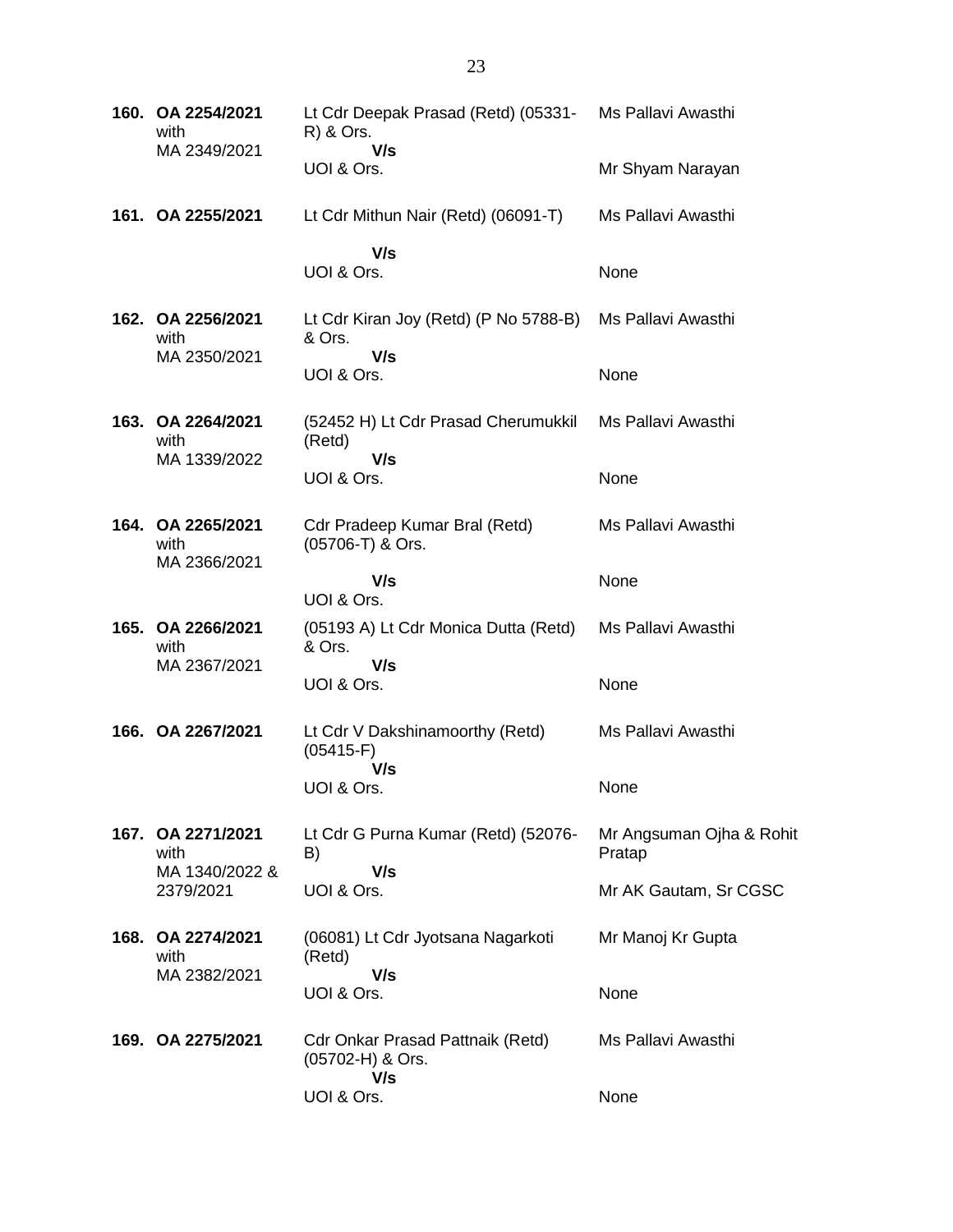| | | | |
|---|---|---|---|
| **160.** | **OA 2254/2021** with MA 2349/2021 | Lt Cdr Deepak Prasad (Retd) (05331-R) & Ors. **V/s** UOI & Ors. | Ms Pallavi Awasthi<br><br>Mr Shyam Narayan |
| **161.** | **OA 2255/2021** | Lt Cdr Mithun Nair (Retd) (06091-T) **V/s** UOI & Ors. | Ms Pallavi Awasthi<br><br>None |
| **162.** | **OA 2256/2021** with MA 2350/2021 | Lt Cdr Kiran Joy (Retd) (P No 5788-B) & Ors. **V/s** UOI & Ors. | Ms Pallavi Awasthi<br><br>None |
| **163.** | **OA 2264/2021** with MA 1339/2022 | (52452 H) Lt Cdr Prasad Cherumukkil (Retd) **V/s** UOI & Ors. | Ms Pallavi Awasthi<br><br>None |
| **164.** | **OA 2265/2021** with MA 2366/2021 | Cdr Pradeep Kumar Bral (Retd) (05706-T) & Ors. **V/s** UOI & Ors. | Ms Pallavi Awasthi<br><br>None |
| **165.** | **OA 2266/2021** with MA 2367/2021 | (05193 A) Lt Cdr Monica Dutta (Retd) & Ors. **V/s** UOI & Ors. | Ms Pallavi Awasthi<br><br>None |
| **166.** | **OA 2267/2021** | Lt Cdr V Dakshinamoorthy (Retd) (05415-F) **V/s** UOI & Ors. | Ms Pallavi Awasthi<br><br>None |
| **167.** | **OA 2271/2021** with MA 1340/2022 & 2379/2021 | Lt Cdr G Purna Kumar (Retd) (52076-B) **V/s** UOI & Ors. | Mr Angsuman Ojha & Rohit Pratap<br><br>Mr AK Gautam, Sr CGSC |
| **168.** | **OA 2274/2021** with MA 2382/2021 | (06081) Lt Cdr Jyotsana Nagarkoti (Retd) **V/s** UOI & Ors. | Mr Manoj Kr Gupta<br><br>None |
| **169.** | **OA 2275/2021** | Cdr Onkar Prasad Pattnaik (Retd) (05702-H) & Ors. **V/s** UOI & Ors. | Ms Pallavi Awasthi<br><br>None |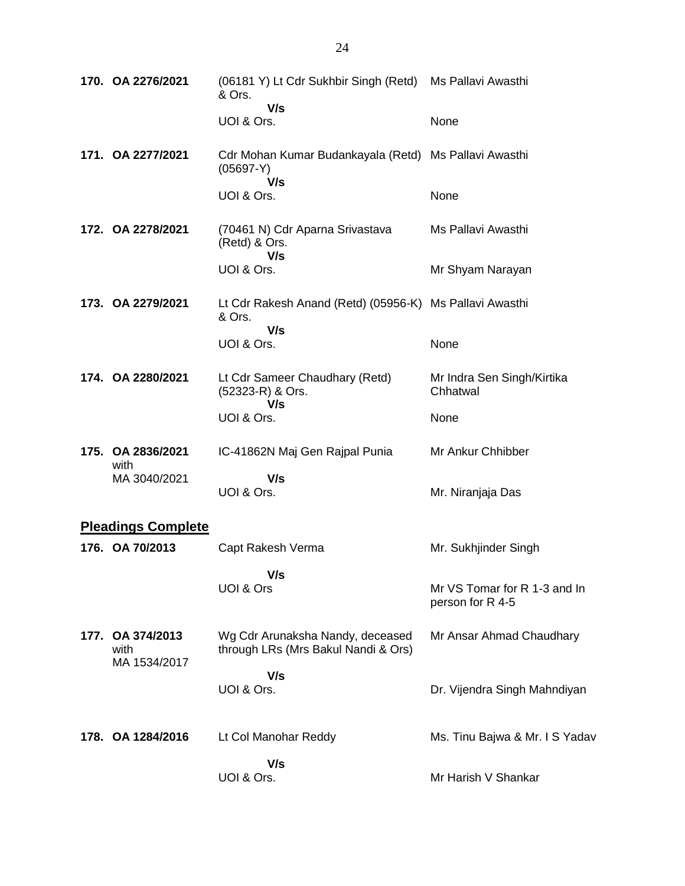| | | | |
|---|---|---|---|
| 170. | OA 2276/2021 | (06181 Y) Lt Cdr Sukhbir Singh (Retd) & Ors. V/s UOI & Ors. | Ms Pallavi Awasthi<br><br>None |
| 171. | OA 2277/2021 | Cdr Mohan Kumar Budankayala (Retd) (05697-Y) V/s UOI & Ors. | Ms Pallavi Awasthi<br><br>None |
| 172. | OA 2278/2021 | (70461 N) Cdr Aparna Srivastava (Retd) & Ors. V/s UOI & Ors. | Ms Pallavi Awasthi<br><br>Mr Shyam Narayan |
| 173. | OA 2279/2021 | Lt Cdr Rakesh Anand (Retd) (05956-K) & Ors. V/s UOI & Ors. | Ms Pallavi Awasthi<br><br>None |
| 174. | OA 2280/2021 | Lt Cdr Sameer Chaudhary (Retd) (52323-R) & Ors. V/s UOI & Ors. | Mr Indra Sen Singh/Kirtika Chhatwal<br><br>None |
| 175. | OA 2836/2021 with MA 3040/2021 | IC-41862N Maj Gen Rajpal Punia V/s UOI & Ors. | Mr Ankur Chhibber<br><br>Mr. Niranjaja Das |

## **Pleadings Complete**

| | | | |
|---|---|---|---|
| 176. | OA 70/2013 | Capt Rakesh Verma V/s UOI & Ors | Mr. Sukhjinder Singh<br><br>Mr VS Tomar for R 1-3 and In person for R 4-5 |
| 177. | OA 374/2013 with MA 1534/2017 | Wg Cdr Arunaksha Nandy, deceased through LRs (Mrs Bakul Nandi & Ors) V/s UOI & Ors. | Mr Ansar Ahmad Chaudhary<br><br>Dr. Vijendra Singh Mahndiyan |
| 178. | OA 1284/2016 | Lt Col Manohar Reddy V/s UOI & Ors. | Ms. Tinu Bajwa & Mr. I S Yadav<br><br>Mr Harish V Shankar |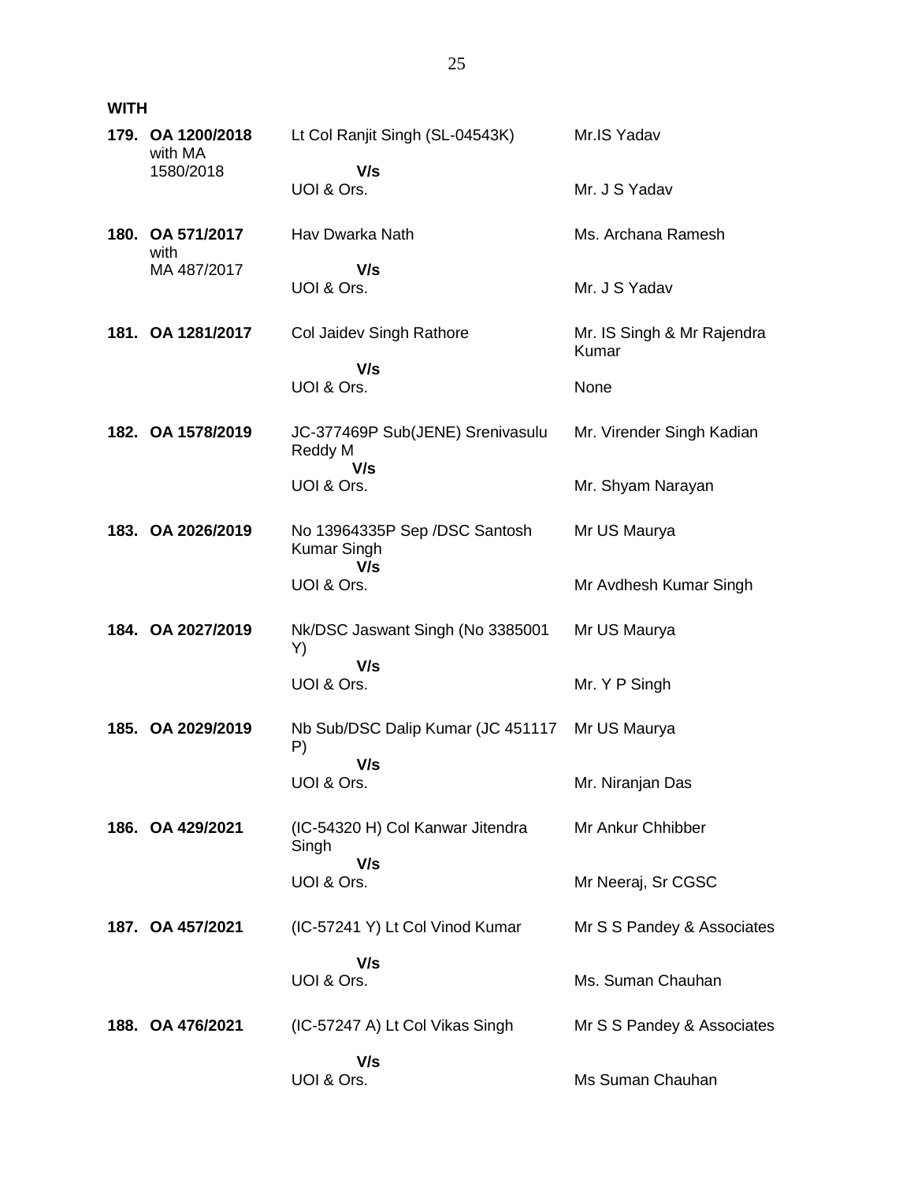**WITH**

| | | | |
|---|---|---|---|
| **179.** | **OA 1200/2018** with MA 1580/2018 | Lt Col Ranjit Singh (SL-04543K)<br>**V/s**<br>UOI & Ors. | Mr.IS Yadav<br><br>Mr. J S Yadav |
| **180.** | **OA 571/2017** with MA 487/2017 | Hav Dwarka Nath<br>**V/s**<br>UOI & Ors. | Ms. Archana Ramesh<br><br>Mr. J S Yadav |
| **181.** | **OA 1281/2017** | Col Jaidev Singh Rathore<br>**V/s**<br>UOI & Ors. | Mr. IS Singh & Mr Rajendra Kumar<br><br>None |
| **182.** | **OA 1578/2019** | JC-377469P Sub(JENE) Srenivasulu Reddy M<br>**V/s**<br>UOI & Ors. | Mr. Virender Singh Kadian<br><br>Mr. Shyam Narayan |
| **183.** | **OA 2026/2019** | No 13964335P Sep /DSC Santosh Kumar Singh<br>**V/s**<br>UOI & Ors. | Mr US Maurya<br><br>Mr Avdhesh Kumar Singh |
| **184.** | **OA 2027/2019** | Nk/DSC Jaswant Singh (No 3385001 Y)<br>**V/s**<br>UOI & Ors. | Mr US Maurya<br><br>Mr. Y P Singh |
| **185.** | **OA 2029/2019** | Nb Sub/DSC Dalip Kumar (JC 451117 P)<br>**V/s**<br>UOI & Ors. | Mr US Maurya<br><br>Mr. Niranjan Das |
| **186.** | **OA 429/2021** | (IC-54320 H) Col Kanwar Jitendra Singh<br>**V/s**<br>UOI & Ors. | Mr Ankur Chhibber<br><br>Mr Neeraj, Sr CGSC |
| **187.** | **OA 457/2021** | (IC-57241 Y) Lt Col Vinod Kumar<br>**V/s**<br>UOI & Ors. | Mr S S Pandey & Associates<br><br>Ms. Suman Chauhan |
| **188.** | **OA 476/2021** | (IC-57247 A) Lt Col Vikas Singh<br>**V/s**<br>UOI & Ors. | Mr S S Pandey & Associates<br><br>Ms Suman Chauhan |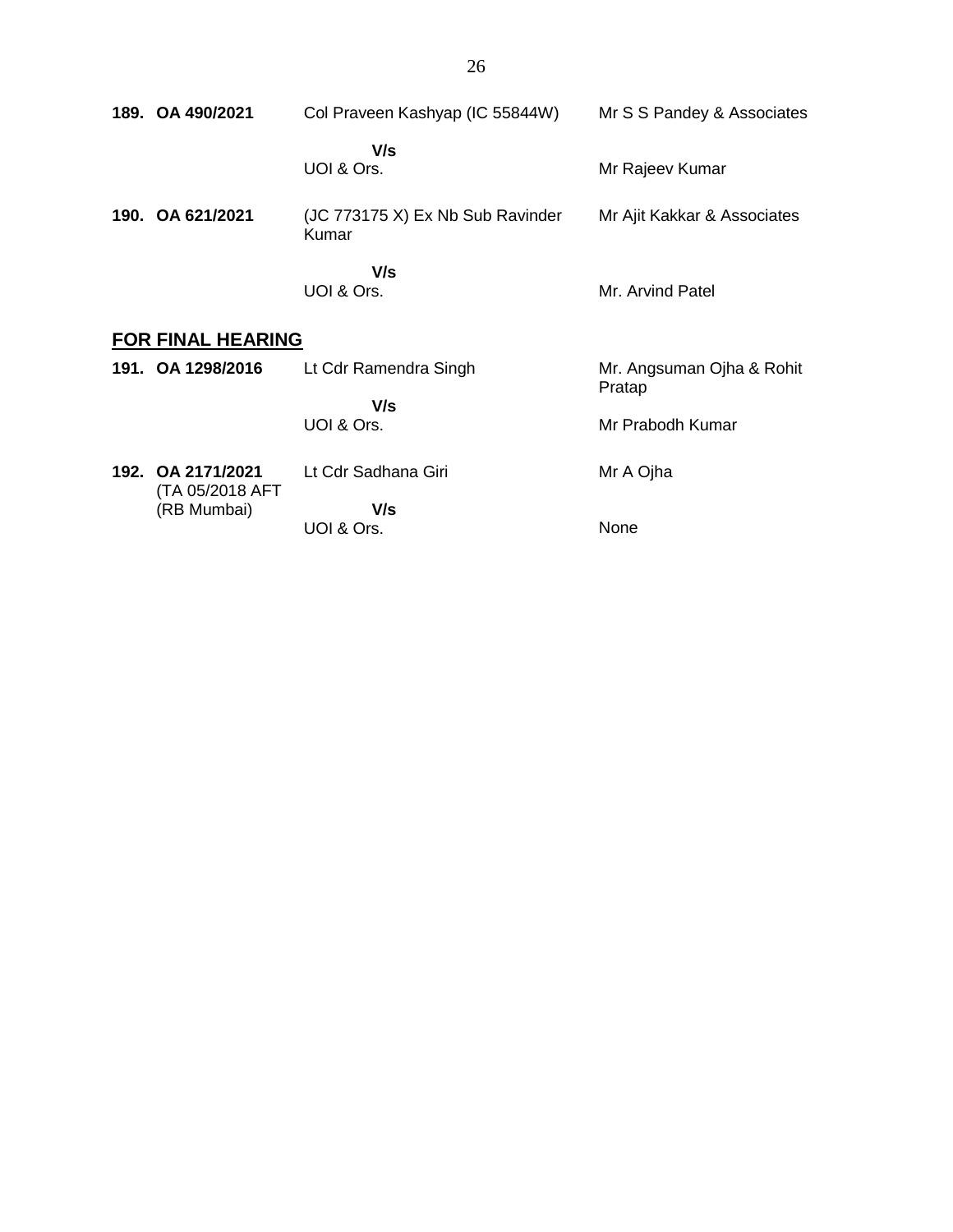| | | | |
|---|---|---|---|
| **189.** | **OA 490/2021** | Col Praveen Kashyap (IC 55844W)<br><br>**V/s**<br>UOI & Ors. | Mr S S Pandey & Associates<br><br><br>Mr Rajeev Kumar |
| **190.** | **OA 621/2021** | (JC 773175 X) Ex Nb Sub Ravinder Kumar<br><br>**V/s**<br>UOI & Ors. | Mr Ajit Kakkar & Associates<br><br><br>Mr. Arvind Patel |

## FOR FINAL HEARING

| | | | |
|---|---|---|---|
| **191.** | **OA 1298/2016** | Lt Cdr Ramendra Singh<br><br>**V/s**<br>UOI & Ors. | Mr. Angsuman Ojha & Rohit Pratap<br><br>Mr Prabodh Kumar |
| **192.** | **OA 2171/2021** (TA 05/2018 AFT (RB Mumbai) | Lt Cdr Sadhana Giri<br><br>**V/s**<br>UOI & Ors. | Mr A Ojha<br><br><br>None |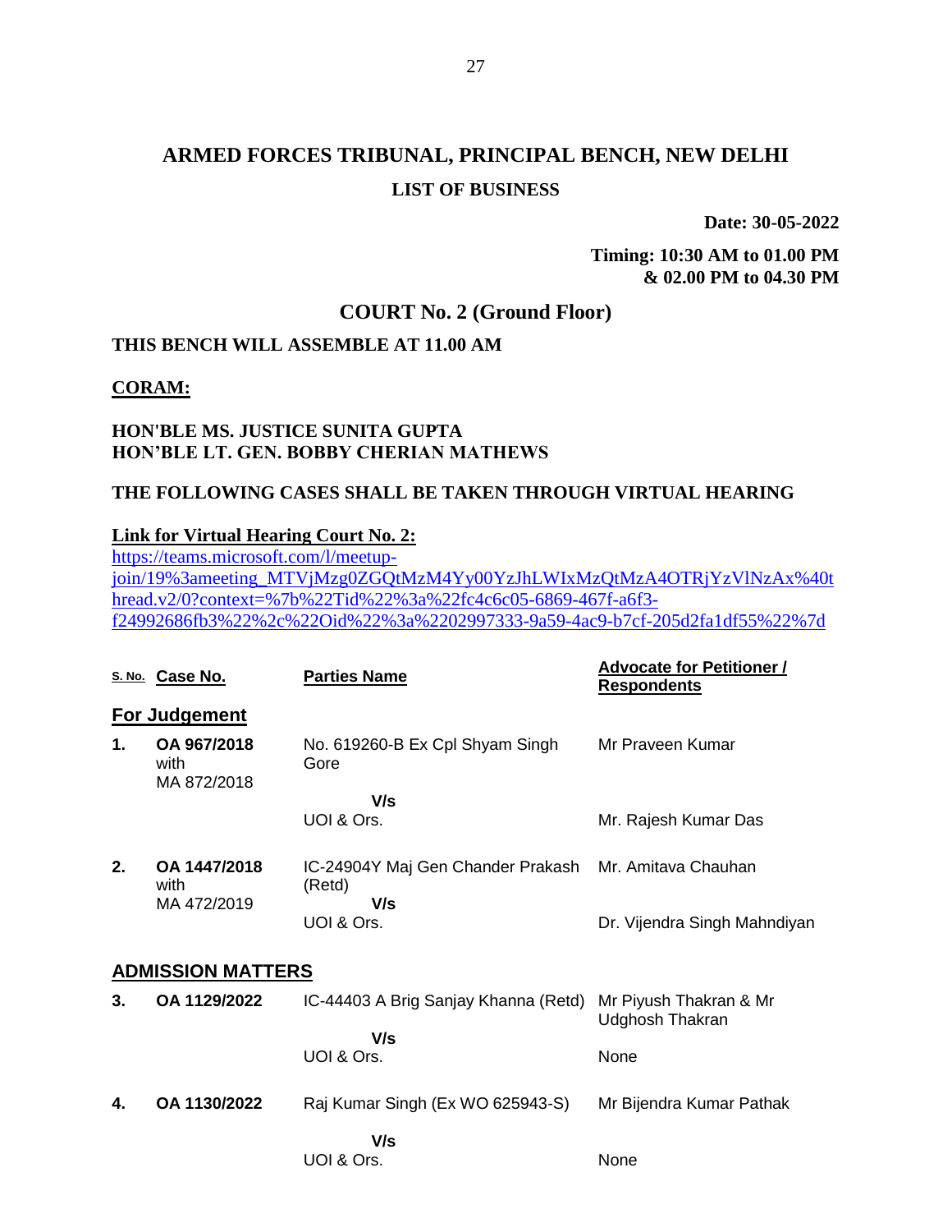# ARMED FORCES TRIBUNAL, PRINCIPAL BENCH, NEW DELHI

## LIST OF BUSINESS

**Date: 30-05-2022**

**Timing: 10:30 AM to 01.00 PM & 02.00 PM to 04.30 PM**

## COURT No. 2 (Ground Floor)

**THIS BENCH WILL ASSEMBLE AT 11.00 AM**

**CORAM:**

**HON'BLE MS. JUSTICE SUNITA GUPTA**
**HON'BLE LT. GEN. BOBBY CHERIAN MATHEWS**

**THE FOLLOWING CASES SHALL BE TAKEN THROUGH VIRTUAL HEARING**

**Link for Virtual Hearing Court No. 2:**
https://teams.microsoft.com/l/meetup-join/19%3ameeting_MTVjMzg0ZGQtMzM4Yy00YzJhLWIxMzQtMzA4OTRjYzVlNzAx%40thread.v2/0?context=%7b%22Tid%22%3a%22fc4c6c05-6869-467f-a6f3-f24992686fb3%22%2c%22Oid%22%3a%2202997333-9a59-4ac9-b7cf-205d2fa1df55%22%7d

| S. No. | Case No. | Parties Name | Advocate for Petitioner / Respondents |
|---|---|---|---|
| **For Judgement** | | | |
| **1.** | **OA 967/2018** with MA 872/2018 | No. 619260-B Ex Cpl Shyam Singh Gore | Mr Praveen Kumar |
| | | **V/s** | |
| | | UOI & Ors. | Mr. Rajesh Kumar Das |
| **2.** | **OA 1447/2018** with MA 472/2019 | IC-24904Y Maj Gen Chander Prakash (Retd) | Mr. Amitava Chauhan |
| | | **V/s** | |
| | | UOI & Ors. | Dr. Vijendra Singh Mahndiyan |
| **ADMISSION MATTERS** | | | |
| **3.** | **OA 1129/2022** | IC-44403 A Brig Sanjay Khanna (Retd) | Mr Piyush Thakran & Mr Udghosh Thakran |
| | | **V/s** | |
| | | UOI & Ors. | None |
| **4.** | **OA 1130/2022** | Raj Kumar Singh (Ex WO 625943-S) | Mr Bijendra Kumar Pathak |
| | | **V/s** | |
| | | UOI & Ors. | None |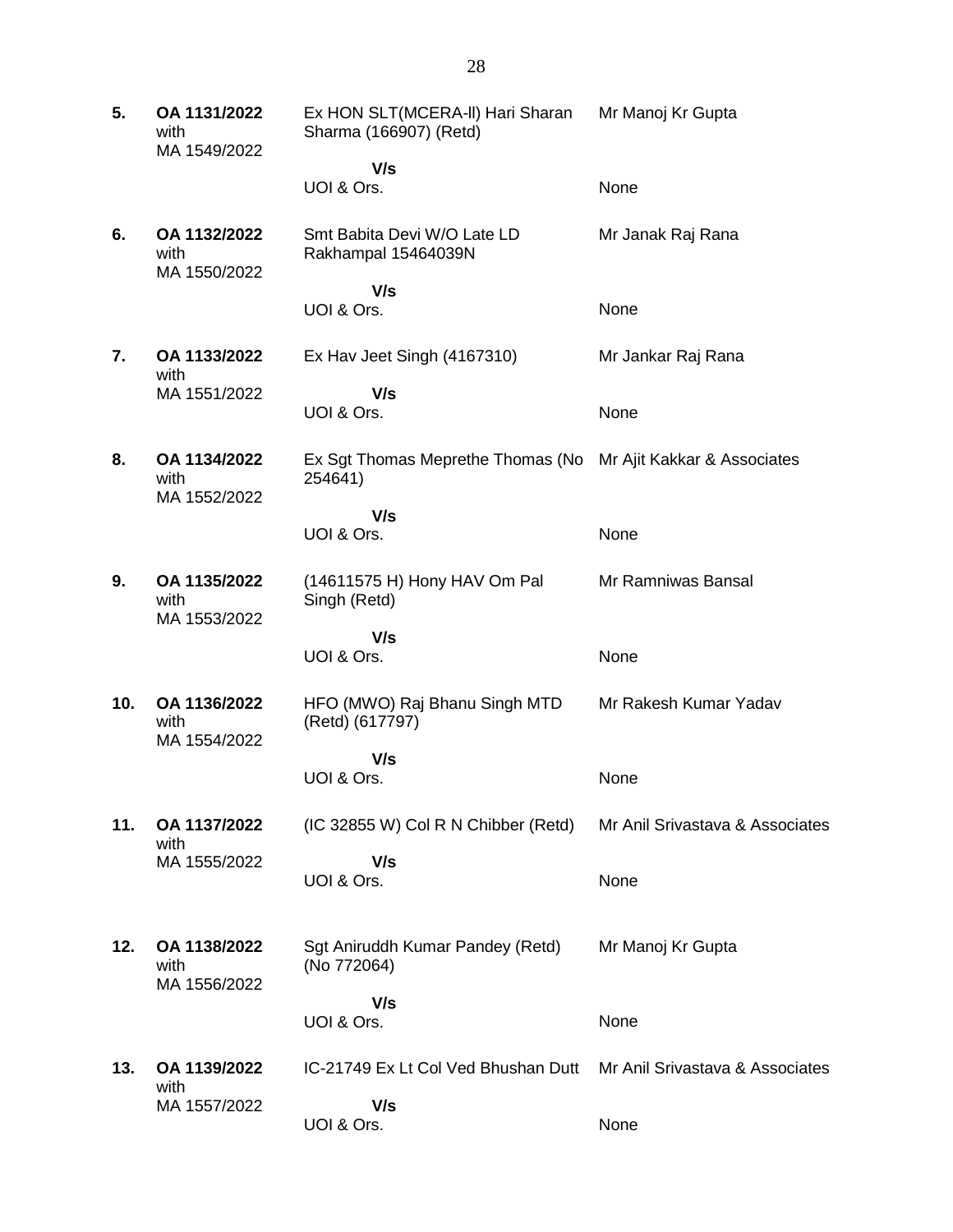| | | | |
|---|---|---|---|
| **5.** | **OA 1131/2022** with MA 1549/2022 | Ex HON SLT(MCERA-ll) Hari Sharan Sharma (166907) (Retd)<br>**V/s**<br>UOI & Ors. | Mr Manoj Kr Gupta<br><br>None |
| **6.** | **OA 1132/2022** with MA 1550/2022 | Smt Babita Devi W/O Late LD Rakhampal 15464039N<br>**V/s**<br>UOI & Ors. | Mr Janak Raj Rana<br><br>None |
| **7.** | **OA 1133/2022** with MA 1551/2022 | Ex Hav Jeet Singh (4167310)<br>**V/s**<br>UOI & Ors. | Mr Jankar Raj Rana<br><br>None |
| **8.** | **OA 1134/2022** with MA 1552/2022 | Ex Sgt Thomas Meprethe Thomas (No 254641)<br>**V/s**<br>UOI & Ors. | Mr Ajit Kakkar & Associates<br><br>None |
| **9.** | **OA 1135/2022** with MA 1553/2022 | (14611575 H) Hony HAV Om Pal Singh (Retd)<br>**V/s**<br>UOI & Ors. | Mr Ramniwas Bansal<br><br>None |
| **10.** | **OA 1136/2022** with MA 1554/2022 | HFO (MWO) Raj Bhanu Singh MTD (Retd) (617797)<br>**V/s**<br>UOI & Ors. | Mr Rakesh Kumar Yadav<br><br>None |
| **11.** | **OA 1137/2022** with MA 1555/2022 | (IC 32855 W) Col R N Chibber (Retd)<br>**V/s**<br>UOI & Ors. | Mr Anil Srivastava & Associates<br><br>None |
| **12.** | **OA 1138/2022** with MA 1556/2022 | Sgt Aniruddh Kumar Pandey (Retd) (No 772064)<br>**V/s**<br>UOI & Ors. | Mr Manoj Kr Gupta<br><br>None |
| **13.** | **OA 1139/2022** with MA 1557/2022 | IC-21749 Ex Lt Col Ved Bhushan Dutt<br>**V/s**<br>UOI & Ors. | Mr Anil Srivastava & Associates<br><br>None |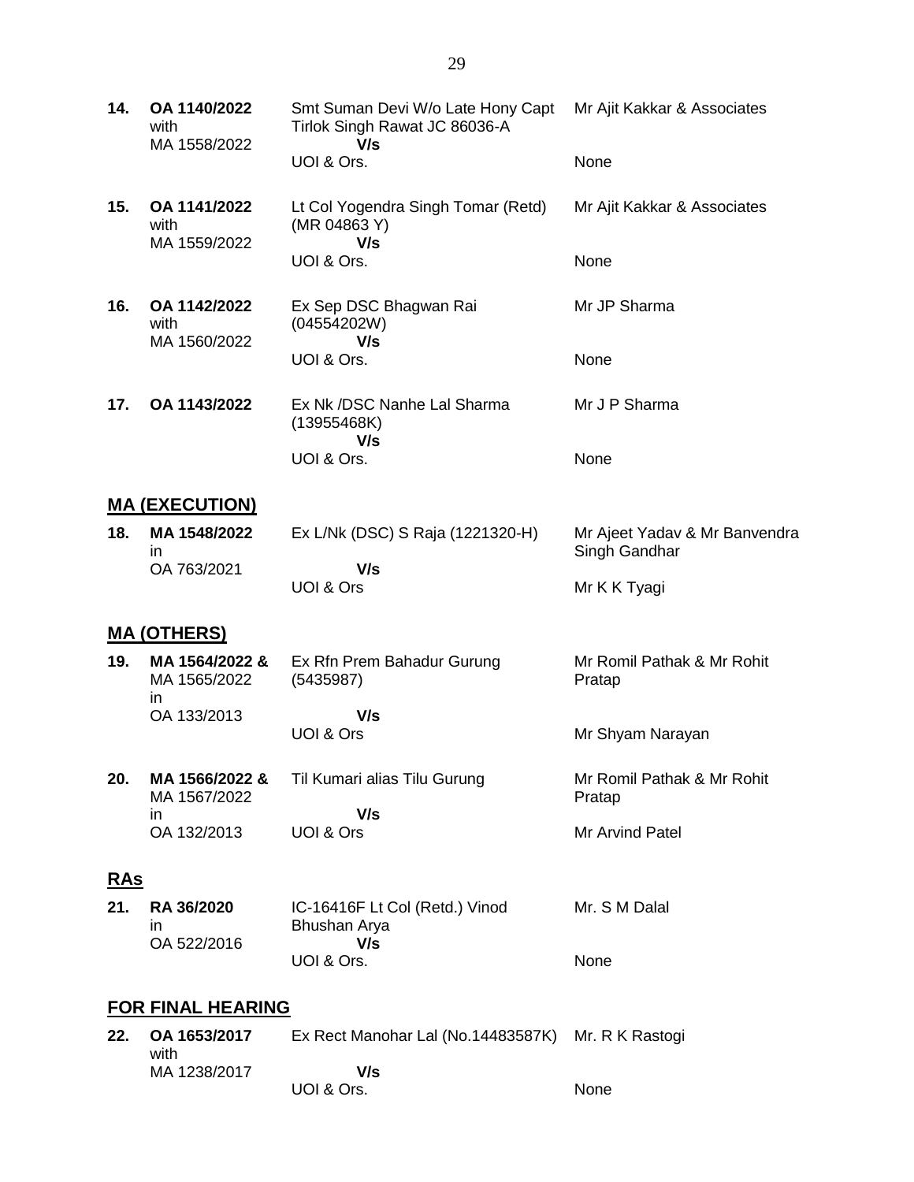| | | | |
|---|---|---|---|
| **14.** | **OA 1140/2022** with MA 1558/2022 | Smt Suman Devi W/o Late Hony Capt Tirlok Singh Rawat JC 86036-A **V/s** UOI & Ors. | Mr Ajit Kakkar & Associates<br><br>None |
| **15.** | **OA 1141/2022** with MA 1559/2022 | Lt Col Yogendra Singh Tomar (Retd) (MR 04863 Y) **V/s** UOI & Ors. | Mr Ajit Kakkar & Associates<br><br>None |
| **16.** | **OA 1142/2022** with MA 1560/2022 | Ex Sep DSC Bhagwan Rai (04554202W) **V/s** UOI & Ors. | Mr JP Sharma<br><br>None |
| **17.** | **OA 1143/2022** | Ex Nk /DSC Nanhe Lal Sharma (13955468K) **V/s** UOI & Ors. | Mr J P Sharma<br><br>None |

## MA (EXECUTION)

| | | | |
|---|---|---|---|
| **18.** | **MA 1548/2022** in OA 763/2021 | Ex L/Nk (DSC) S Raja (1221320-H) **V/s** UOI & Ors | Mr Ajeet Yadav & Mr Banvendra Singh Gandhar<br><br>Mr K K Tyagi |

## MA (OTHERS)

| | | | |
|---|---|---|---|
| **19.** | **MA 1564/2022 &** MA 1565/2022 in OA 133/2013 | Ex Rfn Prem Bahadur Gurung (5435987) **V/s** UOI & Ors | Mr Romil Pathak & Mr Rohit Pratap<br><br>Mr Shyam Narayan |
| **20.** | **MA 1566/2022 &** MA 1567/2022 in OA 132/2013 | Til Kumari alias Tilu Gurung **V/s** UOI & Ors | Mr Romil Pathak & Mr Rohit Pratap<br><br>Mr Arvind Patel |

## RAs

| | | | |
|---|---|---|---|
| **21.** | **RA 36/2020** in OA 522/2016 | IC-16416F Lt Col (Retd.) Vinod Bhushan Arya **V/s** UOI & Ors. | Mr. S M Dalal<br><br>None |

## FOR FINAL HEARING

| | | | |
|---|---|---|---|
| **22.** | **OA 1653/2017** with MA 1238/2017 | Ex Rect Manohar Lal (No.14483587K) **V/s** UOI & Ors. | Mr. R K Rastogi<br><br>None |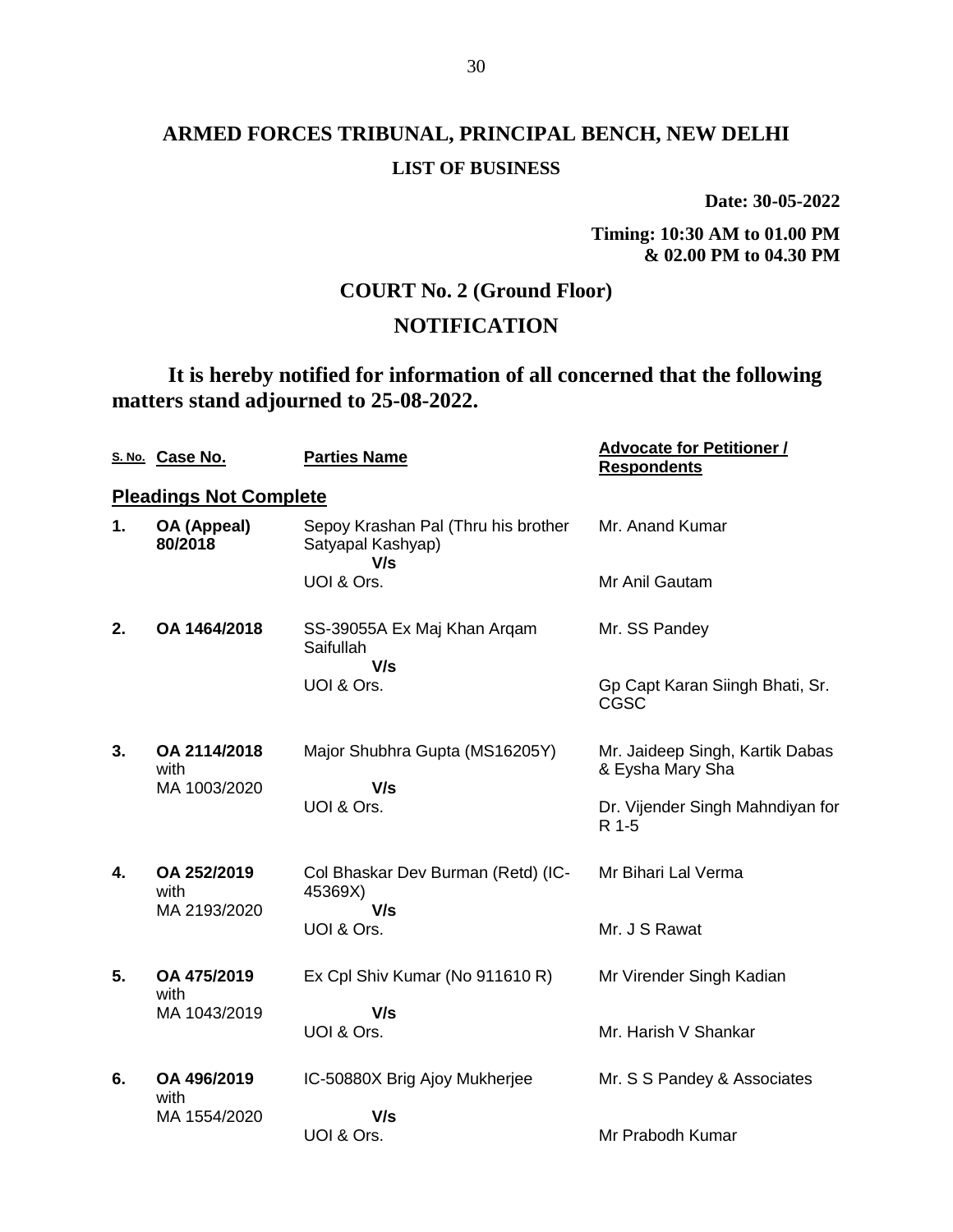# ARMED FORCES TRIBUNAL, PRINCIPAL BENCH, NEW DELHI

## LIST OF BUSINESS

**Date: 30-05-2022**

**Timing: 10:30 AM to 01.00 PM & 02.00 PM to 04.30 PM**

## COURT No. 2 (Ground Floor)

## NOTIFICATION

**It is hereby notified for information of all concerned that the following matters stand adjourned to 25-08-2022.**

| S. No. | Case No. | Parties Name | Advocate for Petitioner / Respondents |
|---|---|---|---|
| **Pleadings Not Complete** | | | |
| 1. | **OA (Appeal) 80/2018** | Sepoy Krashan Pal (Thru his brother Satyapal Kashyap) **V/s** UOI & Ors. | Mr. Anand Kumar<br>Mr Anil Gautam |
| 2. | **OA 1464/2018** | SS-39055A Ex Maj Khan Arqam Saifullah **V/s** UOI & Ors. | Mr. SS Pandey<br>Gp Capt Karan Siingh Bhati, Sr. CGSC |
| 3. | **OA 2114/2018** with MA 1003/2020 | Major Shubhra Gupta (MS16205Y) **V/s** UOI & Ors. | Mr. Jaideep Singh, Kartik Dabas & Eysha Mary Sha<br>Dr. Vijender Singh Mahndiyan for R 1-5 |
| 4. | **OA 252/2019** with MA 2193/2020 | Col Bhaskar Dev Burman (Retd) (IC-45369X) **V/s** UOI & Ors. | Mr Bihari Lal Verma<br>Mr. J S Rawat |
| 5. | **OA 475/2019** with MA 1043/2019 | Ex Cpl Shiv Kumar (No 911610 R) **V/s** UOI & Ors. | Mr Virender Singh Kadian<br>Mr. Harish V Shankar |
| 6. | **OA 496/2019** with MA 1554/2020 | IC-50880X Brig Ajoy Mukherjee **V/s** UOI & Ors. | Mr. S S Pandey & Associates<br>Mr Prabodh Kumar |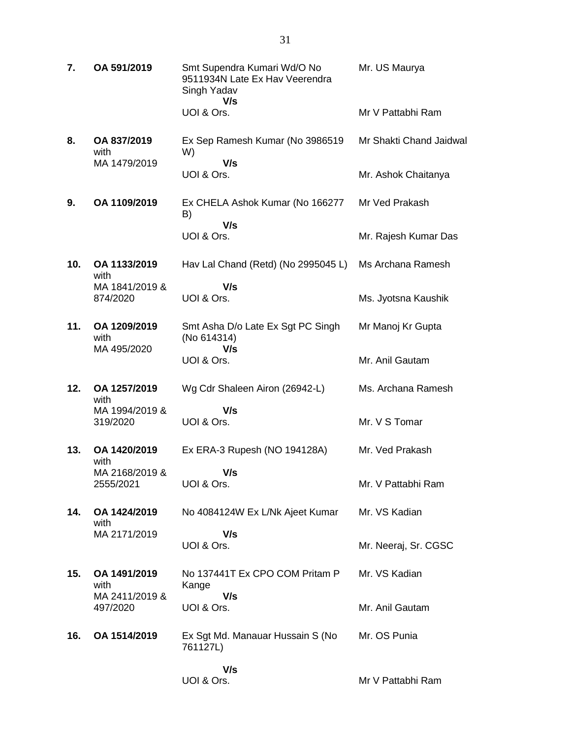| | | | |
|---|---|---|---|
| **7.** | **OA 591/2019** | Smt Supendra Kumari Wd/O No 9511934N Late Ex Hav Veerendra Singh Yadav<br>**V/s**<br>UOI & Ors. | Mr. US Maurya<br><br>Mr V Pattabhi Ram |
| **8.** | **OA 837/2019** with MA 1479/2019 | Ex Sep Ramesh Kumar (No 3986519 W)<br>**V/s**<br>UOI & Ors. | Mr Shakti Chand Jaidwal<br><br>Mr. Ashok Chaitanya |
| **9.** | **OA 1109/2019** | Ex CHELA Ashok Kumar (No 166277 B)<br>**V/s**<br>UOI & Ors. | Mr Ved Prakash<br><br>Mr. Rajesh Kumar Das |
| **10.** | **OA 1133/2019** with MA 1841/2019 & 874/2020 | Hav Lal Chand (Retd) (No 2995045 L)<br>**V/s**<br>UOI & Ors. | Ms Archana Ramesh<br><br>Ms. Jyotsna Kaushik |
| **11.** | **OA 1209/2019** with MA 495/2020 | Smt Asha D/o Late Ex Sgt PC Singh (No 614314)<br>**V/s**<br>UOI & Ors. | Mr Manoj Kr Gupta<br><br>Mr. Anil Gautam |
| **12.** | **OA 1257/2019** with MA 1994/2019 & 319/2020 | Wg Cdr Shaleen Airon (26942-L)<br>**V/s**<br>UOI & Ors. | Ms. Archana Ramesh<br><br>Mr. V S Tomar |
| **13.** | **OA 1420/2019** with MA 2168/2019 & 2555/2021 | Ex ERA-3 Rupesh (NO 194128A)<br>**V/s**<br>UOI & Ors. | Mr. Ved Prakash<br><br>Mr. V Pattabhi Ram |
| **14.** | **OA 1424/2019** with MA 2171/2019 | No 4084124W Ex L/Nk Ajeet Kumar<br>**V/s**<br>UOI & Ors. | Mr. VS Kadian<br><br>Mr. Neeraj, Sr. CGSC |
| **15.** | **OA 1491/2019** with MA 2411/2019 & 497/2020 | No 137441T Ex CPO COM Pritam P Kange<br>**V/s**<br>UOI & Ors. | Mr. VS Kadian<br><br>Mr. Anil Gautam |
| **16.** | **OA 1514/2019** | Ex Sgt Md. Manauar Hussain S (No 761127L)<br>**V/s**<br>UOI & Ors. | Mr. OS Punia<br><br>Mr V Pattabhi Ram |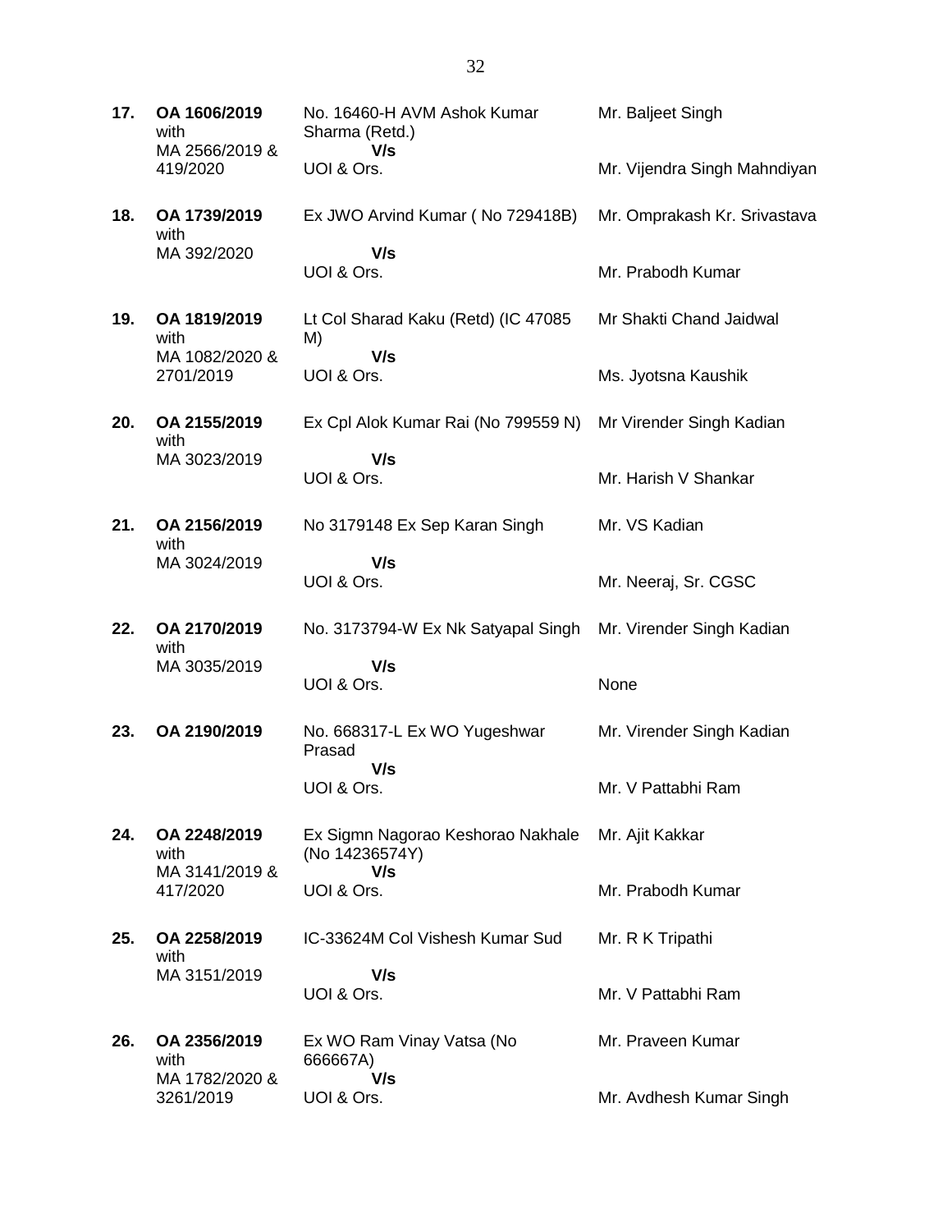| | | | |
|---|---|---|---|
| **17.** | **OA 1606/2019** with MA 2566/2019 & 419/2020 | No. 16460-H AVM Ashok Kumar Sharma (Retd.) **V/s** UOI & Ors. | Mr. Baljeet Singh<br><br>Mr. Vijendra Singh Mahndiyan |
| **18.** | **OA 1739/2019** with MA 392/2020 | Ex JWO Arvind Kumar ( No 729418B) **V/s** UOI & Ors. | Mr. Omprakash Kr. Srivastava<br><br>Mr. Prabodh Kumar |
| **19.** | **OA 1819/2019** with MA 1082/2020 & 2701/2019 | Lt Col Sharad Kaku (Retd) (IC 47085 M) **V/s** UOI & Ors. | Mr Shakti Chand Jaidwal<br><br>Ms. Jyotsna Kaushik |
| **20.** | **OA 2155/2019** with MA 3023/2019 | Ex Cpl Alok Kumar Rai (No 799559 N) **V/s** UOI & Ors. | Mr Virender Singh Kadian<br><br>Mr. Harish V Shankar |
| **21.** | **OA 2156/2019** with MA 3024/2019 | No 3179148 Ex Sep Karan Singh **V/s** UOI & Ors. | Mr. VS Kadian<br><br>Mr. Neeraj, Sr. CGSC |
| **22.** | **OA 2170/2019** with MA 3035/2019 | No. 3173794-W Ex Nk Satyapal Singh **V/s** UOI & Ors. | Mr. Virender Singh Kadian<br><br>None |
| **23.** | **OA 2190/2019** | No. 668317-L Ex WO Yugeshwar Prasad **V/s** UOI & Ors. | Mr. Virender Singh Kadian<br><br>Mr. V Pattabhi Ram |
| **24.** | **OA 2248/2019** with MA 3141/2019 & 417/2020 | Ex Sigmn Nagorao Keshorao Nakhale (No 14236574Y) **V/s** UOI & Ors. | Mr. Ajit Kakkar<br><br>Mr. Prabodh Kumar |
| **25.** | **OA 2258/2019** with MA 3151/2019 | IC-33624M Col Vishesh Kumar Sud **V/s** UOI & Ors. | Mr. R K Tripathi<br><br>Mr. V Pattabhi Ram |
| **26.** | **OA 2356/2019** with MA 1782/2020 & 3261/2019 | Ex WO Ram Vinay Vatsa (No 666667A) **V/s** UOI & Ors. | Mr. Praveen Kumar<br><br>Mr. Avdhesh Kumar Singh |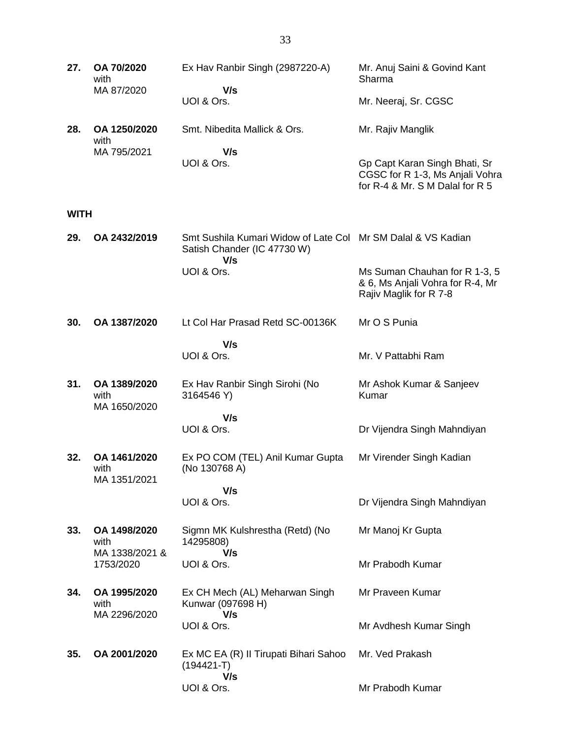| | | | |
|---|---|---|---|
| **27.** | **OA 70/2020** with MA 87/2020 | Ex Hav Ranbir Singh (2987220-A) **V/s** UOI & Ors. | Mr. Anuj Saini & Govind Kant Sharma<br>Mr. Neeraj, Sr. CGSC |
| **28.** | **OA 1250/2020** with MA 795/2021 | Smt. Nibedita Mallick & Ors. **V/s** UOI & Ors. | Mr. Rajiv Manglik<br>Gp Capt Karan Singh Bhati, Sr CGSC for R 1-3, Ms Anjali Vohra for R-4 & Mr. S M Dalal for R 5 |

**WITH**

| | | | |
|---|---|---|---|
| **29.** | **OA 2432/2019** | Smt Sushila Kumari Widow of Late Col Satish Chander (IC 47730 W) **V/s** UOI & Ors. | Mr SM Dalal & VS Kadian<br>Ms Suman Chauhan for R 1-3, 5 & 6, Ms Anjali Vohra for R-4, Mr Rajiv Maglik for R 7-8 |
| **30.** | **OA 1387/2020** | Lt Col Har Prasad Retd SC-00136K **V/s** UOI & Ors. | Mr O S Punia<br>Mr. V Pattabhi Ram |
| **31.** | **OA 1389/2020** with MA 1650/2020 | Ex Hav Ranbir Singh Sirohi (No 3164546 Y) **V/s** UOI & Ors. | Mr Ashok Kumar & Sanjeev Kumar<br>Dr Vijendra Singh Mahndiyan |
| **32.** | **OA 1461/2020** with MA 1351/2021 | Ex PO COM (TEL) Anil Kumar Gupta (No 130768 A) **V/s** UOI & Ors. | Mr Virender Singh Kadian<br>Dr Vijendra Singh Mahndiyan |
| **33.** | **OA 1498/2020** with MA 1338/2021 & 1753/2020 | Sigmn MK Kulshrestha (Retd) (No 14295808) **V/s** UOI & Ors. | Mr Manoj Kr Gupta<br>Mr Prabodh Kumar |
| **34.** | **OA 1995/2020** with MA 2296/2020 | Ex CH Mech (AL) Meharwan Singh Kunwar (097698 H) **V/s** UOI & Ors. | Mr Praveen Kumar<br>Mr Avdhesh Kumar Singh |
| **35.** | **OA 2001/2020** | Ex MC EA (R) II Tirupati Bihari Sahoo (194421-T) **V/s** UOI & Ors. | Mr. Ved Prakash<br>Mr Prabodh Kumar |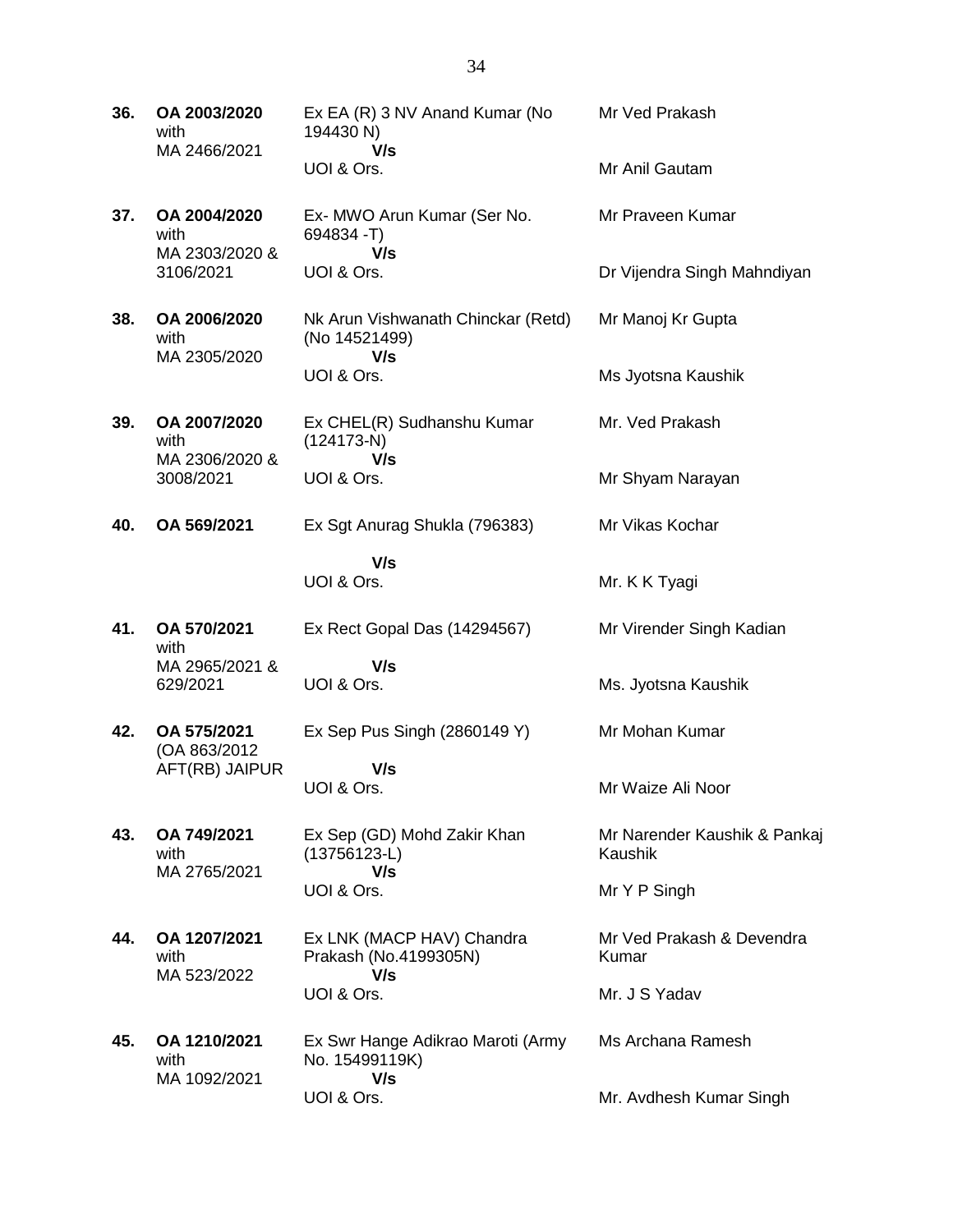| | | | |
|---|---|---|---|
| **36.** | **OA 2003/2020** with MA 2466/2021 | Ex EA (R) 3 NV Anand Kumar (No 194430 N) **V/s** UOI & Ors. | Mr Ved Prakash<br><br>Mr Anil Gautam |
| **37.** | **OA 2004/2020** with MA 2303/2020 & 3106/2021 | Ex- MWO Arun Kumar (Ser No. 694834 -T) **V/s** UOI & Ors. | Mr Praveen Kumar<br><br>Dr Vijendra Singh Mahndiyan |
| **38.** | **OA 2006/2020** with MA 2305/2020 | Nk Arun Vishwanath Chinckar (Retd) (No 14521499) **V/s** UOI & Ors. | Mr Manoj Kr Gupta<br><br>Ms Jyotsna Kaushik |
| **39.** | **OA 2007/2020** with MA 2306/2020 & 3008/2021 | Ex CHEL(R) Sudhanshu Kumar (124173-N) **V/s** UOI & Ors. | Mr. Ved Prakash<br><br>Mr Shyam Narayan |
| **40.** | **OA 569/2021** | Ex Sgt Anurag Shukla (796383) **V/s** UOI & Ors. | Mr Vikas Kochar<br><br>Mr. K K Tyagi |
| **41.** | **OA 570/2021** with MA 2965/2021 & 629/2021 | Ex Rect Gopal Das (14294567) **V/s** UOI & Ors. | Mr Virender Singh Kadian<br><br>Ms. Jyotsna Kaushik |
| **42.** | **OA 575/2021** (OA 863/2012 AFT(RB) JAIPUR | Ex Sep Pus Singh (2860149 Y) **V/s** UOI & Ors. | Mr Mohan Kumar<br><br>Mr Waize Ali Noor |
| **43.** | **OA 749/2021** with MA 2765/2021 | Ex Sep (GD) Mohd Zakir Khan (13756123-L) **V/s** UOI & Ors. | Mr Narender Kaushik & Pankaj Kaushik<br><br>Mr Y P Singh |
| **44.** | **OA 1207/2021** with MA 523/2022 | Ex LNK (MACP HAV) Chandra Prakash (No.4199305N) **V/s** UOI & Ors. | Mr Ved Prakash & Devendra Kumar<br><br>Mr. J S Yadav |
| **45.** | **OA 1210/2021** with MA 1092/2021 | Ex Swr Hange Adikrao Maroti (Army No. 15499119K) **V/s** UOI & Ors. | Ms Archana Ramesh<br><br>Mr. Avdhesh Kumar Singh |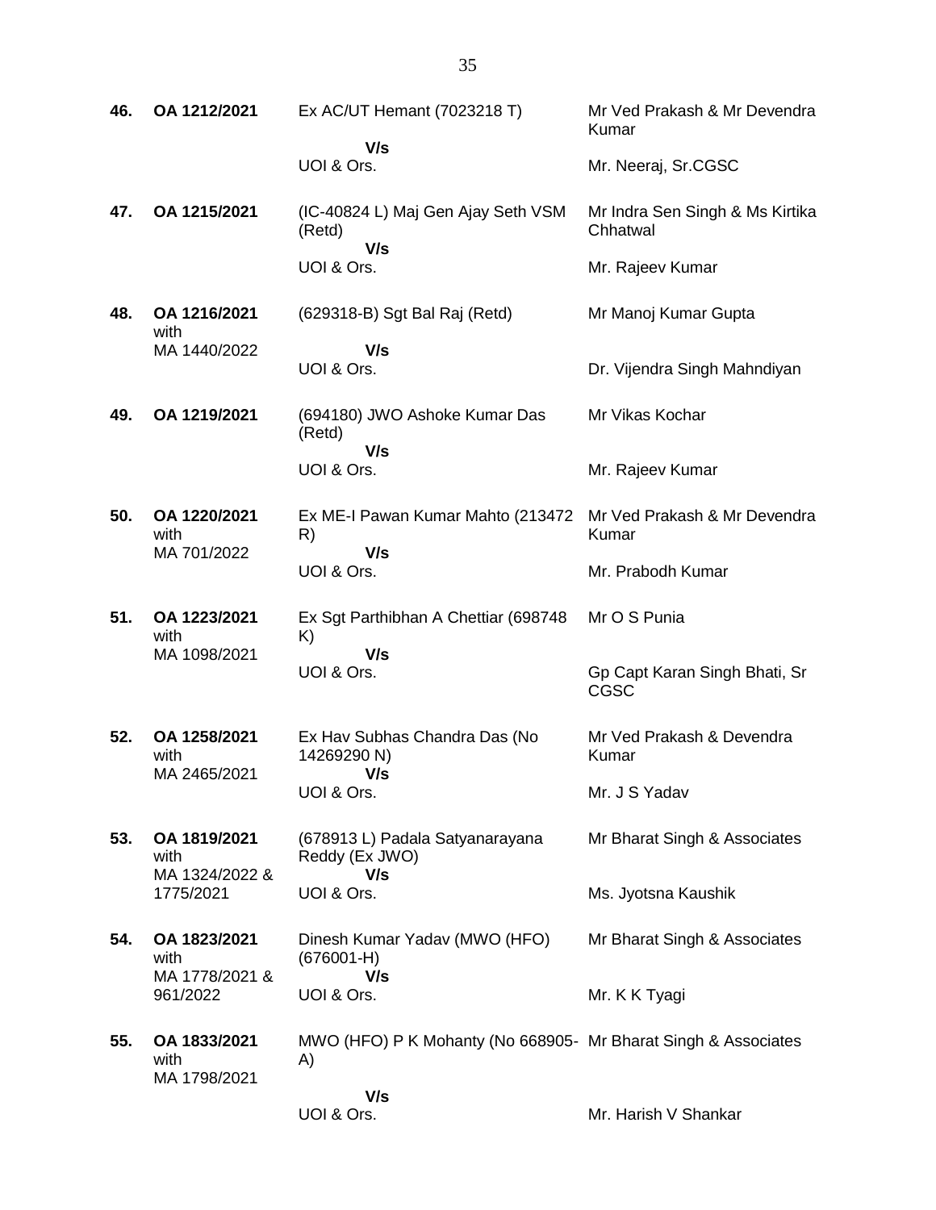| | | | |
|---|---|---|---|
| **46.** | **OA 1212/2021** | Ex AC/UT Hemant (7023218 T)<br>**V/s**<br>UOI & Ors. | Mr Ved Prakash & Mr Devendra Kumar<br><br>Mr. Neeraj, Sr.CGSC |
| **47.** | **OA 1215/2021** | (IC-40824 L) Maj Gen Ajay Seth VSM (Retd)<br>**V/s**<br>UOI & Ors. | Mr Indra Sen Singh & Ms Kirtika Chhatwal<br><br>Mr. Rajeev Kumar |
| **48.** | **OA 1216/2021** with MA 1440/2022 | (629318-B) Sgt Bal Raj (Retd)<br>**V/s**<br>UOI & Ors. | Mr Manoj Kumar Gupta<br><br>Dr. Vijendra Singh Mahndiyan |
| **49.** | **OA 1219/2021** | (694180) JWO Ashoke Kumar Das (Retd)<br>**V/s**<br>UOI & Ors. | Mr Vikas Kochar<br><br>Mr. Rajeev Kumar |
| **50.** | **OA 1220/2021** with MA 701/2022 | Ex ME-I Pawan Kumar Mahto (213472 R)<br>**V/s**<br>UOI & Ors. | Mr Ved Prakash & Mr Devendra Kumar<br><br>Mr. Prabodh Kumar |
| **51.** | **OA 1223/2021** with MA 1098/2021 | Ex Sgt Parthibhan A Chettiar (698748 K)<br>**V/s**<br>UOI & Ors. | Mr O S Punia<br><br>Gp Capt Karan Singh Bhati, Sr CGSC |
| **52.** | **OA 1258/2021** with MA 2465/2021 | Ex Hav Subhas Chandra Das (No 14269290 N)<br>**V/s**<br>UOI & Ors. | Mr Ved Prakash & Devendra Kumar<br><br>Mr. J S Yadav |
| **53.** | **OA 1819/2021** with MA 1324/2022 & 1775/2021 | (678913 L) Padala Satyanarayana Reddy (Ex JWO)<br>**V/s**<br>UOI & Ors. | Mr Bharat Singh & Associates<br><br>Ms. Jyotsna Kaushik |
| **54.** | **OA 1823/2021** with MA 1778/2021 & 961/2022 | Dinesh Kumar Yadav (MWO (HFO) (676001-H)<br>**V/s**<br>UOI & Ors. | Mr Bharat Singh & Associates<br><br>Mr. K K Tyagi |
| **55.** | **OA 1833/2021** with MA 1798/2021 | MWO (HFO) P K Mohanty (No 668905-A)<br>**V/s**<br>UOI & Ors. | Mr Bharat Singh & Associates<br><br>Mr. Harish V Shankar |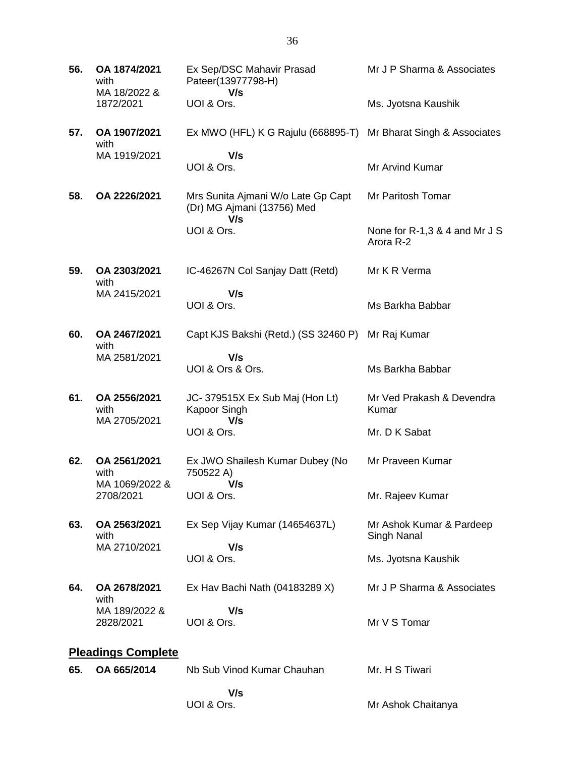| | | | |
|---|---|---|---|
| **56.** | **OA 1874/2021** with MA 18/2022 & 1872/2021 | Ex Sep/DSC Mahavir Prasad Pateer(13977798-H) **V/s** UOI & Ors. | Mr J P Sharma & Associates<br><br>Ms. Jyotsna Kaushik |
| **57.** | **OA 1907/2021** with MA 1919/2021 | Ex MWO (HFL) K G Rajulu (668895-T) **V/s** UOI & Ors. | Mr Bharat Singh & Associates<br><br>Mr Arvind Kumar |
| **58.** | **OA 2226/2021** | Mrs Sunita Ajmani W/o Late Gp Capt (Dr) MG Ajmani (13756) Med **V/s** UOI & Ors. | Mr Paritosh Tomar<br><br>None for R-1,3 & 4 and Mr J S Arora R-2 |
| **59.** | **OA 2303/2021** with MA 2415/2021 | IC-46267N Col Sanjay Datt (Retd) **V/s** UOI & Ors. | Mr K R Verma<br><br>Ms Barkha Babbar |
| **60.** | **OA 2467/2021** with MA 2581/2021 | Capt KJS Bakshi (Retd.) (SS 32460 P) **V/s** UOI & Ors & Ors. | Mr Raj Kumar<br><br>Ms Barkha Babbar |
| **61.** | **OA 2556/2021** with MA 2705/2021 | JC- 379515X Ex Sub Maj (Hon Lt) Kapoor Singh **V/s** UOI & Ors. | Mr Ved Prakash & Devendra Kumar<br><br>Mr. D K Sabat |
| **62.** | **OA 2561/2021** with MA 1069/2022 & 2708/2021 | Ex JWO Shailesh Kumar Dubey (No 750522 A) **V/s** UOI & Ors. | Mr Praveen Kumar<br><br>Mr. Rajeev Kumar |
| **63.** | **OA 2563/2021** with MA 2710/2021 | Ex Sep Vijay Kumar (14654637L) **V/s** UOI & Ors. | Mr Ashok Kumar & Pardeep Singh Nanal<br><br>Ms. Jyotsna Kaushik |
| **64.** | **OA 2678/2021** with MA 189/2022 & 2828/2021 | Ex Hav Bachi Nath (04183289 X) **V/s** UOI & Ors. | Mr J P Sharma & Associates<br><br>Mr V S Tomar |

## **Pleadings Complete**

| | | | |
|---|---|---|---|
| **65.** | **OA 665/2014** | Nb Sub Vinod Kumar Chauhan **V/s** UOI & Ors. | Mr. H S Tiwari<br><br>Mr Ashok Chaitanya |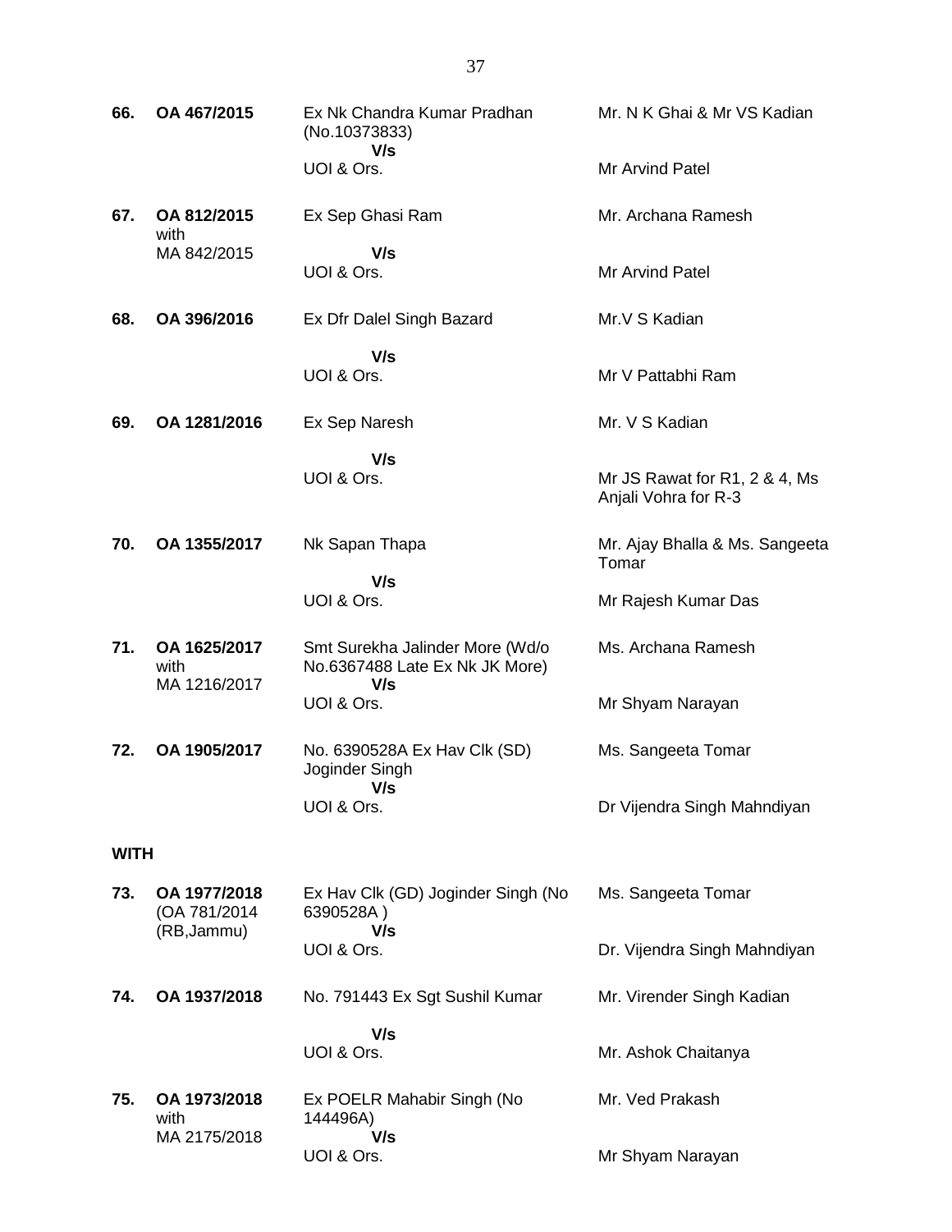| | | | |
|---|---|---|---|
| **66.** | **OA 467/2015** | Ex Nk Chandra Kumar Pradhan (No.10373833)<br>**V/s**<br>UOI & Ors. | Mr. N K Ghai & Mr VS Kadian<br><br>Mr Arvind Patel |
| **67.** | **OA 812/2015** with MA 842/2015 | Ex Sep Ghasi Ram<br>**V/s**<br>UOI & Ors. | Mr. Archana Ramesh<br><br>Mr Arvind Patel |
| **68.** | **OA 396/2016** | Ex Dfr Dalel Singh Bazard<br>**V/s**<br>UOI & Ors. | Mr.V S Kadian<br><br>Mr V Pattabhi Ram |
| **69.** | **OA 1281/2016** | Ex Sep Naresh<br>**V/s**<br>UOI & Ors. | Mr. V S Kadian<br><br>Mr JS Rawat for R1, 2 & 4, Ms Anjali Vohra for R-3 |
| **70.** | **OA 1355/2017** | Nk Sapan Thapa<br>**V/s**<br>UOI & Ors. | Mr. Ajay Bhalla & Ms. Sangeeta Tomar<br><br>Mr Rajesh Kumar Das |
| **71.** | **OA 1625/2017** with MA 1216/2017 | Smt Surekha Jalinder More (Wd/o No.6367488 Late Ex Nk JK More)<br>**V/s**<br>UOI & Ors. | Ms. Archana Ramesh<br><br>Mr Shyam Narayan |
| **72.** | **OA 1905/2017** | No. 6390528A Ex Hav Clk (SD) Joginder Singh<br>**V/s**<br>UOI & Ors. | Ms. Sangeeta Tomar<br><br>Dr Vijendra Singh Mahndiyan |
| **WITH** | | | |
| **73.** | **OA 1977/2018** (OA 781/2014 (RB,Jammu) | Ex Hav Clk (GD) Joginder Singh (No 6390528A )<br>**V/s**<br>UOI & Ors. | Ms. Sangeeta Tomar<br><br>Dr. Vijendra Singh Mahndiyan |
| **74.** | **OA 1937/2018** | No. 791443 Ex Sgt Sushil Kumar<br>**V/s**<br>UOI & Ors. | Mr. Virender Singh Kadian<br><br>Mr. Ashok Chaitanya |
| **75.** | **OA 1973/2018** with MA 2175/2018 | Ex POELR Mahabir Singh (No 144496A)<br>**V/s**<br>UOI & Ors. | Mr. Ved Prakash<br><br>Mr Shyam Narayan |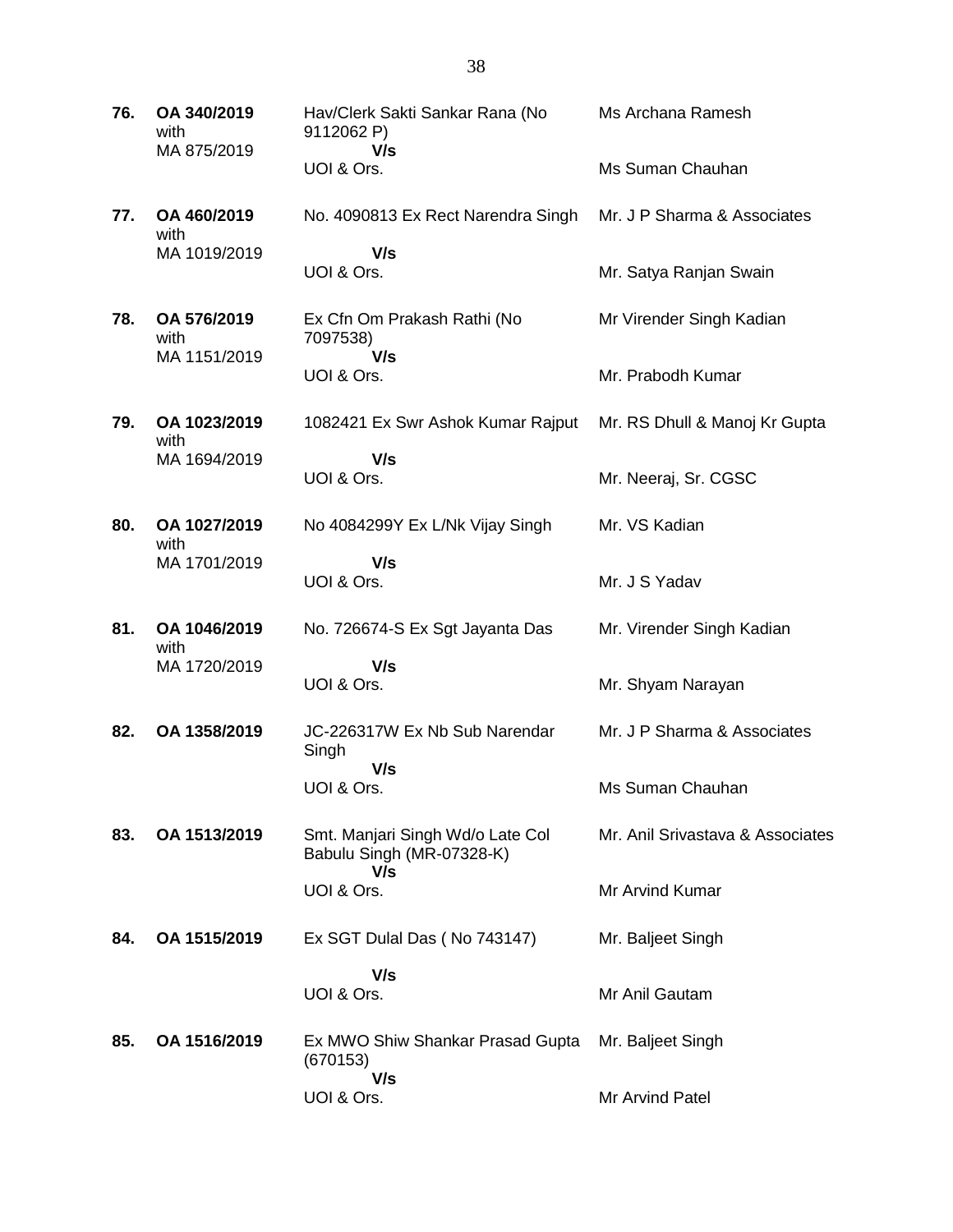| | | | |
|---|---|---|---|
| **76.** | **OA 340/2019** with MA 875/2019 | Hav/Clerk Sakti Sankar Rana (No 9112062 P) **V/s** UOI & Ors. | Ms Archana Ramesh<br><br>Ms Suman Chauhan |
| **77.** | **OA 460/2019** with MA 1019/2019 | No. 4090813 Ex Rect Narendra Singh **V/s** UOI & Ors. | Mr. J P Sharma & Associates<br><br>Mr. Satya Ranjan Swain |
| **78.** | **OA 576/2019** with MA 1151/2019 | Ex Cfn Om Prakash Rathi (No 7097538) **V/s** UOI & Ors. | Mr Virender Singh Kadian<br><br>Mr. Prabodh Kumar |
| **79.** | **OA 1023/2019** with MA 1694/2019 | 1082421 Ex Swr Ashok Kumar Rajput **V/s** UOI & Ors. | Mr. RS Dhull & Manoj Kr Gupta<br><br>Mr. Neeraj, Sr. CGSC |
| **80.** | **OA 1027/2019** with MA 1701/2019 | No 4084299Y Ex L/Nk Vijay Singh **V/s** UOI & Ors. | Mr. VS Kadian<br><br>Mr. J S Yadav |
| **81.** | **OA 1046/2019** with MA 1720/2019 | No. 726674-S Ex Sgt Jayanta Das **V/s** UOI & Ors. | Mr. Virender Singh Kadian<br><br>Mr. Shyam Narayan |
| **82.** | **OA 1358/2019** | JC-226317W Ex Nb Sub Narendar Singh **V/s** UOI & Ors. | Mr. J P Sharma & Associates<br><br>Ms Suman Chauhan |
| **83.** | **OA 1513/2019** | Smt. Manjari Singh Wd/o Late Col Babulu Singh (MR-07328-K) **V/s** UOI & Ors. | Mr. Anil Srivastava & Associates<br><br>Mr Arvind Kumar |
| **84.** | **OA 1515/2019** | Ex SGT Dulal Das ( No 743147) **V/s** UOI & Ors. | Mr. Baljeet Singh<br><br>Mr Anil Gautam |
| **85.** | **OA 1516/2019** | Ex MWO Shiw Shankar Prasad Gupta (670153) **V/s** UOI & Ors. | Mr. Baljeet Singh<br><br>Mr Arvind Patel |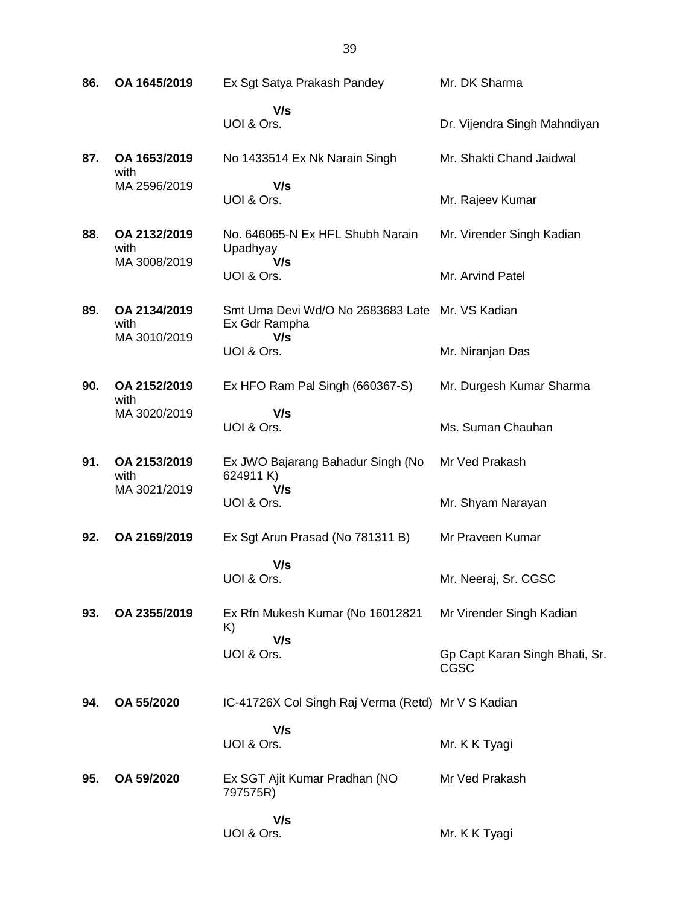| | | | |
|---|---|---|---|
| **86.** | **OA 1645/2019** | Ex Sgt Satya Prakash Pandey<br><br>**V/s**<br>UOI & Ors. | Mr. DK Sharma<br><br><br>Dr. Vijendra Singh Mahndiyan |
| **87.** | **OA 1653/2019** with MA 2596/2019 | No 1433514 Ex Nk Narain Singh<br><br>**V/s**<br>UOI & Ors. | Mr. Shakti Chand Jaidwal<br><br><br>Mr. Rajeev Kumar |
| **88.** | **OA 2132/2019** with MA 3008/2019 | No. 646065-N Ex HFL Shubh Narain Upadhyay<br>**V/s**<br>UOI & Ors. | Mr. Virender Singh Kadian<br><br><br>Mr. Arvind Patel |
| **89.** | **OA 2134/2019** with MA 3010/2019 | Smt Uma Devi Wd/O No 2683683 Late Ex Gdr Rampha<br>**V/s**<br>UOI & Ors. | Mr. VS Kadian<br><br><br>Mr. Niranjan Das |
| **90.** | **OA 2152/2019** with MA 3020/2019 | Ex HFO Ram Pal Singh (660367-S)<br><br>**V/s**<br>UOI & Ors. | Mr. Durgesh Kumar Sharma<br><br><br>Ms. Suman Chauhan |
| **91.** | **OA 2153/2019** with MA 3021/2019 | Ex JWO Bajarang Bahadur Singh (No 624911 K)<br>**V/s**<br>UOI & Ors. | Mr Ved Prakash<br><br><br>Mr. Shyam Narayan |
| **92.** | **OA 2169/2019** | Ex Sgt Arun Prasad (No 781311 B)<br><br>**V/s**<br>UOI & Ors. | Mr Praveen Kumar<br><br><br>Mr. Neeraj, Sr. CGSC |
| **93.** | **OA 2355/2019** | Ex Rfn Mukesh Kumar (No 16012821 K)<br>**V/s**<br>UOI & Ors. | Mr Virender Singh Kadian<br><br><br>Gp Capt Karan Singh Bhati, Sr. CGSC |
| **94.** | **OA 55/2020** | IC-41726X Col Singh Raj Verma (Retd)<br><br>**V/s**<br>UOI & Ors. | Mr V S Kadian<br><br><br>Mr. K K Tyagi |
| **95.** | **OA 59/2020** | Ex SGT Ajit Kumar Pradhan (NO 797575R)<br><br>**V/s**<br>UOI & Ors. | Mr Ved Prakash<br><br><br>Mr. K K Tyagi |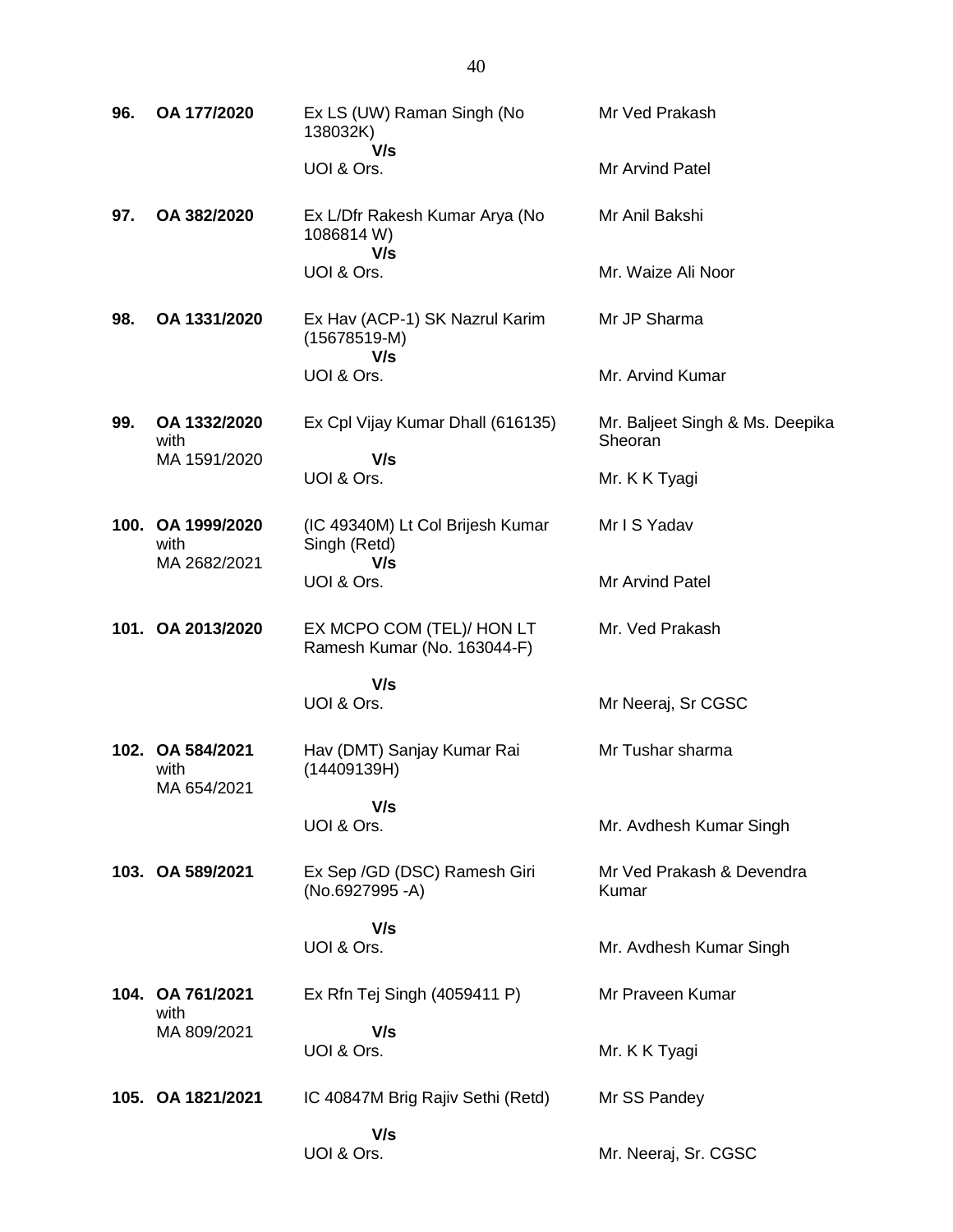| | | | |
|---|---|---|---|
| **96.** | **OA 177/2020** | Ex LS (UW) Raman Singh (No 138032K)<br>**V/s**<br>UOI & Ors. | Mr Ved Prakash<br><br>Mr Arvind Patel |
| **97.** | **OA 382/2020** | Ex L/Dfr Rakesh Kumar Arya (No 1086814 W)<br>**V/s**<br>UOI & Ors. | Mr Anil Bakshi<br><br>Mr. Waize Ali Noor |
| **98.** | **OA 1331/2020** | Ex Hav (ACP-1) SK Nazrul Karim (15678519-M)<br>**V/s**<br>UOI & Ors. | Mr JP Sharma<br><br>Mr. Arvind Kumar |
| **99.** | **OA 1332/2020** with MA 1591/2020 | Ex Cpl Vijay Kumar Dhall (616135)<br>**V/s**<br>UOI & Ors. | Mr. Baljeet Singh & Ms. Deepika Sheoran<br><br>Mr. K K Tyagi |
| **100.** | **OA 1999/2020** with MA 2682/2021 | (IC 49340M) Lt Col Brijesh Kumar Singh (Retd)<br>**V/s**<br>UOI & Ors. | Mr I S Yadav<br><br>Mr Arvind Patel |
| **101.** | **OA 2013/2020** | EX MCPO COM (TEL)/ HON LT Ramesh Kumar (No. 163044-F)<br>**V/s**<br>UOI & Ors. | Mr. Ved Prakash<br><br>Mr Neeraj, Sr CGSC |
| **102.** | **OA 584/2021** with MA 654/2021 | Hav (DMT) Sanjay Kumar Rai (14409139H)<br>**V/s**<br>UOI & Ors. | Mr Tushar sharma<br><br>Mr. Avdhesh Kumar Singh |
| **103.** | **OA 589/2021** | Ex Sep /GD (DSC) Ramesh Giri (No.6927995 -A)<br>**V/s**<br>UOI & Ors. | Mr Ved Prakash & Devendra Kumar<br><br>Mr. Avdhesh Kumar Singh |
| **104.** | **OA 761/2021** with MA 809/2021 | Ex Rfn Tej Singh (4059411 P)<br>**V/s**<br>UOI & Ors. | Mr Praveen Kumar<br><br>Mr. K K Tyagi |
| **105.** | **OA 1821/2021** | IC 40847M Brig Rajiv Sethi (Retd)<br>**V/s**<br>UOI & Ors. | Mr SS Pandey<br><br>Mr. Neeraj, Sr. CGSC |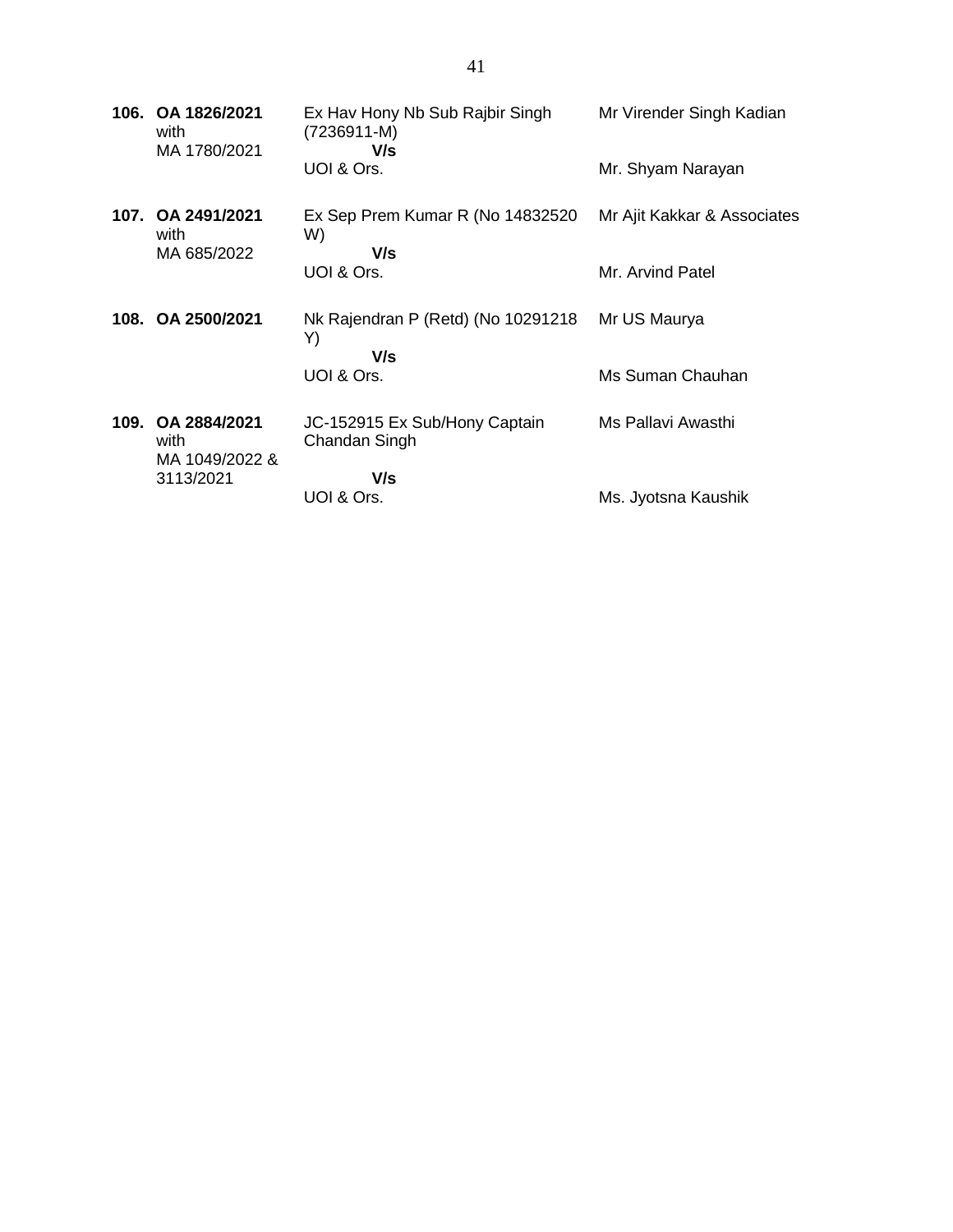| | | | |
|---|---|---|---|
| **106.** | **OA 1826/2021** with MA 1780/2021 | Ex Hav Hony Nb Sub Rajbir Singh (7236911-M) **V/s** UOI & Ors. | Mr Virender Singh Kadian<br><br>Mr. Shyam Narayan |
| **107.** | **OA 2491/2021** with MA 685/2022 | Ex Sep Prem Kumar R (No 14832520 W) **V/s** UOI & Ors. | Mr Ajit Kakkar & Associates<br><br>Mr. Arvind Patel |
| **108.** | **OA 2500/2021** | Nk Rajendran P (Retd) (No 10291218 Y) **V/s** UOI & Ors. | Mr US Maurya<br><br>Ms Suman Chauhan |
| **109.** | **OA 2884/2021** with MA 1049/2022 & 3113/2021 | JC-152915 Ex Sub/Hony Captain Chandan Singh **V/s** UOI & Ors. | Ms Pallavi Awasthi<br><br>Ms. Jyotsna Kaushik |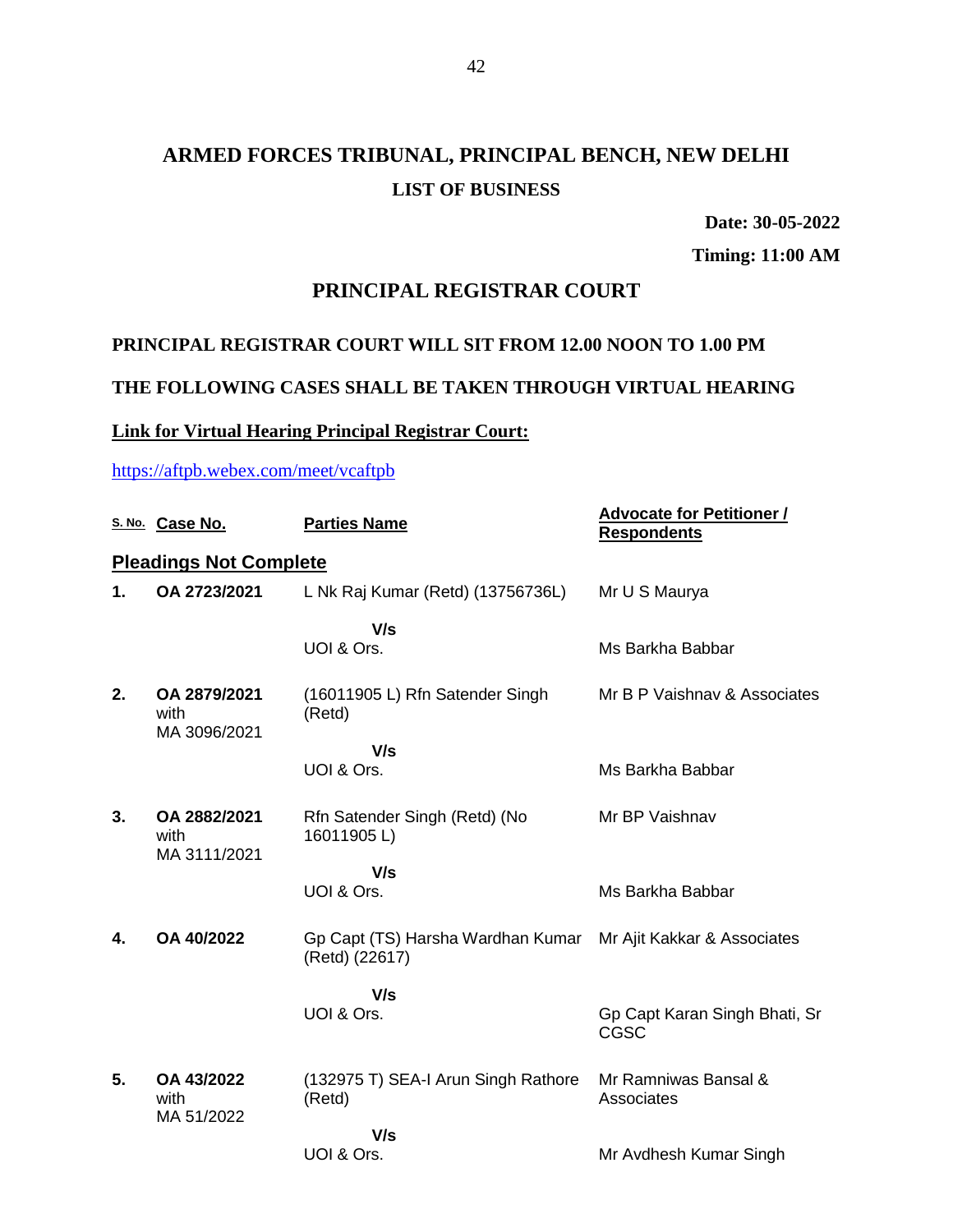# ARMED FORCES TRIBUNAL, PRINCIPAL BENCH, NEW DELHI

## LIST OF BUSINESS

**Date: 30-05-2022**

**Timing: 11:00 AM**

## PRINCIPAL REGISTRAR COURT

**PRINCIPAL REGISTRAR COURT WILL SIT FROM 12.00 NOON TO 1.00 PM**

**THE FOLLOWING CASES SHALL BE TAKEN THROUGH VIRTUAL HEARING**

**Link for Virtual Hearing Principal Registrar Court:**

https://aftpb.webex.com/meet/vcaftpb

| S. No. | Case No. | Parties Name | Advocate for Petitioner / Respondents |
|---|---|---|---|
| **Pleadings Not Complete** | | | |
| **1.** | **OA 2723/2021** | L Nk Raj Kumar (Retd) (13756736L) | Mr U S Maurya |
| | | **V/s** UOI & Ors. | Ms Barkha Babbar |
| **2.** | **OA 2879/2021** with MA 3096/2021 | (16011905 L) Rfn Satender Singh (Retd) | Mr B P Vaishnav & Associates |
| | | **V/s** UOI & Ors. | Ms Barkha Babbar |
| **3.** | **OA 2882/2021** with MA 3111/2021 | Rfn Satender Singh (Retd) (No 16011905 L) | Mr BP Vaishnav |
| | | **V/s** UOI & Ors. | Ms Barkha Babbar |
| **4.** | **OA 40/2022** | Gp Capt (TS) Harsha Wardhan Kumar (Retd) (22617) | Mr Ajit Kakkar & Associates |
| | | **V/s** UOI & Ors. | Gp Capt Karan Singh Bhati, Sr CGSC |
| **5.** | **OA 43/2022** with MA 51/2022 | (132975 T) SEA-I Arun Singh Rathore (Retd) | Mr Ramniwas Bansal & Associates |
| | | **V/s** UOI & Ors. | Mr Avdhesh Kumar Singh |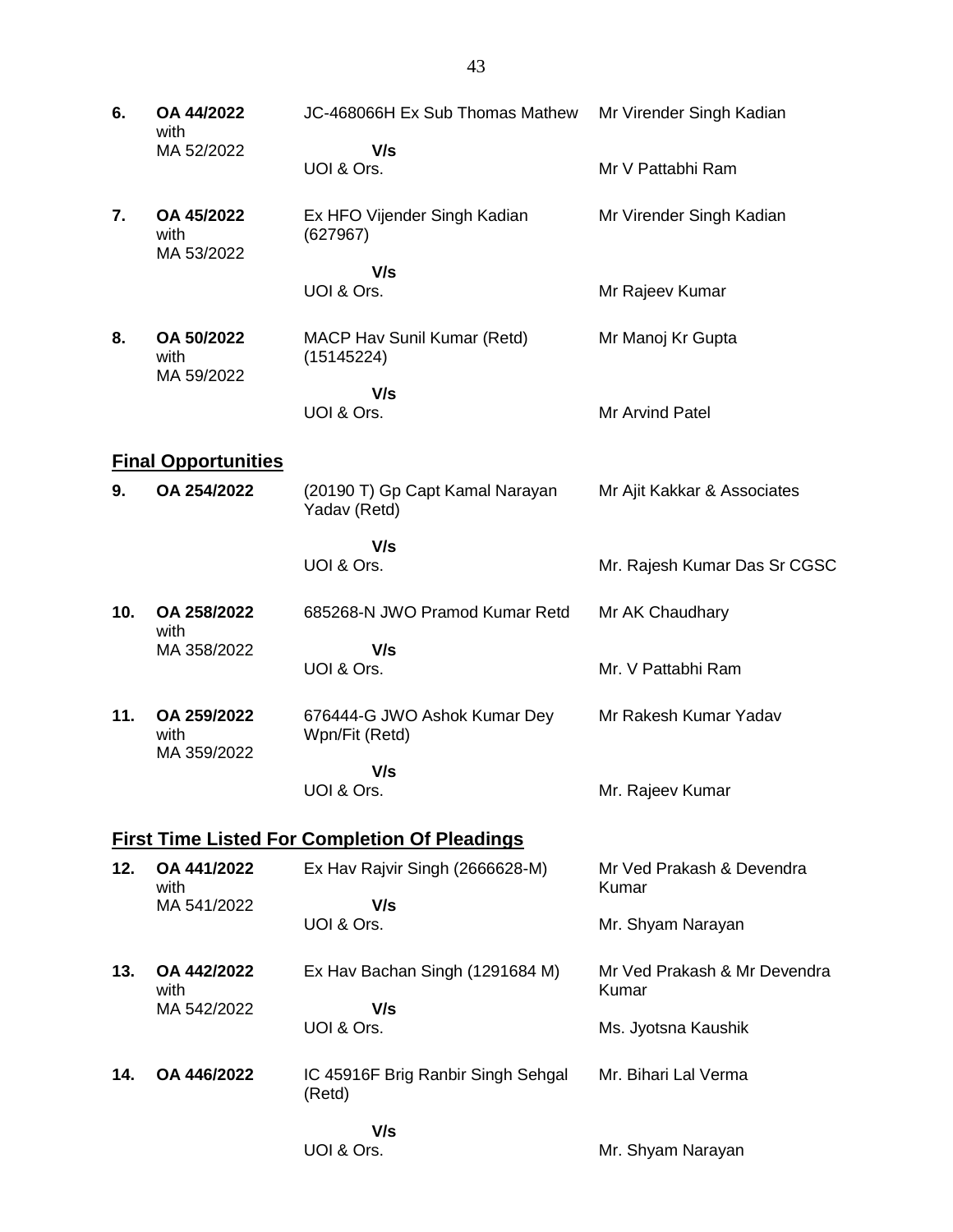| | | | |
|---|---|---|---|
| **6.** | **OA 44/2022** with MA 52/2022 | JC-468066H Ex Sub Thomas Mathew **V/s** UOI & Ors. | Mr Virender Singh Kadian<br>Mr V Pattabhi Ram |
| **7.** | **OA 45/2022** with MA 53/2022 | Ex HFO Vijender Singh Kadian (627967) **V/s** UOI & Ors. | Mr Virender Singh Kadian<br>Mr Rajeev Kumar |
| **8.** | **OA 50/2022** with MA 59/2022 | MACP Hav Sunil Kumar (Retd) (15145224) **V/s** UOI & Ors. | Mr Manoj Kr Gupta<br>Mr Arvind Patel |

## **Final Opportunities**

| | | | |
|---|---|---|---|
| **9.** | **OA 254/2022** | (20190 T) Gp Capt Kamal Narayan Yadav (Retd) **V/s** UOI & Ors. | Mr Ajit Kakkar & Associates<br>Mr. Rajesh Kumar Das Sr CGSC |
| **10.** | **OA 258/2022** with MA 358/2022 | 685268-N JWO Pramod Kumar Retd **V/s** UOI & Ors. | Mr AK Chaudhary<br>Mr. V Pattabhi Ram |
| **11.** | **OA 259/2022** with MA 359/2022 | 676444-G JWO Ashok Kumar Dey Wpn/Fit (Retd) **V/s** UOI & Ors. | Mr Rakesh Kumar Yadav<br>Mr. Rajeev Kumar |

## **First Time Listed For Completion Of Pleadings**

| | | | |
|---|---|---|---|
| **12.** | **OA 441/2022** with MA 541/2022 | Ex Hav Rajvir Singh (2666628-M) **V/s** UOI & Ors. | Mr Ved Prakash & Devendra Kumar<br>Mr. Shyam Narayan |
| **13.** | **OA 442/2022** with MA 542/2022 | Ex Hav Bachan Singh (1291684 M) **V/s** UOI & Ors. | Mr Ved Prakash & Mr Devendra Kumar<br>Ms. Jyotsna Kaushik |
| **14.** | **OA 446/2022** | IC 45916F Brig Ranbir Singh Sehgal (Retd) **V/s** UOI & Ors. | Mr. Bihari Lal Verma<br>Mr. Shyam Narayan |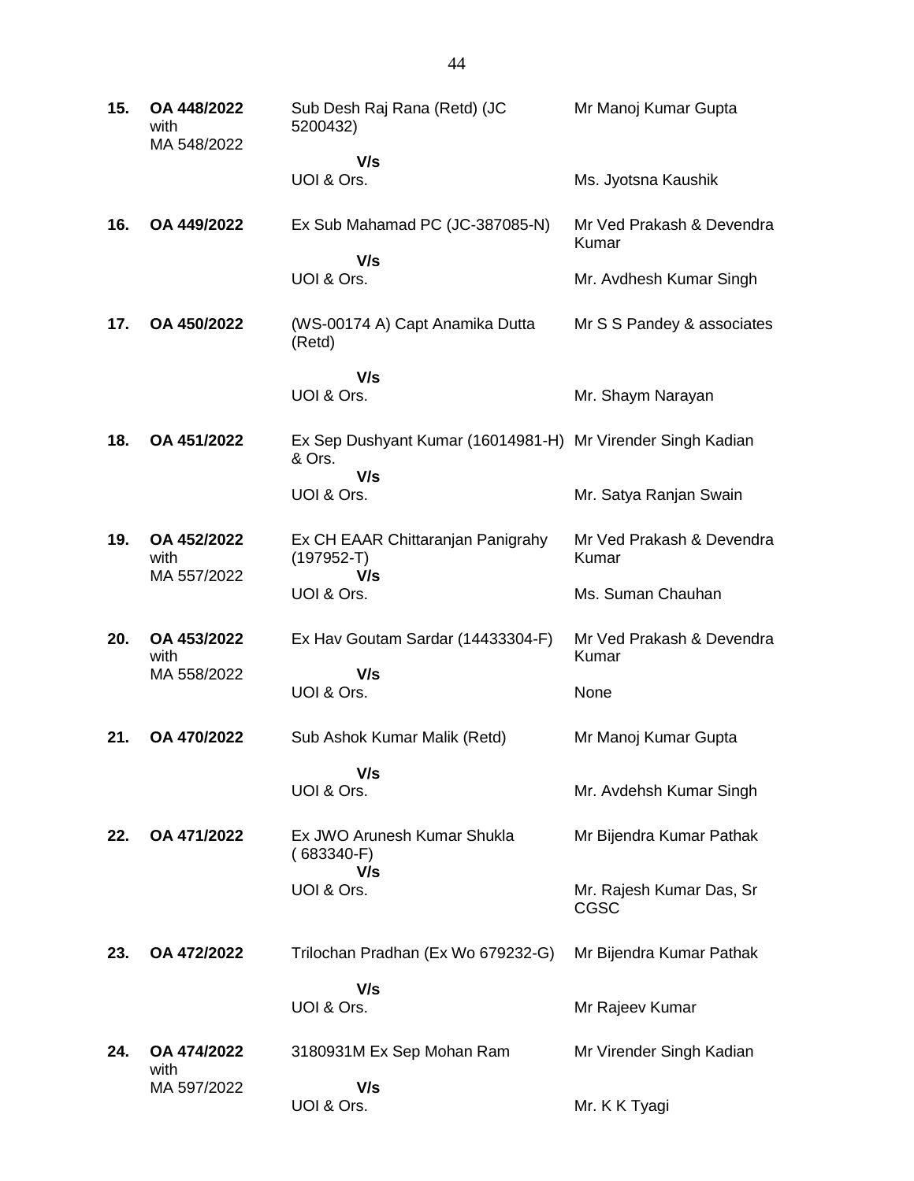| | | | |
|---|---|---|---|
| **15.** | **OA 448/2022** with MA 548/2022 | Sub Desh Raj Rana (Retd) (JC 5200432)<br>**V/s**<br>UOI & Ors. | Mr Manoj Kumar Gupta<br><br>Ms. Jyotsna Kaushik |
| **16.** | **OA 449/2022** | Ex Sub Mahamad PC (JC-387085-N)<br>**V/s**<br>UOI & Ors. | Mr Ved Prakash & Devendra Kumar<br><br>Mr. Avdhesh Kumar Singh |
| **17.** | **OA 450/2022** | (WS-00174 A) Capt Anamika Dutta (Retd)<br>**V/s**<br>UOI & Ors. | Mr S S Pandey & associates<br><br>Mr. Shaym Narayan |
| **18.** | **OA 451/2022** | Ex Sep Dushyant Kumar (16014981-H) & Ors.<br>**V/s**<br>UOI & Ors. | Mr Virender Singh Kadian<br><br>Mr. Satya Ranjan Swain |
| **19.** | **OA 452/2022** with MA 557/2022 | Ex CH EAAR Chittaranjan Panigrahy (197952-T)<br>**V/s**<br>UOI & Ors. | Mr Ved Prakash & Devendra Kumar<br><br>Ms. Suman Chauhan |
| **20.** | **OA 453/2022** with MA 558/2022 | Ex Hav Goutam Sardar (14433304-F)<br>**V/s**<br>UOI & Ors. | Mr Ved Prakash & Devendra Kumar<br><br>None |
| **21.** | **OA 470/2022** | Sub Ashok Kumar Malik (Retd)<br>**V/s**<br>UOI & Ors. | Mr Manoj Kumar Gupta<br><br>Mr. Avdehsh Kumar Singh |
| **22.** | **OA 471/2022** | Ex JWO Arunesh Kumar Shukla ( 683340-F)<br>**V/s**<br>UOI & Ors. | Mr Bijendra Kumar Pathak<br><br>Mr. Rajesh Kumar Das, Sr CGSC |
| **23.** | **OA 472/2022** | Trilochan Pradhan (Ex Wo 679232-G)<br>**V/s**<br>UOI & Ors. | Mr Bijendra Kumar Pathak<br><br>Mr Rajeev Kumar |
| **24.** | **OA 474/2022** with MA 597/2022 | 3180931M Ex Sep Mohan Ram<br>**V/s**<br>UOI & Ors. | Mr Virender Singh Kadian<br><br>Mr. K K Tyagi |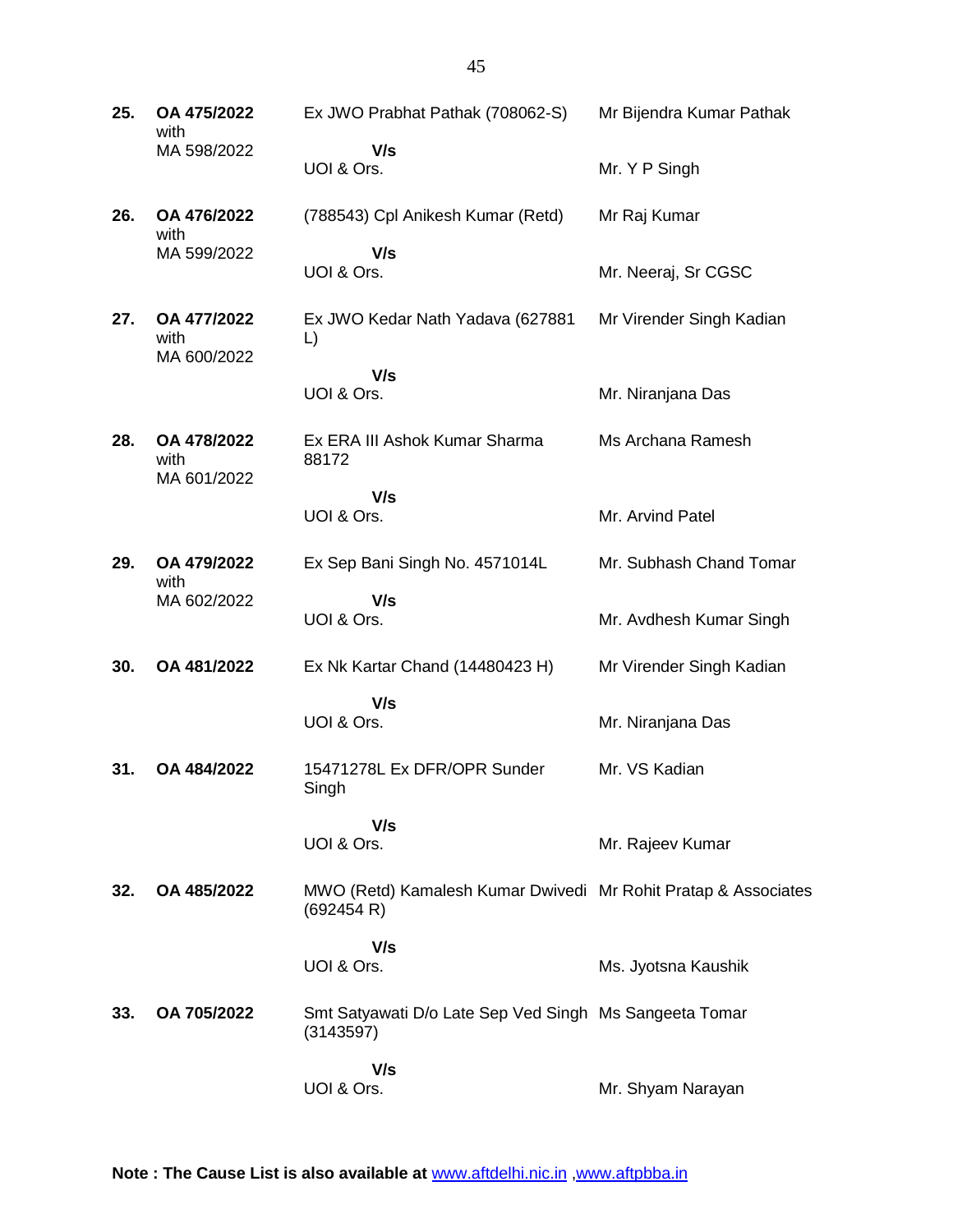| | | | |
|---|---|---|---|
| **25.** | **OA 475/2022** with MA 598/2022 | Ex JWO Prabhat Pathak (708062-S) **V/s** UOI & Ors. | Mr Bijendra Kumar Pathak<br><br>Mr. Y P Singh |
| **26.** | **OA 476/2022** with MA 599/2022 | (788543) Cpl Anikesh Kumar (Retd) **V/s** UOI & Ors. | Mr Raj Kumar<br><br>Mr. Neeraj, Sr CGSC |
| **27.** | **OA 477/2022** with MA 600/2022 | Ex JWO Kedar Nath Yadava (627881 L) **V/s** UOI & Ors. | Mr Virender Singh Kadian<br><br>Mr. Niranjana Das |
| **28.** | **OA 478/2022** with MA 601/2022 | Ex ERA III Ashok Kumar Sharma 88172 **V/s** UOI & Ors. | Ms Archana Ramesh<br><br>Mr. Arvind Patel |
| **29.** | **OA 479/2022** with MA 602/2022 | Ex Sep Bani Singh No. 4571014L **V/s** UOI & Ors. | Mr. Subhash Chand Tomar<br><br>Mr. Avdhesh Kumar Singh |
| **30.** | **OA 481/2022** | Ex Nk Kartar Chand (14480423 H) **V/s** UOI & Ors. | Mr Virender Singh Kadian<br><br>Mr. Niranjana Das |
| **31.** | **OA 484/2022** | 15471278L Ex DFR/OPR Sunder Singh **V/s** UOI & Ors. | Mr. VS Kadian<br><br>Mr. Rajeev Kumar |
| **32.** | **OA 485/2022** | MWO (Retd) Kamalesh Kumar Dwivedi (692454 R) **V/s** UOI & Ors. | Mr Rohit Pratap & Associates<br><br>Ms. Jyotsna Kaushik |
| **33.** | **OA 705/2022** | Smt Satyawati D/o Late Sep Ved Singh (3143597) **V/s** UOI & Ors. | Ms Sangeeta Tomar<br><br>Mr. Shyam Narayan |

**Note : The Cause List is also available at** www.aftdelhi.nic.in ,www.aftpbba.in